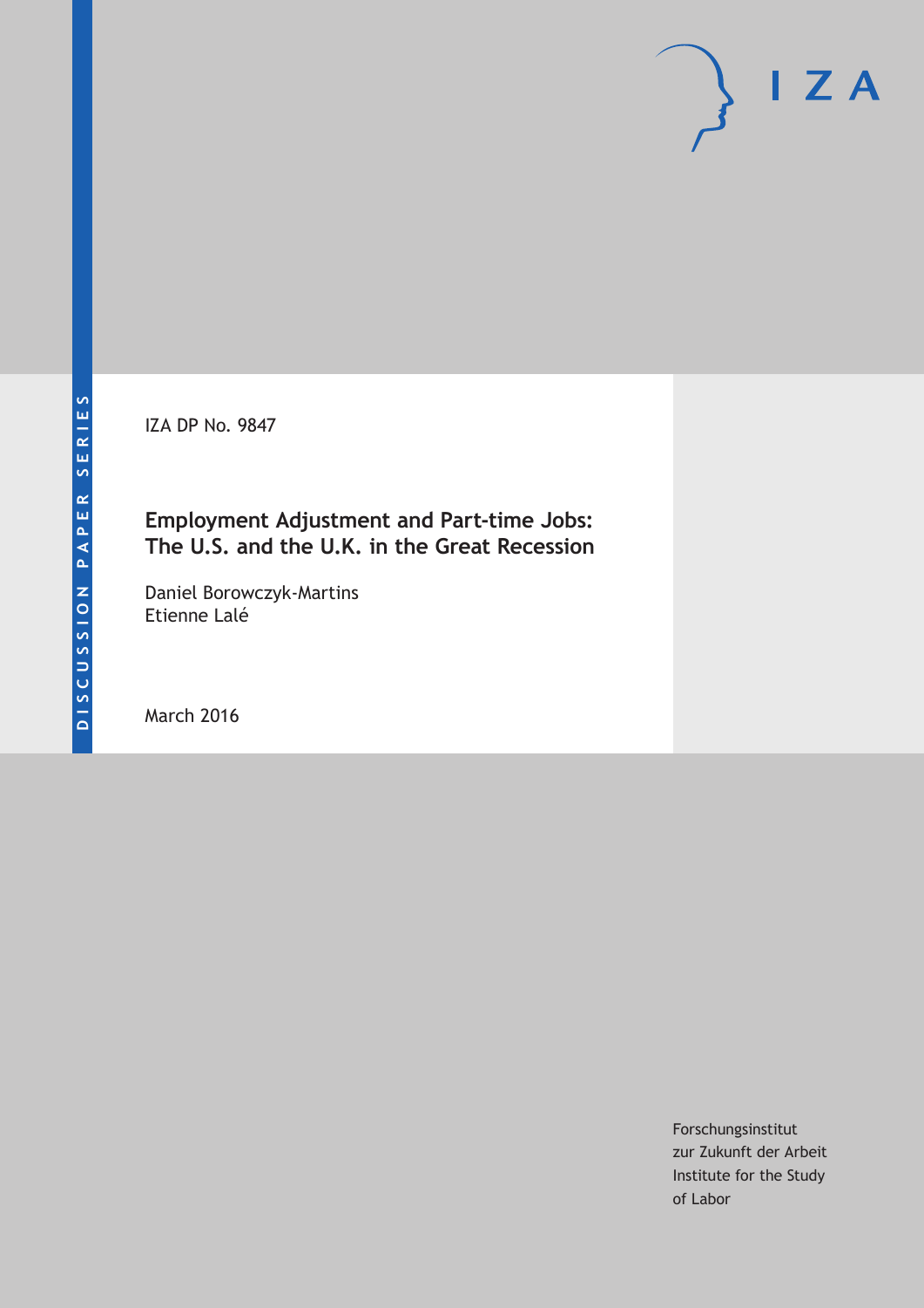DISCUSSION PAPER SERIES

IZA DP No. 9847

# Employment Adjustment and Part-time Jobs: The U.S. and the U.K. in the Great Recession

Daniel Borowczyk-Martins
Etienne Lalé

March 2016

Forschungsinstitut
zur Zukunft der Arbeit
Institute for the Study
of Labor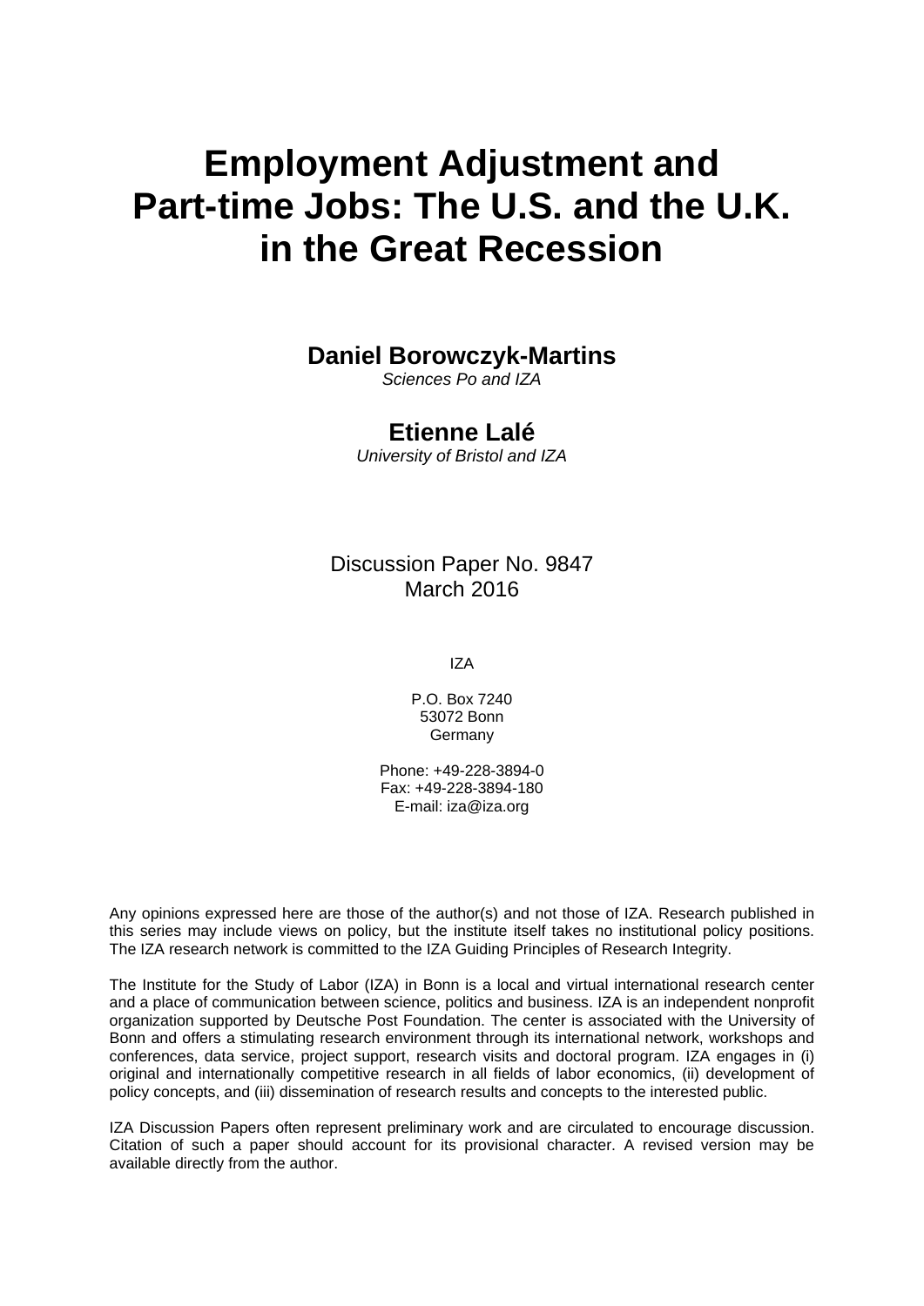# Employment Adjustment and Part-time Jobs: The U.S. and the U.K. in the Great Recession

**Daniel Borowczyk-Martins**
*Sciences Po and IZA*

**Etienne Lalé**
*University of Bristol and IZA*

Discussion Paper No. 9847
March 2016

IZA

P.O. Box 7240
53072 Bonn
Germany

Phone: +49-228-3894-0
Fax: +49-228-3894-180
E-mail: iza@iza.org

Any opinions expressed here are those of the author(s) and not those of IZA. Research published in this series may include views on policy, but the institute itself takes no institutional policy positions. The IZA research network is committed to the IZA Guiding Principles of Research Integrity.

The Institute for the Study of Labor (IZA) in Bonn is a local and virtual international research center and a place of communication between science, politics and business. IZA is an independent nonprofit organization supported by Deutsche Post Foundation. The center is associated with the University of Bonn and offers a stimulating research environment through its international network, workshops and conferences, data service, project support, research visits and doctoral program. IZA engages in (i) original and internationally competitive research in all fields of labor economics, (ii) development of policy concepts, and (iii) dissemination of research results and concepts to the interested public.

IZA Discussion Papers often represent preliminary work and are circulated to encourage discussion. Citation of such a paper should account for its provisional character. A revised version may be available directly from the author.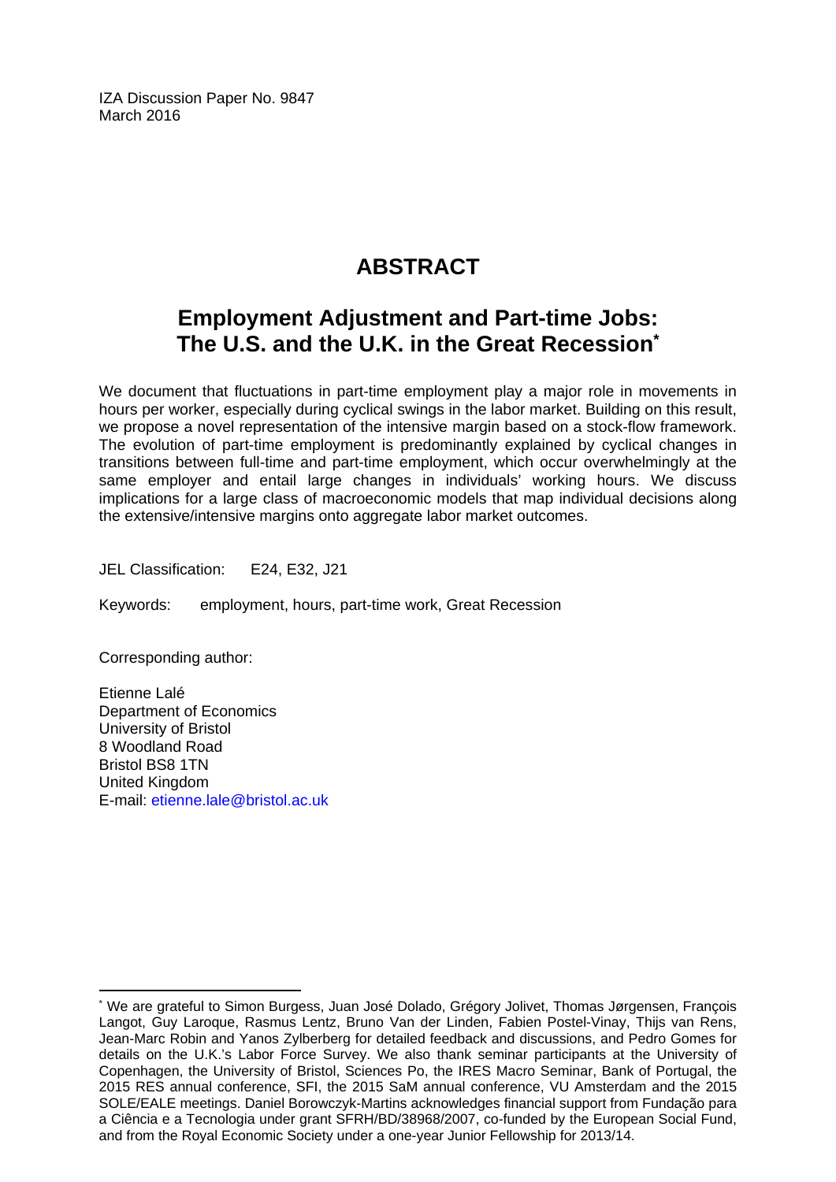IZA Discussion Paper No. 9847
March 2016

# ABSTRACT

## Employment Adjustment and Part-time Jobs: The U.S. and the U.K. in the Great Recession*

We document that fluctuations in part-time employment play a major role in movements in hours per worker, especially during cyclical swings in the labor market. Building on this result, we propose a novel representation of the intensive margin based on a stock-flow framework. The evolution of part-time employment is predominantly explained by cyclical changes in transitions between full-time and part-time employment, which occur overwhelmingly at the same employer and entail large changes in individuals' working hours. We discuss implications for a large class of macroeconomic models that map individual decisions along the extensive/intensive margins onto aggregate labor market outcomes.

JEL Classification: E24, E32, J21

Keywords: employment, hours, part-time work, Great Recession

Corresponding author:

Etienne Lalé
Department of Economics
University of Bristol
8 Woodland Road
Bristol BS8 1TN
United Kingdom
E-mail: etienne.lale@bristol.ac.uk

---

* We are grateful to Simon Burgess, Juan José Dolado, Grégory Jolivet, Thomas Jørgensen, François Langot, Guy Laroque, Rasmus Lentz, Bruno Van der Linden, Fabien Postel-Vinay, Thijs van Rens, Jean-Marc Robin and Yanos Zylberberg for detailed feedback and discussions, and Pedro Gomes for details on the U.K.'s Labor Force Survey. We also thank seminar participants at the University of Copenhagen, the University of Bristol, Sciences Po, the IRES Macro Seminar, Bank of Portugal, the 2015 RES annual conference, SFI, the 2015 SaM annual conference, VU Amsterdam and the 2015 SOLE/EALE meetings. Daniel Borowczyk-Martins acknowledges financial support from Fundação para a Ciência e a Tecnologia under grant SFRH/BD/38968/2007, co-funded by the European Social Fund, and from the Royal Economic Society under a one-year Junior Fellowship for 2013/14.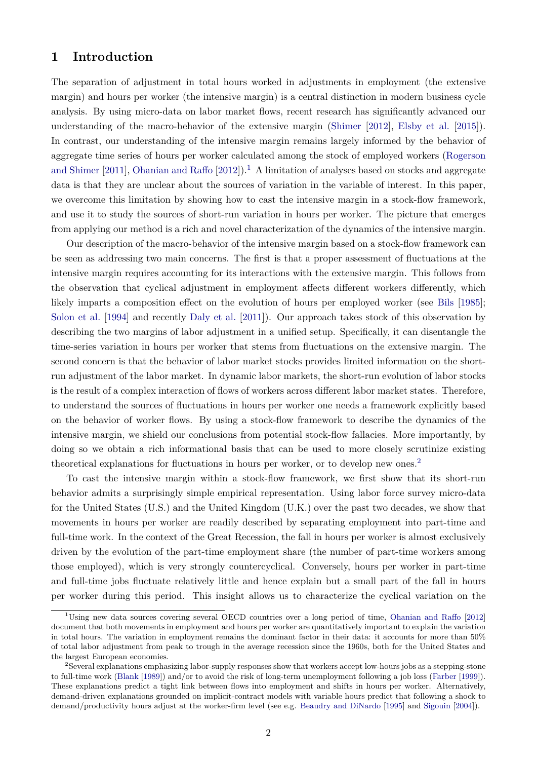# 1 Introduction

The separation of adjustment in total hours worked in adjustments in employment (the extensive margin) and hours per worker (the intensive margin) is a central distinction in modern business cycle analysis. By using micro-data on labor market flows, recent research has significantly advanced our understanding of the macro-behavior of the extensive margin (Shimer [2012], Elsby et al. [2015]). In contrast, our understanding of the intensive margin remains largely informed by the behavior of aggregate time series of hours per worker calculated among the stock of employed workers (Rogerson and Shimer [2011], Ohanian and Raffo [2012]).[1] A limitation of analyses based on stocks and aggregate data is that they are unclear about the sources of variation in the variable of interest. In this paper, we overcome this limitation by showing how to cast the intensive margin in a stock-flow framework, and use it to study the sources of short-run variation in hours per worker. The picture that emerges from applying our method is a rich and novel characterization of the dynamics of the intensive margin.

Our description of the macro-behavior of the intensive margin based on a stock-flow framework can be seen as addressing two main concerns. The first is that a proper assessment of fluctuations at the intensive margin requires accounting for its interactions with the extensive margin. This follows from the observation that cyclical adjustment in employment affects different workers differently, which likely imparts a composition effect on the evolution of hours per employed worker (see Bils [1985]; Solon et al. [1994] and recently Daly et al. [2011]). Our approach takes stock of this observation by describing the two margins of labor adjustment in a unified setup. Specifically, it can disentangle the time-series variation in hours per worker that stems from fluctuations on the extensive margin. The second concern is that the behavior of labor market stocks provides limited information on the short-run adjustment of the labor market. In dynamic labor markets, the short-run evolution of labor stocks is the result of a complex interaction of flows of workers across different labor market states. Therefore, to understand the sources of fluctuations in hours per worker one needs a framework explicitly based on the behavior of worker flows. By using a stock-flow framework to describe the dynamics of the intensive margin, we shield our conclusions from potential stock-flow fallacies. More importantly, by doing so we obtain a rich informational basis that can be used to more closely scrutinize existing theoretical explanations for fluctuations in hours per worker, or to develop new ones.[2]

To cast the intensive margin within a stock-flow framework, we first show that its short-run behavior admits a surprisingly simple empirical representation. Using labor force survey micro-data for the United States (U.S.) and the United Kingdom (U.K.) over the past two decades, we show that movements in hours per worker are readily described by separating employment into part-time and full-time work. In the context of the Great Recession, the fall in hours per worker is almost exclusively driven by the evolution of the part-time employment share (the number of part-time workers among those employed), which is very strongly countercyclical. Conversely, hours per worker in part-time and full-time jobs fluctuate relatively little and hence explain but a small part of the fall in hours per worker during this period. This insight allows us to characterize the cyclical variation on the

[1] Using new data sources covering several OECD countries over a long period of time, Ohanian and Raffo [2012] document that both movements in employment and hours per worker are quantitatively important to explain the variation in total hours. The variation in employment remains the dominant factor in their data: it accounts for more than 50% of total labor adjustment from peak to trough in the average recession since the 1960s, both for the United States and the largest European economies.

[2] Several explanations emphasizing labor-supply responses show that workers accept low-hours jobs as a stepping-stone to full-time work (Blank [1989]) and/or to avoid the risk of long-term unemployment following a job loss (Farber [1999]). These explanations predict a tight link between flows into employment and shifts in hours per worker. Alternatively, demand-driven explanations grounded on implicit-contract models with variable hours predict that following a shock to demand/productivity hours adjust at the worker-firm level (see e.g. Beaudry and DiNardo [1995] and Sigouin [2004]).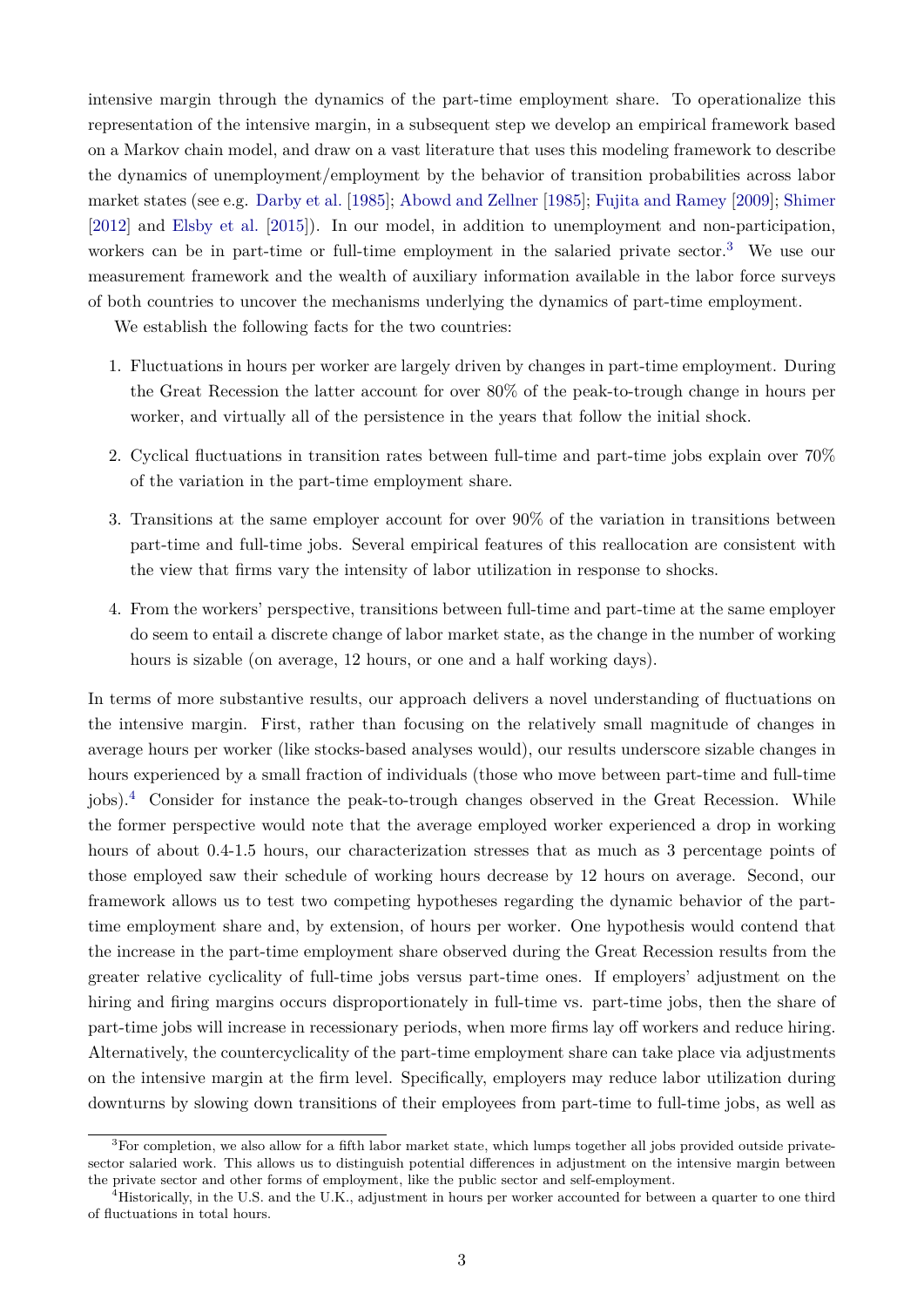intensive margin through the dynamics of the part-time employment share. To operationalize this representation of the intensive margin, in a subsequent step we develop an empirical framework based on a Markov chain model, and draw on a vast literature that uses this modeling framework to describe the dynamics of unemployment/employment by the behavior of transition probabilities across labor market states (see e.g. Darby et al. [1985]; Abowd and Zellner [1985]; Fujita and Ramey [2009]; Shimer [2012] and Elsby et al. [2015]). In our model, in addition to unemployment and non-participation, workers can be in part-time or full-time employment in the salaried private sector.[3] We use our measurement framework and the wealth of auxiliary information available in the labor force surveys of both countries to uncover the mechanisms underlying the dynamics of part-time employment.

We establish the following facts for the two countries:

1. Fluctuations in hours per worker are largely driven by changes in part-time employment. During the Great Recession the latter account for over 80% of the peak-to-trough change in hours per worker, and virtually all of the persistence in the years that follow the initial shock.
2. Cyclical fluctuations in transition rates between full-time and part-time jobs explain over 70% of the variation in the part-time employment share.
3. Transitions at the same employer account for over 90% of the variation in transitions between part-time and full-time jobs. Several empirical features of this reallocation are consistent with the view that firms vary the intensity of labor utilization in response to shocks.
4. From the workers' perspective, transitions between full-time and part-time at the same employer do seem to entail a discrete change of labor market state, as the change in the number of working hours is sizable (on average, 12 hours, or one and a half working days).

In terms of more substantive results, our approach delivers a novel understanding of fluctuations on the intensive margin. First, rather than focusing on the relatively small magnitude of changes in average hours per worker (like stocks-based analyses would), our results underscore sizable changes in hours experienced by a small fraction of individuals (those who move between part-time and full-time jobs).[4] Consider for instance the peak-to-trough changes observed in the Great Recession. While the former perspective would note that the average employed worker experienced a drop in working hours of about 0.4-1.5 hours, our characterization stresses that as much as 3 percentage points of those employed saw their schedule of working hours decrease by 12 hours on average. Second, our framework allows us to test two competing hypotheses regarding the dynamic behavior of the part-time employment share and, by extension, of hours per worker. One hypothesis would contend that the increase in the part-time employment share observed during the Great Recession results from the greater relative cyclicality of full-time jobs versus part-time ones. If employers' adjustment on the hiring and firing margins occurs disproportionately in full-time vs. part-time jobs, then the share of part-time jobs will increase in recessionary periods, when more firms lay off workers and reduce hiring. Alternatively, the countercyclicality of the part-time employment share can take place via adjustments on the intensive margin at the firm level. Specifically, employers may reduce labor utilization during downturns by slowing down transitions of their employees from part-time to full-time jobs, as well as

[3] For completion, we also allow for a fifth labor market state, which lumps together all jobs provided outside private-sector salaried work. This allows us to distinguish potential differences in adjustment on the intensive margin between the private sector and other forms of employment, like the public sector and self-employment.

[4] Historically, in the U.S. and the U.K., adjustment in hours per worker accounted for between a quarter to one third of fluctuations in total hours.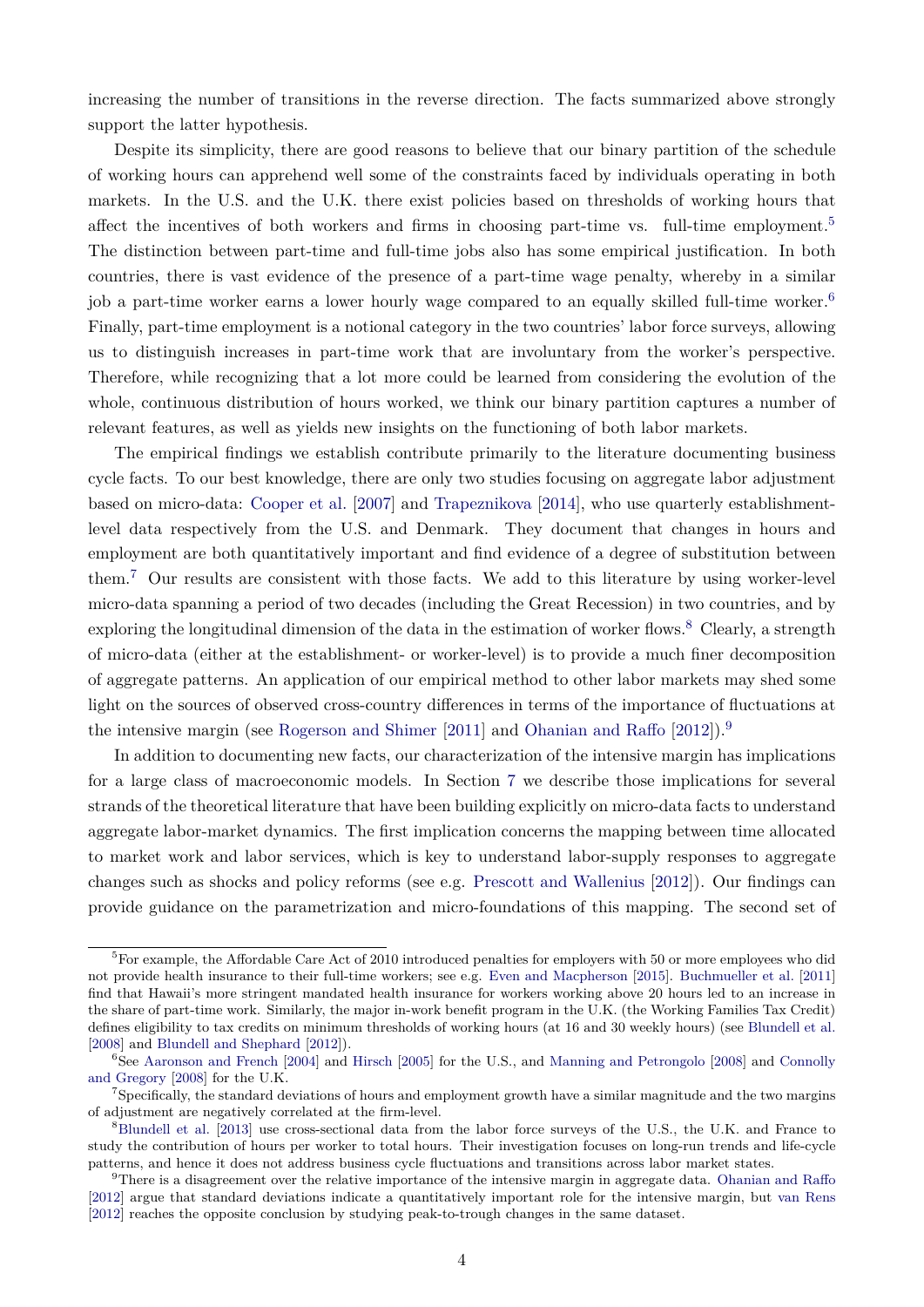increasing the number of transitions in the reverse direction. The facts summarized above strongly support the latter hypothesis.

Despite its simplicity, there are good reasons to believe that our binary partition of the schedule of working hours can apprehend well some of the constraints faced by individuals operating in both markets. In the U.S. and the U.K. there exist policies based on thresholds of working hours that affect the incentives of both workers and firms in choosing part-time vs. full-time employment.[5] The distinction between part-time and full-time jobs also has some empirical justification. In both countries, there is vast evidence of the presence of a part-time wage penalty, whereby in a similar job a part-time worker earns a lower hourly wage compared to an equally skilled full-time worker.[6] Finally, part-time employment is a notional category in the two countries' labor force surveys, allowing us to distinguish increases in part-time work that are involuntary from the worker's perspective. Therefore, while recognizing that a lot more could be learned from considering the evolution of the whole, continuous distribution of hours worked, we think our binary partition captures a number of relevant features, as well as yields new insights on the functioning of both labor markets.

The empirical findings we establish contribute primarily to the literature documenting business cycle facts. To our best knowledge, there are only two studies focusing on aggregate labor adjustment based on micro-data: Cooper et al. [2007] and Trapeznikova [2014], who use quarterly establishment-level data respectively from the U.S. and Denmark. They document that changes in hours and employment are both quantitatively important and find evidence of a degree of substitution between them.[7] Our results are consistent with those facts. We add to this literature by using worker-level micro-data spanning a period of two decades (including the Great Recession) in two countries, and by exploring the longitudinal dimension of the data in the estimation of worker flows.[8] Clearly, a strength of micro-data (either at the establishment- or worker-level) is to provide a much finer decomposition of aggregate patterns. An application of our empirical method to other labor markets may shed some light on the sources of observed cross-country differences in terms of the importance of fluctuations at the intensive margin (see Rogerson and Shimer [2011] and Ohanian and Raffo [2012]).[9]

In addition to documenting new facts, our characterization of the intensive margin has implications for a large class of macroeconomic models. In Section 7 we describe those implications for several strands of the theoretical literature that have been building explicitly on micro-data facts to understand aggregate labor-market dynamics. The first implication concerns the mapping between time allocated to market work and labor services, which is key to understand labor-supply responses to aggregate changes such as shocks and policy reforms (see e.g. Prescott and Wallenius [2012]). Our findings can provide guidance on the parametrization and micro-foundations of this mapping. The second set of

---

[5] For example, the Affordable Care Act of 2010 introduced penalties for employers with 50 or more employees who did not provide health insurance to their full-time workers; see e.g. Even and Macpherson [2015]. Buchmueller et al. [2011] find that Hawaii's more stringent mandated health insurance for workers working above 20 hours led to an increase in the share of part-time work. Similarly, the major in-work benefit program in the U.K. (the Working Families Tax Credit) defines eligibility to tax credits on minimum thresholds of working hours (at 16 and 30 weekly hours) (see Blundell et al. [2008] and Blundell and Shephard [2012]).

[6] See Aaronson and French [2004] and Hirsch [2005] for the U.S., and Manning and Petrongolo [2008] and Connolly and Gregory [2008] for the U.K.

[7] Specifically, the standard deviations of hours and employment growth have a similar magnitude and the two margins of adjustment are negatively correlated at the firm-level.

[8] Blundell et al. [2013] use cross-sectional data from the labor force surveys of the U.S., the U.K. and France to study the contribution of hours per worker to total hours. Their investigation focuses on long-run trends and life-cycle patterns, and hence it does not address business cycle fluctuations and transitions across labor market states.

[9] There is a disagreement over the relative importance of the intensive margin in aggregate data. Ohanian and Raffo [2012] argue that standard deviations indicate a quantitatively important role for the intensive margin, but van Rens [2012] reaches the opposite conclusion by studying peak-to-trough changes in the same dataset.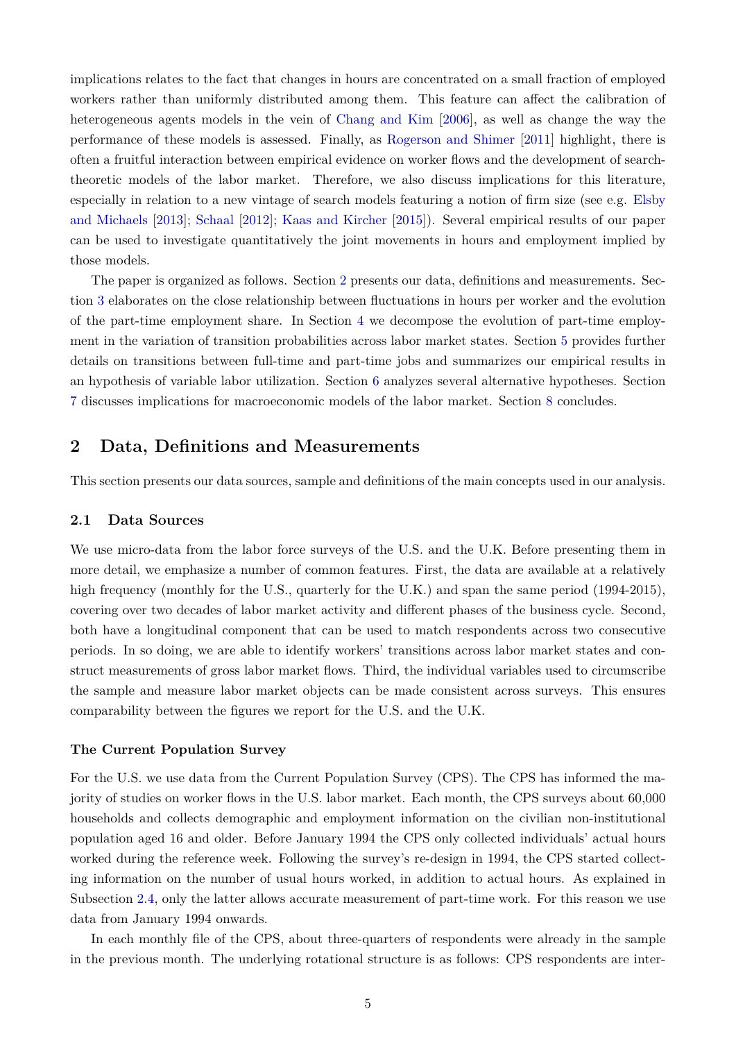implications relates to the fact that changes in hours are concentrated on a small fraction of employed workers rather than uniformly distributed among them. This feature can affect the calibration of heterogeneous agents models in the vein of Chang and Kim [2006], as well as change the way the performance of these models is assessed. Finally, as Rogerson and Shimer [2011] highlight, there is often a fruitful interaction between empirical evidence on worker flows and the development of search-theoretic models of the labor market. Therefore, we also discuss implications for this literature, especially in relation to a new vintage of search models featuring a notion of firm size (see e.g. Elsby and Michaels [2013]; Schaal [2012]; Kaas and Kircher [2015]). Several empirical results of our paper can be used to investigate quantitatively the joint movements in hours and employment implied by those models.

The paper is organized as follows. Section 2 presents our data, definitions and measurements. Section 3 elaborates on the close relationship between fluctuations in hours per worker and the evolution of the part-time employment share. In Section 4 we decompose the evolution of part-time employment in the variation of transition probabilities across labor market states. Section 5 provides further details on transitions between full-time and part-time jobs and summarizes our empirical results in an hypothesis of variable labor utilization. Section 6 analyzes several alternative hypotheses. Section 7 discusses implications for macroeconomic models of the labor market. Section 8 concludes.

## 2 Data, Definitions and Measurements

This section presents our data sources, sample and definitions of the main concepts used in our analysis.

### 2.1 Data Sources

We use micro-data from the labor force surveys of the U.S. and the U.K. Before presenting them in more detail, we emphasize a number of common features. First, the data are available at a relatively high frequency (monthly for the U.S., quarterly for the U.K.) and span the same period (1994-2015), covering over two decades of labor market activity and different phases of the business cycle. Second, both have a longitudinal component that can be used to match respondents across two consecutive periods. In so doing, we are able to identify workers' transitions across labor market states and construct measurements of gross labor market flows. Third, the individual variables used to circumscribe the sample and measure labor market objects can be made consistent across surveys. This ensures comparability between the figures we report for the U.S. and the U.K.

#### The Current Population Survey

For the U.S. we use data from the Current Population Survey (CPS). The CPS has informed the majority of studies on worker flows in the U.S. labor market. Each month, the CPS surveys about 60,000 households and collects demographic and employment information on the civilian non-institutional population aged 16 and older. Before January 1994 the CPS only collected individuals' actual hours worked during the reference week. Following the survey's re-design in 1994, the CPS started collecting information on the number of usual hours worked, in addition to actual hours. As explained in Subsection 2.4, only the latter allows accurate measurement of part-time work. For this reason we use data from January 1994 onwards.

In each monthly file of the CPS, about three-quarters of respondents were already in the sample in the previous month. The underlying rotational structure is as follows: CPS respondents are inter-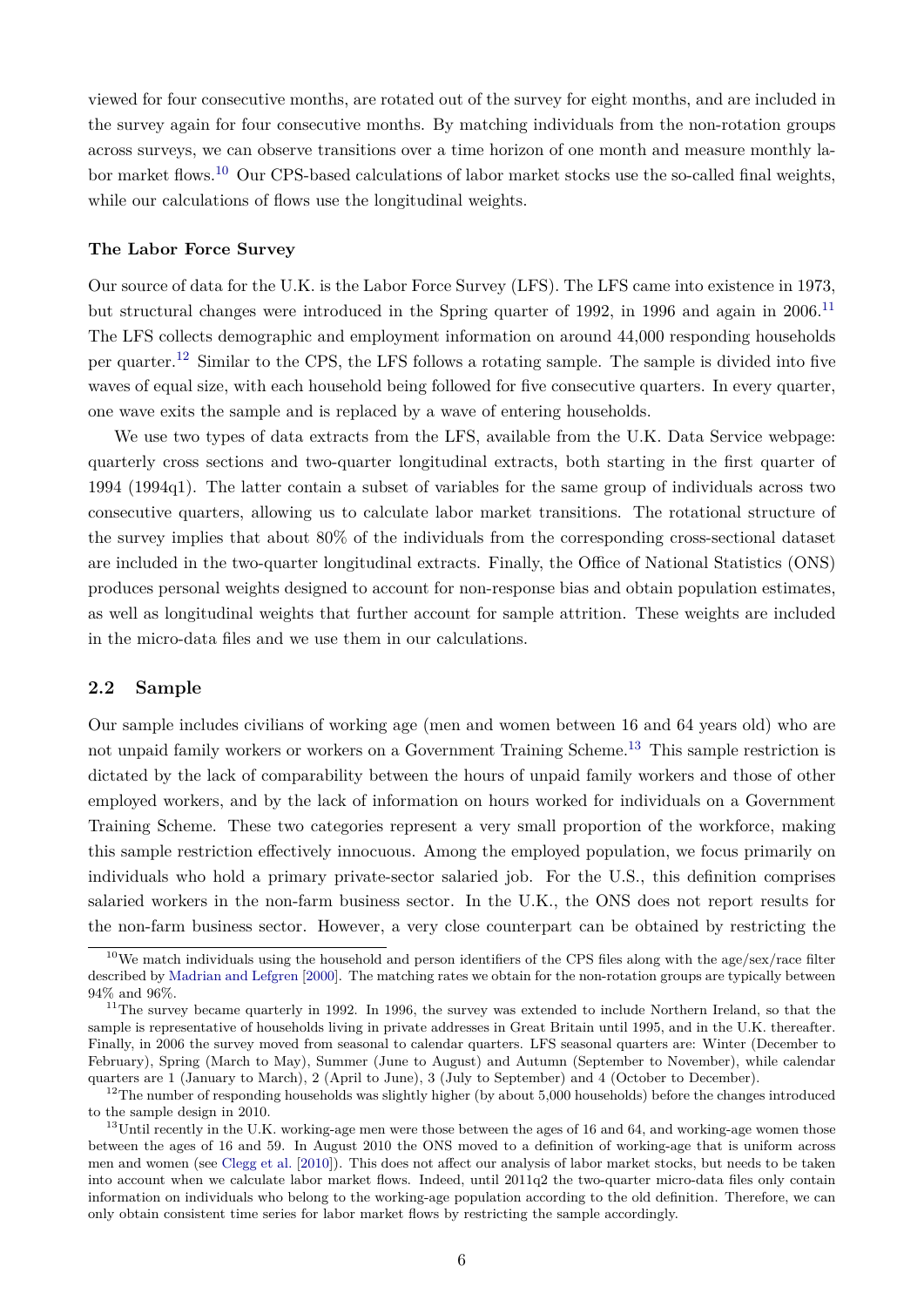viewed for four consecutive months, are rotated out of the survey for eight months, and are included in the survey again for four consecutive months. By matching individuals from the non-rotation groups across surveys, we can observe transitions over a time horizon of one month and measure monthly labor market flows.[10] Our CPS-based calculations of labor market stocks use the so-called final weights, while our calculations of flows use the longitudinal weights.

**The Labor Force Survey**

Our source of data for the U.K. is the Labor Force Survey (LFS). The LFS came into existence in 1973, but structural changes were introduced in the Spring quarter of 1992, in 1996 and again in 2006.[11] The LFS collects demographic and employment information on around 44,000 responding households per quarter.[12] Similar to the CPS, the LFS follows a rotating sample. The sample is divided into five waves of equal size, with each household being followed for five consecutive quarters. In every quarter, one wave exits the sample and is replaced by a wave of entering households.

We use two types of data extracts from the LFS, available from the U.K. Data Service webpage: quarterly cross sections and two-quarter longitudinal extracts, both starting in the first quarter of 1994 (1994q1). The latter contain a subset of variables for the same group of individuals across two consecutive quarters, allowing us to calculate labor market transitions. The rotational structure of the survey implies that about 80% of the individuals from the corresponding cross-sectional dataset are included in the two-quarter longitudinal extracts. Finally, the Office of National Statistics (ONS) produces personal weights designed to account for non-response bias and obtain population estimates, as well as longitudinal weights that further account for sample attrition. These weights are included in the micro-data files and we use them in our calculations.

## 2.2 Sample

Our sample includes civilians of working age (men and women between 16 and 64 years old) who are not unpaid family workers or workers on a Government Training Scheme.[13] This sample restriction is dictated by the lack of comparability between the hours of unpaid family workers and those of other employed workers, and by the lack of information on hours worked for individuals on a Government Training Scheme. These two categories represent a very small proportion of the workforce, making this sample restriction effectively innocuous. Among the employed population, we focus primarily on individuals who hold a primary private-sector salaried job. For the U.S., this definition comprises salaried workers in the non-farm business sector. In the U.K., the ONS does not report results for the non-farm business sector. However, a very close counterpart can be obtained by restricting the

---

[10] We match individuals using the household and person identifiers of the CPS files along with the age/sex/race filter described by Madrian and Lefgren [2000]. The matching rates we obtain for the non-rotation groups are typically between 94% and 96%.

[11] The survey became quarterly in 1992. In 1996, the survey was extended to include Northern Ireland, so that the sample is representative of households living in private addresses in Great Britain until 1995, and in the U.K. thereafter. Finally, in 2006 the survey moved from seasonal to calendar quarters. LFS seasonal quarters are: Winter (December to February), Spring (March to May), Summer (June to August) and Autumn (September to November), while calendar quarters are 1 (January to March), 2 (April to June), 3 (July to September) and 4 (October to December).

[12] The number of responding households was slightly higher (by about 5,000 households) before the changes introduced to the sample design in 2010.

[13] Until recently in the U.K. working-age men were those between the ages of 16 and 64, and working-age women those between the ages of 16 and 59. In August 2010 the ONS moved to a definition of working-age that is uniform across men and women (see Clegg et al. [2010]). This does not affect our analysis of labor market stocks, but needs to be taken into account when we calculate labor market flows. Indeed, until 2011q2 the two-quarter micro-data files only contain information on individuals who belong to the working-age population according to the old definition. Therefore, we can only obtain consistent time series for labor market flows by restricting the sample accordingly.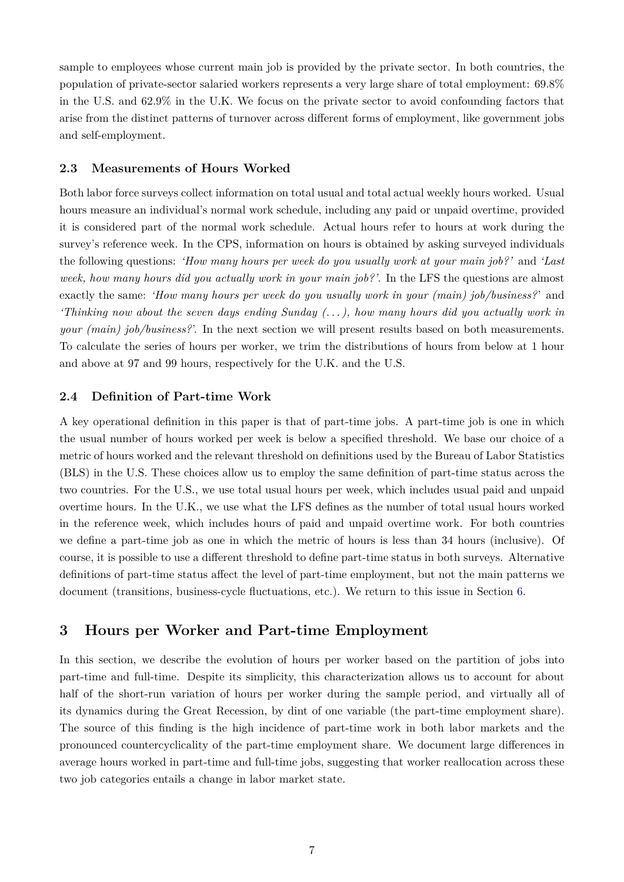sample to employees whose current main job is provided by the private sector. In both countries, the population of private-sector salaried workers represents a very large share of total employment: 69.8% in the U.S. and 62.9% in the U.K. We focus on the private sector to avoid confounding factors that arise from the distinct patterns of turnover across different forms of employment, like government jobs and self-employment.

### 2.3 Measurements of Hours Worked

Both labor force surveys collect information on total usual and total actual weekly hours worked. Usual hours measure an individual's normal work schedule, including any paid or unpaid overtime, provided it is considered part of the normal work schedule. Actual hours refer to hours at work during the survey's reference week. In the CPS, information on hours is obtained by asking surveyed individuals the following questions: *'How many hours per week do you usually work at your main job?'* and *'Last week, how many hours did you actually work in your main job?'*. In the LFS the questions are almost exactly the same: *'How many hours per week do you usually work in your (main) job/business?'* and *'Thinking now about the seven days ending Sunday (...), how many hours did you actually work in your (main) job/business?'*. In the next section we will present results based on both measurements. To calculate the series of hours per worker, we trim the distributions of hours from below at 1 hour and above at 97 and 99 hours, respectively for the U.K. and the U.S.

### 2.4 Definition of Part-time Work

A key operational definition in this paper is that of part-time jobs. A part-time job is one in which the usual number of hours worked per week is below a specified threshold. We base our choice of a metric of hours worked and the relevant threshold on definitions used by the Bureau of Labor Statistics (BLS) in the U.S. These choices allow us to employ the same definition of part-time status across the two countries. For the U.S., we use total usual hours per week, which includes usual paid and unpaid overtime hours. In the U.K., we use what the LFS defines as the number of total usual hours worked in the reference week, which includes hours of paid and unpaid overtime work. For both countries we define a part-time job as one in which the metric of hours is less than 34 hours (inclusive). Of course, it is possible to use a different threshold to define part-time status in both surveys. Alternative definitions of part-time status affect the level of part-time employment, but not the main patterns we document (transitions, business-cycle fluctuations, etc.). We return to this issue in Section 6.

## 3 Hours per Worker and Part-time Employment

In this section, we describe the evolution of hours per worker based on the partition of jobs into part-time and full-time. Despite its simplicity, this characterization allows us to account for about half of the short-run variation of hours per worker during the sample period, and virtually all of its dynamics during the Great Recession, by dint of one variable (the part-time employment share). The source of this finding is the high incidence of part-time work in both labor markets and the pronounced countercyclicality of the part-time employment share. We document large differences in average hours worked in part-time and full-time jobs, suggesting that worker reallocation across these two job categories entails a change in labor market state.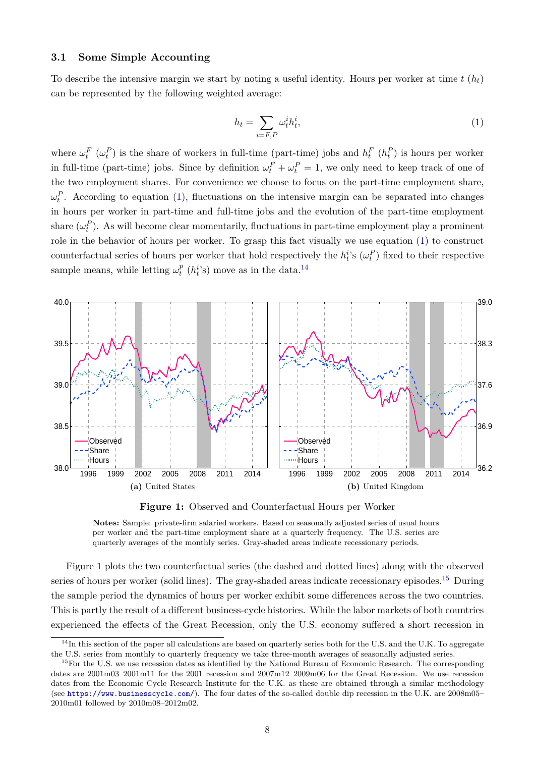### 3.1 Some Simple Accounting

To describe the intensive margin we start by noting a useful identity. Hours per worker at time $t$ ($h_t$) can be represented by the following weighted average:

$$h_t = \sum_{i=F,P} \omega_t^i h_t^i, \tag{1}$$

where $\omega_t^F$ ($\omega_t^P$) is the share of workers in full-time (part-time) jobs and $h_t^F$ ($h_t^P$) is hours per worker in full-time (part-time) jobs. Since by definition $\omega_t^F + \omega_t^P = 1$, we only need to keep track of one of the two employment shares. For convenience we choose to focus on the part-time employment share, $\omega_t^P$. According to equation (1), fluctuations on the intensive margin can be separated into changes in hours per worker in part-time and full-time jobs and the evolution of the part-time employment share ($\omega_t^P$). As will become clear momentarily, fluctuations in part-time employment play a prominent role in the behavior of hours per worker. To grasp this fact visually we use equation (1) to construct counterfactual series of hours per worker that hold respectively the $h_t^i$'s ($\omega_t^P$) fixed to their respective sample means, while letting $\omega_t^p$ ($h_t^i$'s) move as in the data.[14]

(a) United States

(b) United Kingdom

**Figure 1:** Observed and Counterfactual Hours per Worker

**Notes:** Sample: private-firm salaried workers. Based on seasonally adjusted series of usual hours per worker and the part-time employment share at a quarterly frequency. The U.S. series are quarterly averages of the monthly series. Gray-shaded areas indicate recessionary periods.

Figure 1 plots the two counterfactual series (the dashed and dotted lines) along with the observed series of hours per worker (solid lines). The gray-shaded areas indicate recessionary episodes.[15] During the sample period the dynamics of hours per worker exhibit some differences across the two countries. This is partly the result of a different business-cycle histories. While the labor markets of both countries experienced the effects of the Great Recession, only the U.S. economy suffered a short recession in

[14] In this section of the paper all calculations are based on quarterly series both for the U.S. and the U.K. To aggregate the U.S. series from monthly to quarterly frequency we take three-month averages of seasonally adjusted series.

[15] For the U.S. we use recession dates as identified by the National Bureau of Economic Research. The corresponding dates are 2001m03–2001m11 for the 2001 recession and 2007m12–2009m06 for the Great Recession. We use recession dates from the Economic Cycle Research Institute for the U.K. as these are obtained through a similar methodology (see `https://www.businesscycle.com/`). The four dates of the so-called double dip recession in the U.K. are 2008m05–2010m01 followed by 2010m08–2012m02.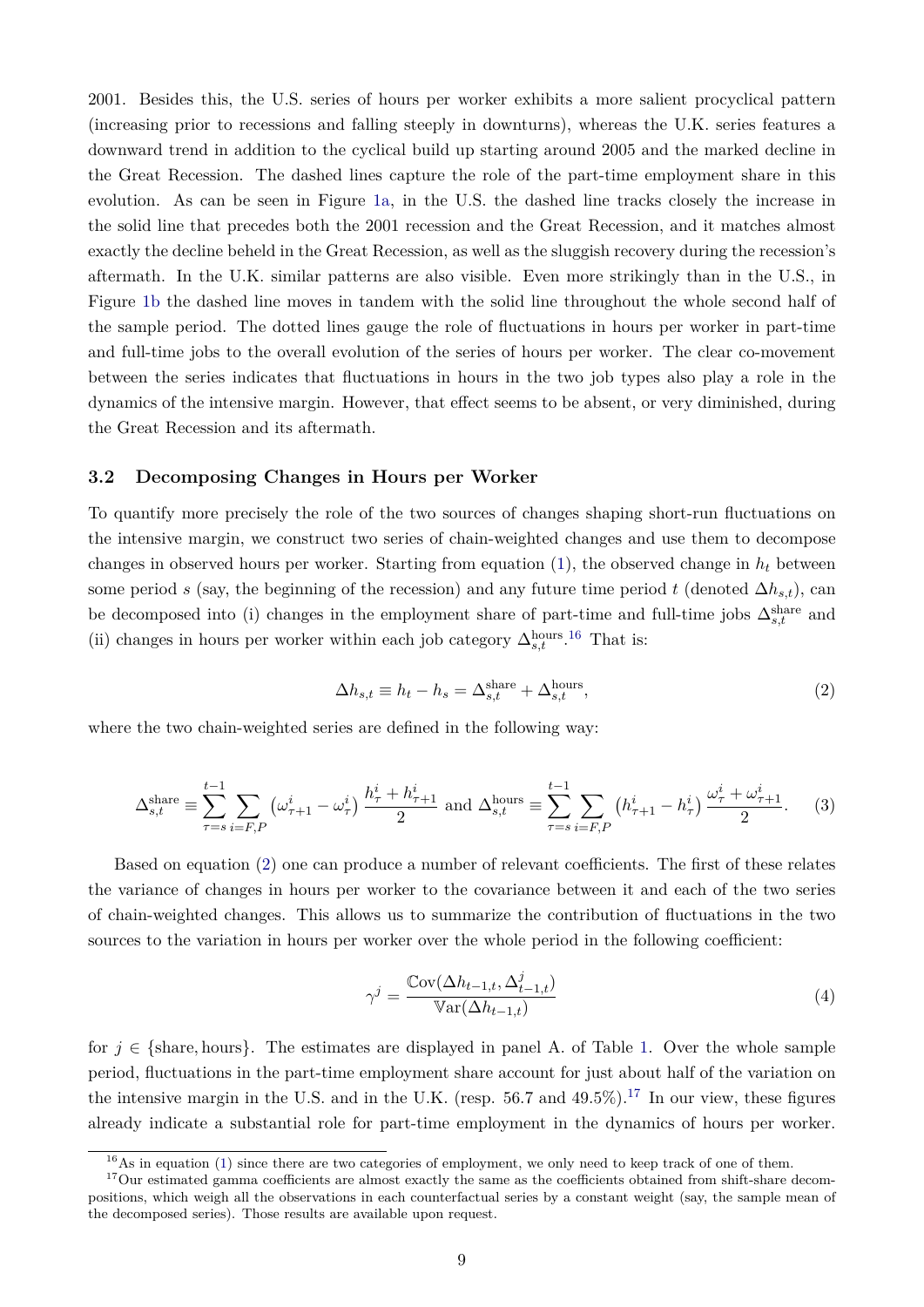2001. Besides this, the U.S. series of hours per worker exhibits a more salient procyclical pattern (increasing prior to recessions and falling steeply in downturns), whereas the U.K. series features a downward trend in addition to the cyclical build up starting around 2005 and the marked decline in the Great Recession. The dashed lines capture the role of the part-time employment share in this evolution. As can be seen in Figure 1a, in the U.S. the dashed line tracks closely the increase in the solid line that precedes both the 2001 recession and the Great Recession, and it matches almost exactly the decline beheld in the Great Recession, as well as the sluggish recovery during the recession's aftermath. In the U.K. similar patterns are also visible. Even more strikingly than in the U.S., in Figure 1b the dashed line moves in tandem with the solid line throughout the whole second half of the sample period. The dotted lines gauge the role of fluctuations in hours per worker in part-time and full-time jobs to the overall evolution of the series of hours per worker. The clear co-movement between the series indicates that fluctuations in hours in the two job types also play a role in the dynamics of the intensive margin. However, that effect seems to be absent, or very diminished, during the Great Recession and its aftermath.

### 3.2 Decomposing Changes in Hours per Worker

To quantify more precisely the role of the two sources of changes shaping short-run fluctuations on the intensive margin, we construct two series of chain-weighted changes and use them to decompose changes in observed hours per worker. Starting from equation (1), the observed change in $h_t$ between some period $s$ (say, the beginning of the recession) and any future time period $t$ (denoted $\Delta h_{s,t}$), can be decomposed into (i) changes in the employment share of part-time and full-time jobs $\Delta^{\text{share}}_{s,t}$ and (ii) changes in hours per worker within each job category $\Delta^{\text{hours}}_{s,t}$.[16] That is:

$$\Delta h_{s,t} \equiv h_t - h_s = \Delta^{\text{share}}_{s,t} + \Delta^{\text{hours}}_{s,t}, \tag{2}$$

where the two chain-weighted series are defined in the following way:

$$\Delta^{\text{share}}_{s,t} \equiv \sum_{\tau=s}^{t-1} \sum_{i=F,P} \left(\omega^i_{\tau+1} - \omega^i_{\tau}\right) \frac{h^i_{\tau} + h^i_{\tau+1}}{2} \text{ and } \Delta^{\text{hours}}_{s,t} \equiv \sum_{\tau=s}^{t-1} \sum_{i=F,P} \left(h^i_{\tau+1} - h^i_{\tau}\right) \frac{\omega^i_{\tau} + \omega^i_{\tau+1}}{2}. \tag{3}$$

Based on equation (2) one can produce a number of relevant coefficients. The first of these relates the variance of changes in hours per worker to the covariance between it and each of the two series of chain-weighted changes. This allows us to summarize the contribution of fluctuations in the two sources to the variation in hours per worker over the whole period in the following coefficient:

$$\gamma^j = \frac{\mathbb{C}\text{ov}(\Delta h_{t-1,t}, \Delta^j_{t-1,t})}{\mathbb{V}\text{ar}(\Delta h_{t-1,t})} \tag{4}$$

for $j \in \{\text{share}, \text{hours}\}$. The estimates are displayed in panel A. of Table 1. Over the whole sample period, fluctuations in the part-time employment share account for just about half of the variation on the intensive margin in the U.S. and in the U.K. (resp. 56.7 and 49.5%).[17] In our view, these figures already indicate a substantial role for part-time employment in the dynamics of hours per worker.

[16] As in equation (1) since there are two categories of employment, we only need to keep track of one of them.

[17] Our estimated gamma coefficients are almost exactly the same as the coefficients obtained from shift-share decompositions, which weigh all the observations in each counterfactual series by a constant weight (say, the sample mean of the decomposed series). Those results are available upon request.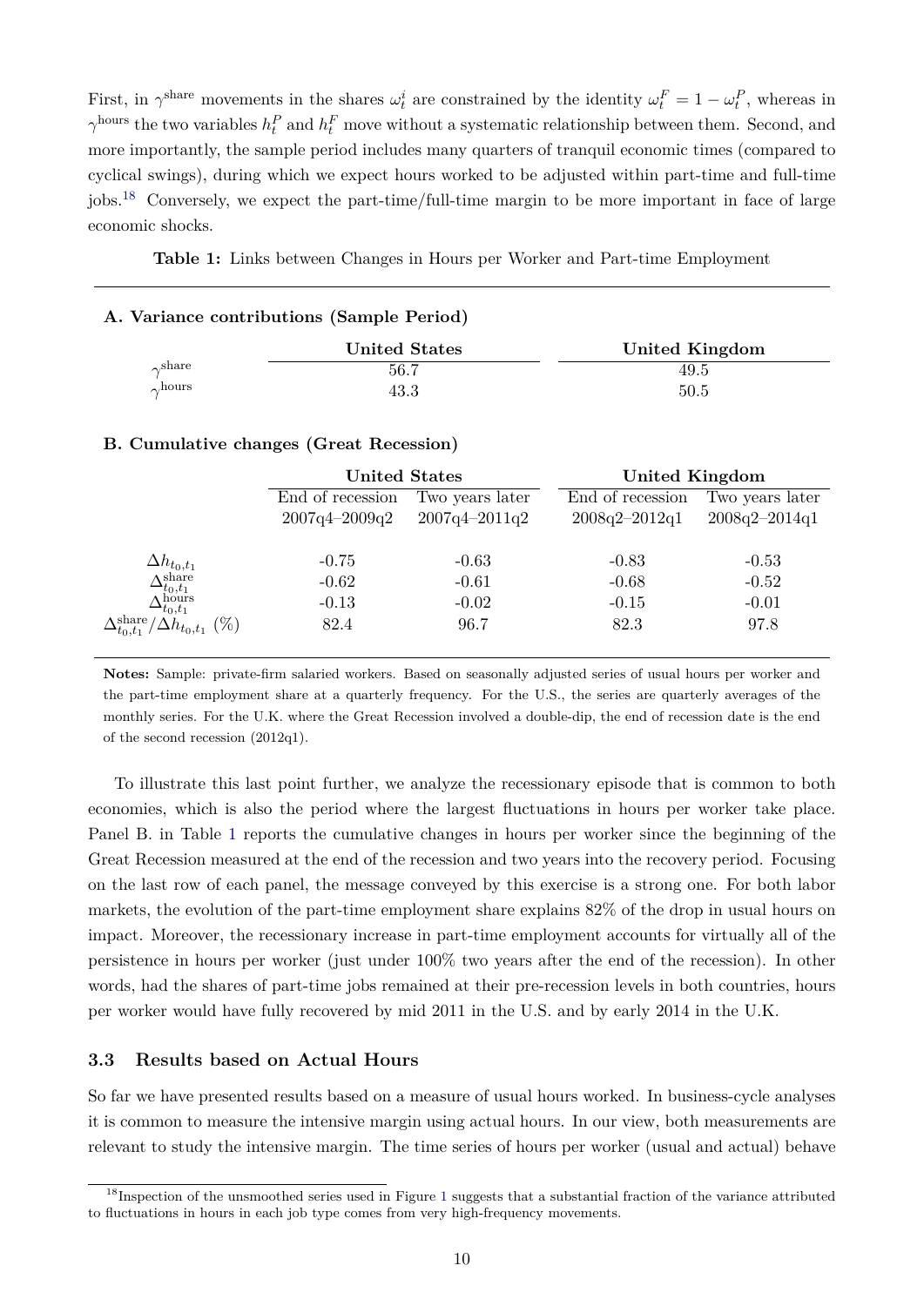First, in $\gamma^{\text{share}}$ movements in the shares $\omega_t^i$ are constrained by the identity $\omega_t^F = 1 - \omega_t^P$, whereas in $\gamma^{\text{hours}}$ the two variables $h_t^P$ and $h_t^F$ move without a systematic relationship between them. Second, and more importantly, the sample period includes many quarters of tranquil economic times (compared to cyclical swings), during which we expect hours worked to be adjusted within part-time and full-time jobs.[18] Conversely, we expect the part-time/full-time margin to be more important in face of large economic shocks.

**Table 1:** Links between Changes in Hours per Worker and Part-time Employment

**A. Variance contributions (Sample Period)**

| | United States | United Kingdom |
|---|---|---|
| $\gamma^{\text{share}}$ | 56.7 | 49.5 |
| $\gamma^{\text{hours}}$ | 43.3 | 50.5 |

**B. Cumulative changes (Great Recession)**

| | United States | | United Kingdom | |
|---|---|---|---|---|
| | End of recession 2007q4–2009q2 | Two years later 2007q4–2011q2 | End of recession 2008q2–2012q1 | Two years later 2008q2–2014q1 |
| $\Delta h_{t_0,t_1}$ | -0.75 | -0.63 | -0.83 | -0.53 |
| $\Delta^{\text{share}}_{t_0,t_1}$ | -0.62 | -0.61 | -0.68 | -0.52 |
| $\Delta^{\text{hours}}_{t_0,t_1}$ | -0.13 | -0.02 | -0.15 | -0.01 |
| $\Delta^{\text{share}}_{t_0,t_1}/\Delta h_{t_0,t_1}$ (%) | 82.4 | 96.7 | 82.3 | 97.8 |

**Notes:** Sample: private-firm salaried workers. Based on seasonally adjusted series of usual hours per worker and the part-time employment share at a quarterly frequency. For the U.S., the series are quarterly averages of the monthly series. For the U.K. where the Great Recession involved a double-dip, the end of recession date is the end of the second recession (2012q1).

To illustrate this last point further, we analyze the recessionary episode that is common to both economies, which is also the period where the largest fluctuations in hours per worker take place. Panel B. in Table 1 reports the cumulative changes in hours per worker since the beginning of the Great Recession measured at the end of the recession and two years into the recovery period. Focusing on the last row of each panel, the message conveyed by this exercise is a strong one. For both labor markets, the evolution of the part-time employment share explains 82% of the drop in usual hours on impact. Moreover, the recessionary increase in part-time employment accounts for virtually all of the persistence in hours per worker (just under 100% two years after the end of the recession). In other words, had the shares of part-time jobs remained at their pre-recession levels in both countries, hours per worker would have fully recovered by mid 2011 in the U.S. and by early 2014 in the U.K.

### 3.3 Results based on Actual Hours

So far we have presented results based on a measure of usual hours worked. In business-cycle analyses it is common to measure the intensive margin using actual hours. In our view, both measurements are relevant to study the intensive margin. The time series of hours per worker (usual and actual) behave

[18] Inspection of the unsmoothed series used in Figure 1 suggests that a substantial fraction of the variance attributed to fluctuations in hours in each job type comes from very high-frequency movements.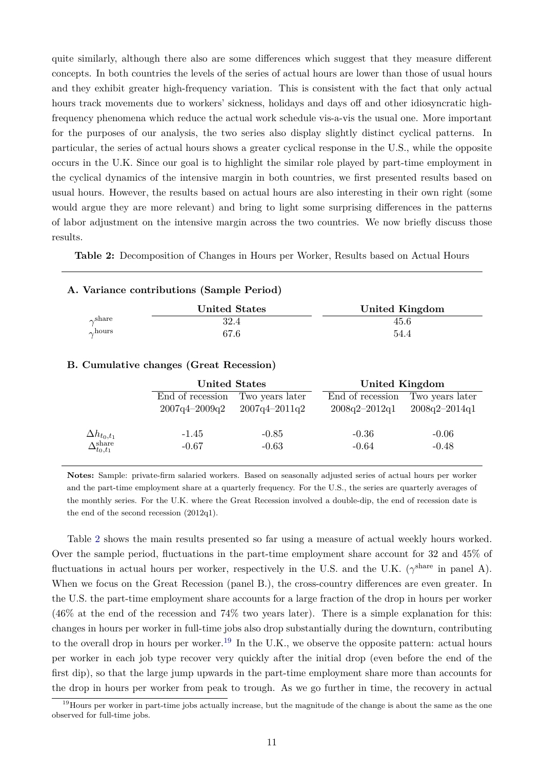quite similarly, although there also are some differences which suggest that they measure different concepts. In both countries the levels of the series of actual hours are lower than those of usual hours and they exhibit greater high-frequency variation. This is consistent with the fact that only actual hours track movements due to workers' sickness, holidays and days off and other idiosyncratic high-frequency phenomena which reduce the actual work schedule vis-a-vis the usual one. More important for the purposes of our analysis, the two series also display slightly distinct cyclical patterns. In particular, the series of actual hours shows a greater cyclical response in the U.S., while the opposite occurs in the U.K. Since our goal is to highlight the similar role played by part-time employment in the cyclical dynamics of the intensive margin in both countries, we first presented results based on usual hours. However, the results based on actual hours are also interesting in their own right (some would argue they are more relevant) and bring to light some surprising differences in the patterns of labor adjustment on the intensive margin across the two countries. We now briefly discuss those results.

**Table 2:** Decomposition of Changes in Hours per Worker, Results based on Actual Hours

**A. Variance contributions (Sample Period)**

| | United States | United Kingdom |
|---|---|---|
| $\gamma^{\text{share}}$ | 32.4 | 45.6 |
| $\gamma^{\text{hours}}$ | 67.6 | 54.4 |

**B. Cumulative changes (Great Recession)**

| | United States | | United Kingdom | |
|---|---|---|---|---|
| | End of recession 2007q4–2009q2 | Two years later 2007q4–2011q2 | End of recession 2008q2–2012q1 | Two years later 2008q2–2014q1 |
| $\Delta h_{t_0,t_1}$ | -1.45 | -0.85 | -0.36 | -0.06 |
| $\Delta^{\text{share}}_{t_0,t_1}$ | -0.67 | -0.63 | -0.64 | -0.48 |

**Notes:** Sample: private-firm salaried workers. Based on seasonally adjusted series of actual hours per worker and the part-time employment share at a quarterly frequency. For the U.S., the series are quarterly averages of the monthly series. For the U.K. where the Great Recession involved a double-dip, the end of recession date is the end of the second recession (2012q1).

Table 2 shows the main results presented so far using a measure of actual weekly hours worked. Over the sample period, fluctuations in the part-time employment share account for 32 and 45% of fluctuations in actual hours per worker, respectively in the U.S. and the U.K. ($\gamma^{\text{share}}$ in panel A). When we focus on the Great Recession (panel B.), the cross-country differences are even greater. In the U.S. the part-time employment share accounts for a large fraction of the drop in hours per worker (46% at the end of the recession and 74% two years later). There is a simple explanation for this: changes in hours per worker in full-time jobs also drop substantially during the downturn, contributing to the overall drop in hours per worker.[19] In the U.K., we observe the opposite pattern: actual hours per worker in each job type recover very quickly after the initial drop (even before the end of the first dip), so that the large jump upwards in the part-time employment share more than accounts for the drop in hours per worker from peak to trough. As we go further in time, the recovery in actual

[19] Hours per worker in part-time jobs actually increase, but the magnitude of the change is about the same as the one observed for full-time jobs.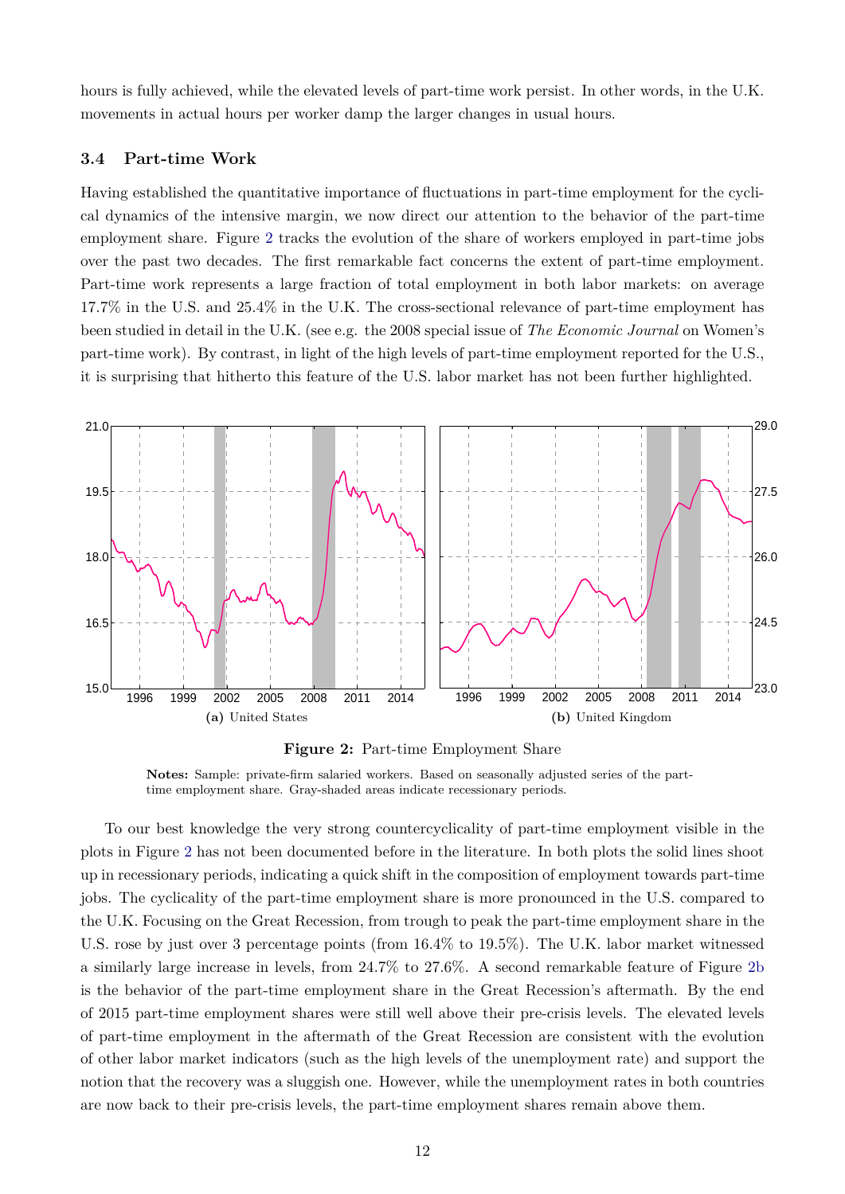hours is fully achieved, while the elevated levels of part-time work persist. In other words, in the U.K. movements in actual hours per worker damp the larger changes in usual hours.

### 3.4 Part-time Work

Having established the quantitative importance of fluctuations in part-time employment for the cyclical dynamics of the intensive margin, we now direct our attention to the behavior of the part-time employment share. Figure 2 tracks the evolution of the share of workers employed in part-time jobs over the past two decades. The first remarkable fact concerns the extent of part-time employment. Part-time work represents a large fraction of total employment in both labor markets: on average 17.7% in the U.S. and 25.4% in the U.K. The cross-sectional relevance of part-time employment has been studied in detail in the U.K. (see e.g. the 2008 special issue of *The Economic Journal* on Women's part-time work). By contrast, in light of the high levels of part-time employment reported for the U.S., it is surprising that hitherto this feature of the U.S. labor market has not been further highlighted.

(a) United States

(b) United Kingdom

**Figure 2:** Part-time Employment Share

**Notes:** Sample: private-firm salaried workers. Based on seasonally adjusted series of the part-time employment share. Gray-shaded areas indicate recessionary periods.

To our best knowledge the very strong countercyclicality of part-time employment visible in the plots in Figure 2 has not been documented before in the literature. In both plots the solid lines shoot up in recessionary periods, indicating a quick shift in the composition of employment towards part-time jobs. The cyclicality of the part-time employment share is more pronounced in the U.S. compared to the U.K. Focusing on the Great Recession, from trough to peak the part-time employment share in the U.S. rose by just over 3 percentage points (from 16.4% to 19.5%). The U.K. labor market witnessed a similarly large increase in levels, from 24.7% to 27.6%. A second remarkable feature of Figure 2b is the behavior of the part-time employment share in the Great Recession's aftermath. By the end of 2015 part-time employment shares were still well above their pre-crisis levels. The elevated levels of part-time employment in the aftermath of the Great Recession are consistent with the evolution of other labor market indicators (such as the high levels of the unemployment rate) and support the notion that the recovery was a sluggish one. However, while the unemployment rates in both countries are now back to their pre-crisis levels, the part-time employment shares remain above them.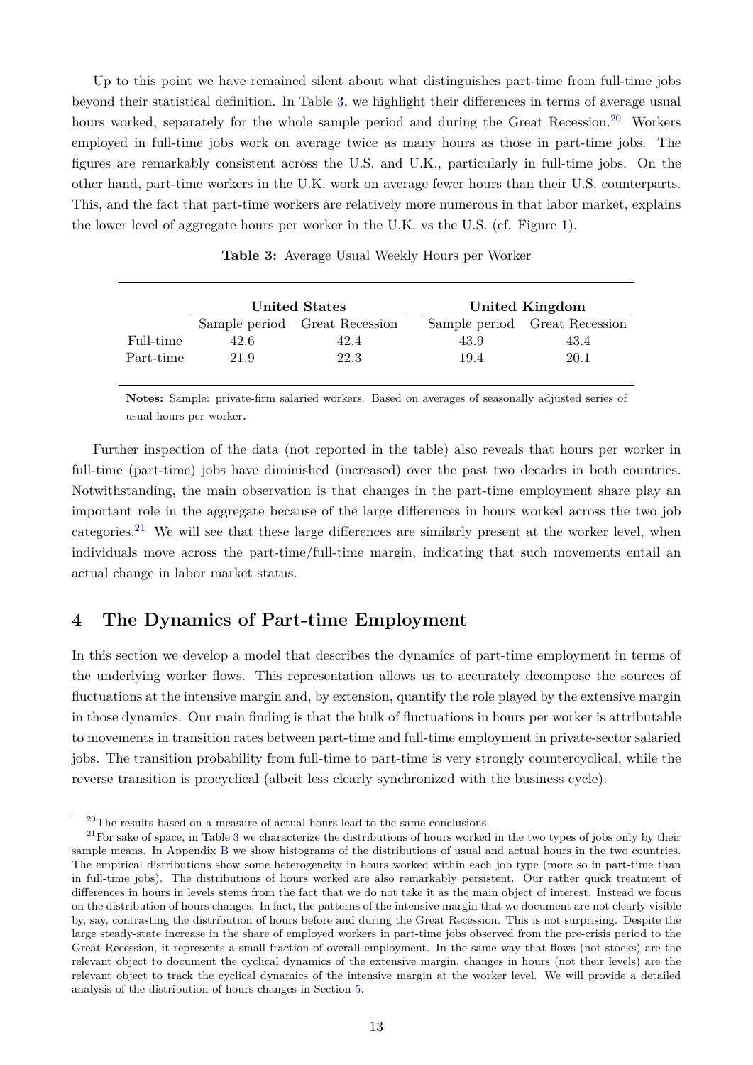Up to this point we have remained silent about what distinguishes part-time from full-time jobs beyond their statistical definition. In Table 3, we highlight their differences in terms of average usual hours worked, separately for the whole sample period and during the Great Recession.[20] Workers employed in full-time jobs work on average twice as many hours as those in part-time jobs. The figures are remarkably consistent across the U.S. and U.K., particularly in full-time jobs. On the other hand, part-time workers in the U.K. work on average fewer hours than their U.S. counterparts. This, and the fact that part-time workers are relatively more numerous in that labor market, explains the lower level of aggregate hours per worker in the U.K. vs the U.S. (cf. Figure 1).

**Table 3:** Average Usual Weekly Hours per Worker

| | **United States** | | **United Kingdom** | |
|---|---|---|---|---|
| | Sample period | Great Recession | Sample period | Great Recession |
| Full-time | 42.6 | 42.4 | 43.9 | 43.4 |
| Part-time | 21.9 | 22.3 | 19.4 | 20.1 |

**Notes:** Sample: private-firm salaried workers. Based on averages of seasonally adjusted series of usual hours per worker.

Further inspection of the data (not reported in the table) also reveals that hours per worker in full-time (part-time) jobs have diminished (increased) over the past two decades in both countries. Notwithstanding, the main observation is that changes in the part-time employment share play an important role in the aggregate because of the large differences in hours worked across the two job categories.[21] We will see that these large differences are similarly present at the worker level, when individuals move across the part-time/full-time margin, indicating that such movements entail an actual change in labor market status.

## 4 The Dynamics of Part-time Employment

In this section we develop a model that describes the dynamics of part-time employment in terms of the underlying worker flows. This representation allows us to accurately decompose the sources of fluctuations at the intensive margin and, by extension, quantify the role played by the extensive margin in those dynamics. Our main finding is that the bulk of fluctuations in hours per worker is attributable to movements in transition rates between part-time and full-time employment in private-sector salaried jobs. The transition probability from full-time to part-time is very strongly countercyclical, while the reverse transition is procyclical (albeit less clearly synchronized with the business cycle).

[20] The results based on a measure of actual hours lead to the same conclusions.

[21] For sake of space, in Table 3 we characterize the distributions of hours worked in the two types of jobs only by their sample means. In Appendix B we show histograms of the distributions of usual and actual hours in the two countries. The empirical distributions show some heterogeneity in hours worked within each job type (more so in part-time than in full-time jobs). The distributions of hours worked are also remarkably persistent. Our rather quick treatment of differences in hours in levels stems from the fact that we do not take it as the main object of interest. Instead we focus on the distribution of hours changes. In fact, the patterns of the intensive margin that we document are not clearly visible by, say, contrasting the distribution of hours before and during the Great Recession. This is not surprising. Despite the large steady-state increase in the share of employed workers in part-time jobs observed from the pre-crisis period to the Great Recession, it represents a small fraction of overall employment. In the same way that flows (not stocks) are the relevant object to document the cyclical dynamics of the extensive margin, changes in hours (not their levels) are the relevant object to track the cyclical dynamics of the intensive margin at the worker level. We will provide a detailed analysis of the distribution of hours changes in Section 5.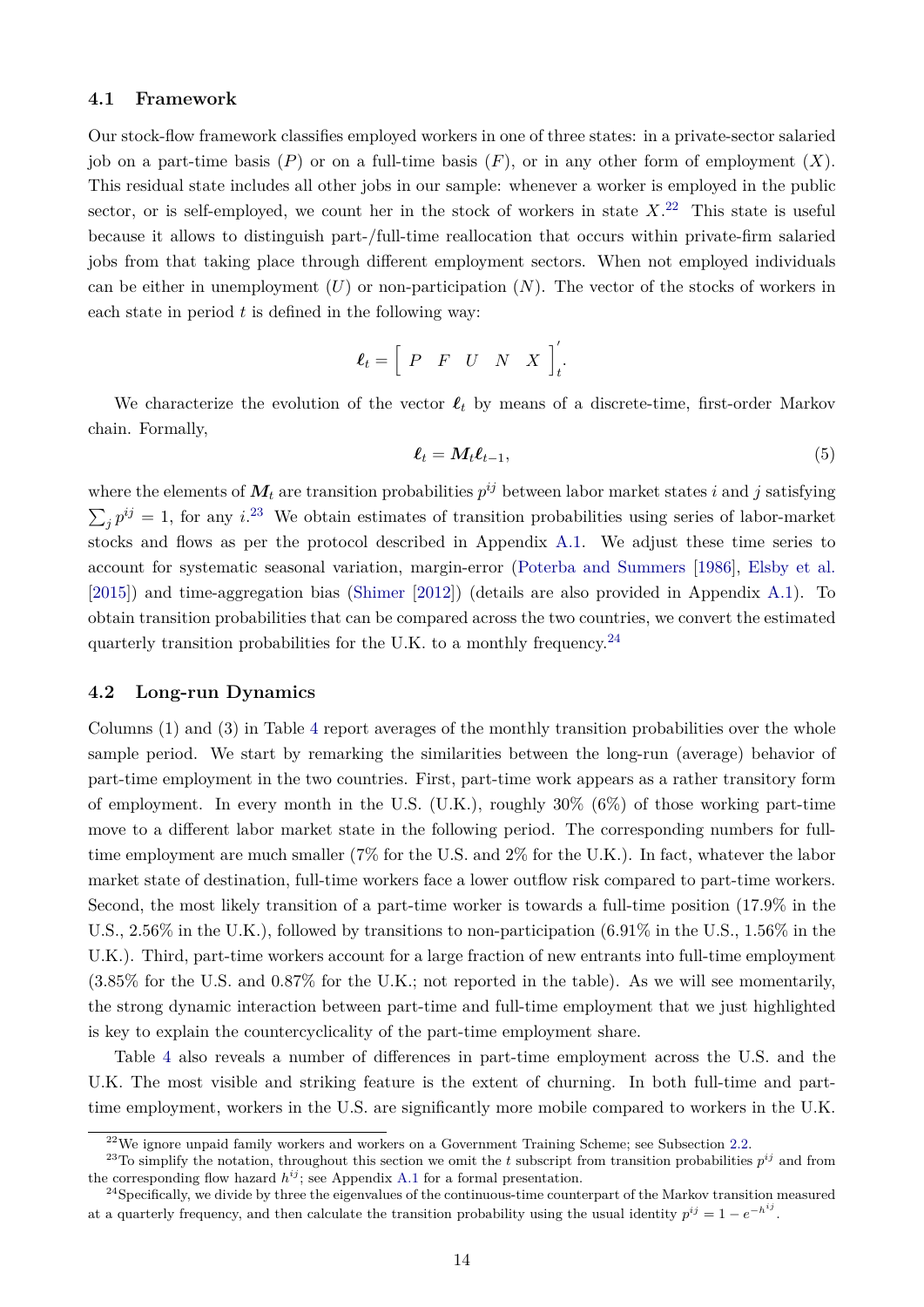### 4.1 Framework

Our stock-flow framework classifies employed workers in one of three states: in a private-sector salaried job on a part-time basis ($P$) or on a full-time basis ($F$), or in any other form of employment ($X$). This residual state includes all other jobs in our sample: whenever a worker is employed in the public sector, or is self-employed, we count her in the stock of workers in state $X$.[22] This state is useful because it allows to distinguish part-/full-time reallocation that occurs within private-firm salaried jobs from that taking place through different employment sectors. When not employed individuals can be either in unemployment ($U$) or non-participation ($N$). The vector of the stocks of workers in each state in period $t$ is defined in the following way:

$$\boldsymbol{\ell}_t = \begin{bmatrix} P & F & U & N & X \end{bmatrix}_t'.$$

We characterize the evolution of the vector $\boldsymbol{\ell}_t$ by means of a discrete-time, first-order Markov chain. Formally,

$$\boldsymbol{\ell}_t = \boldsymbol{M}_t \boldsymbol{\ell}_{t-1}, \tag{5}$$

where the elements of $\boldsymbol{M}_t$ are transition probabilities $p^{ij}$ between labor market states $i$ and $j$ satisfying $\sum_j p^{ij} = 1$, for any $i$.[23] We obtain estimates of transition probabilities using series of labor-market stocks and flows as per the protocol described in Appendix A.1. We adjust these time series to account for systematic seasonal variation, margin-error (Poterba and Summers [1986], Elsby et al. [2015]) and time-aggregation bias (Shimer [2012]) (details are also provided in Appendix A.1). To obtain transition probabilities that can be compared across the two countries, we convert the estimated quarterly transition probabilities for the U.K. to a monthly frequency.[24]

### 4.2 Long-run Dynamics

Columns (1) and (3) in Table 4 report averages of the monthly transition probabilities over the whole sample period. We start by remarking the similarities between the long-run (average) behavior of part-time employment in the two countries. First, part-time work appears as a rather transitory form of employment. In every month in the U.S. (U.K.), roughly 30% (6%) of those working part-time move to a different labor market state in the following period. The corresponding numbers for full-time employment are much smaller (7% for the U.S. and 2% for the U.K.). In fact, whatever the labor market state of destination, full-time workers face a lower outflow risk compared to part-time workers. Second, the most likely transition of a part-time worker is towards a full-time position (17.9% in the U.S., 2.56% in the U.K.), followed by transitions to non-participation (6.91% in the U.S., 1.56% in the U.K.). Third, part-time workers account for a large fraction of new entrants into full-time employment (3.85% for the U.S. and 0.87% for the U.K.; not reported in the table). As we will see momentarily, the strong dynamic interaction between part-time and full-time employment that we just highlighted is key to explain the countercyclicality of the part-time employment share.

Table 4 also reveals a number of differences in part-time employment across the U.S. and the U.K. The most visible and striking feature is the extent of churning. In both full-time and part-time employment, workers in the U.S. are significantly more mobile compared to workers in the U.K.

---

[22] We ignore unpaid family workers and workers on a Government Training Scheme; see Subsection 2.2.

[23] To simplify the notation, throughout this section we omit the $t$ subscript from transition probabilities $p^{ij}$ and from the corresponding flow hazard $h^{ij}$; see Appendix A.1 for a formal presentation.

[24] Specifically, we divide by three the eigenvalues of the continuous-time counterpart of the Markov transition measured at a quarterly frequency, and then calculate the transition probability using the usual identity $p^{ij} = 1 - e^{-h^{ij}}$.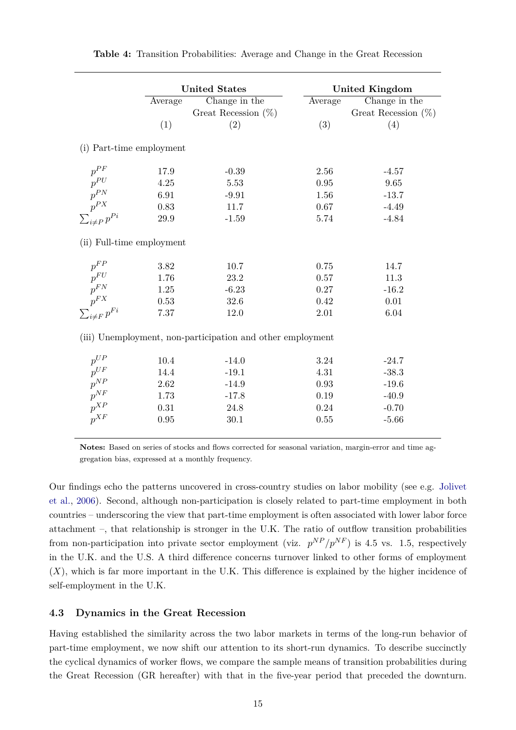**Table 4:** Transition Probabilities: Average and Change in the Great Recession

| | United States | | United Kingdom | |
|---|---|---|---|---|
| | Average | Change in the Great Recession (%) | Average | Change in the Great Recession (%) |
| | (1) | (2) | (3) | (4) |
| (i) Part-time employment | | | | |
| $p^{PF}$ | 17.9 | -0.39 | 2.56 | -4.57 |
| $p^{PU}$ | 4.25 | 5.53 | 0.95 | 9.65 |
| $p^{PN}$ | 6.91 | -9.91 | 1.56 | -13.7 |
| $p^{PX}$ | 0.83 | 11.7 | 0.67 | -4.49 |
| $\sum_{i \neq P} p^{Pi}$ | 29.9 | -1.59 | 5.74 | -4.84 |
| (ii) Full-time employment | | | | |
| $p^{FP}$ | 3.82 | 10.7 | 0.75 | 14.7 |
| $p^{FU}$ | 1.76 | 23.2 | 0.57 | 11.3 |
| $p^{FN}$ | 1.25 | -6.23 | 0.27 | -16.2 |
| $p^{FX}$ | 0.53 | 32.6 | 0.42 | 0.01 |
| $\sum_{i \neq F} p^{Fi}$ | 7.37 | 12.0 | 2.01 | 6.04 |
| (iii) Unemployment, non-participation and other employment | | | | |
| $p^{UP}$ | 10.4 | -14.0 | 3.24 | -24.7 |
| $p^{UF}$ | 14.4 | -19.1 | 4.31 | -38.3 |
| $p^{NP}$ | 2.62 | -14.9 | 0.93 | -19.6 |
| $p^{NF}$ | 1.73 | -17.8 | 0.19 | -40.9 |
| $p^{XP}$ | 0.31 | 24.8 | 0.24 | -0.70 |
| $p^{XF}$ | 0.95 | 30.1 | 0.55 | -5.66 |

**Notes:** Based on series of stocks and flows corrected for seasonal variation, margin-error and time aggregation bias, expressed at a monthly frequency.

Our findings echo the patterns uncovered in cross-country studies on labor mobility (see e.g. Jolivet et al., 2006). Second, although non-participation is closely related to part-time employment in both countries – underscoring the view that part-time employment is often associated with lower labor force attachment –, that relationship is stronger in the U.K. The ratio of outflow transition probabilities from non-participation into private sector employment (viz. $p^{NP}/p^{NF}$) is 4.5 vs. 1.5, respectively in the U.K. and the U.S. A third difference concerns turnover linked to other forms of employment ($X$), which is far more important in the U.K. This difference is explained by the higher incidence of self-employment in the U.K.

### 4.3 Dynamics in the Great Recession

Having established the similarity across the two labor markets in terms of the long-run behavior of part-time employment, we now shift our attention to its short-run dynamics. To describe succinctly the cyclical dynamics of worker flows, we compare the sample means of transition probabilities during the Great Recession (GR hereafter) with that in the five-year period that preceded the downturn.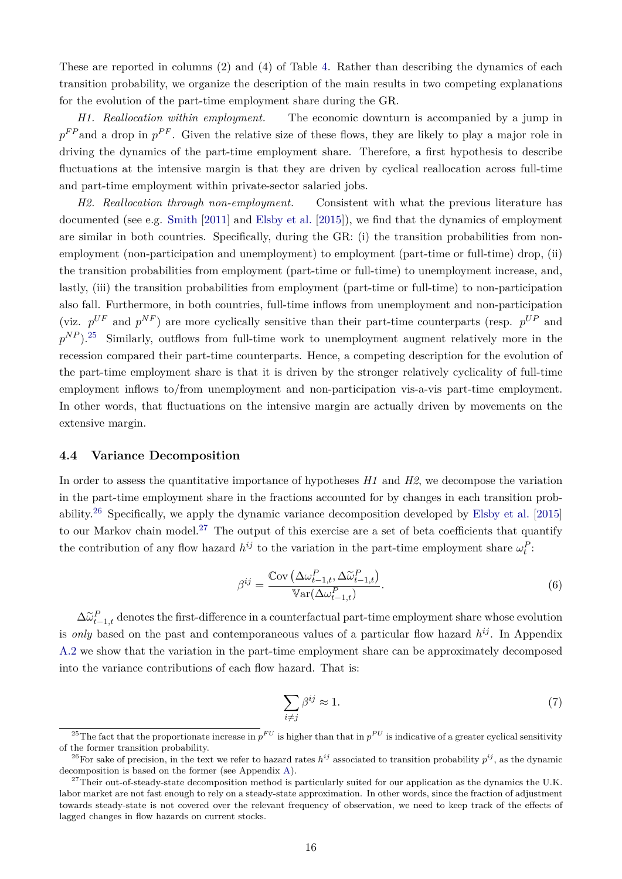These are reported in columns (2) and (4) of Table 4. Rather than describing the dynamics of each transition probability, we organize the description of the main results in two competing explanations for the evolution of the part-time employment share during the GR.

*H1. Reallocation within employment.* The economic downturn is accompanied by a jump in $p^{FP}$and a drop in $p^{PF}$. Given the relative size of these flows, they are likely to play a major role in driving the dynamics of the part-time employment share. Therefore, a first hypothesis to describe fluctuations at the intensive margin is that they are driven by cyclical reallocation across full-time and part-time employment within private-sector salaried jobs.

*H2. Reallocation through non-employment.* Consistent with what the previous literature has documented (see e.g. Smith [2011] and Elsby et al. [2015]), we find that the dynamics of employment are similar in both countries. Specifically, during the GR: (i) the transition probabilities from non-employment (non-participation and unemployment) to employment (part-time or full-time) drop, (ii) the transition probabilities from employment (part-time or full-time) to unemployment increase, and, lastly, (iii) the transition probabilities from employment (part-time or full-time) to non-participation also fall. Furthermore, in both countries, full-time inflows from unemployment and non-participation (viz. $p^{UF}$ and $p^{NF}$) are more cyclically sensitive than their part-time counterparts (resp. $p^{UP}$ and $p^{NP}$).[25] Similarly, outflows from full-time work to unemployment augment relatively more in the recession compared their part-time counterparts. Hence, a competing description for the evolution of the part-time employment share is that it is driven by the stronger relatively cyclicality of full-time employment inflows to/from unemployment and non-participation vis-a-vis part-time employment. In other words, that fluctuations on the intensive margin are actually driven by movements on the extensive margin.

### 4.4 Variance Decomposition

In order to assess the quantitative importance of hypotheses *H1* and *H2*, we decompose the variation in the part-time employment share in the fractions accounted for by changes in each transition probability.[26] Specifically, we apply the dynamic variance decomposition developed by Elsby et al. [2015] to our Markov chain model.[27] The output of this exercise are a set of beta coefficients that quantify the contribution of any flow hazard $h^{ij}$ to the variation in the part-time employment share $\omega_t^P$:

$$\beta^{ij} = \frac{\mathbb{C}\text{ov}\left(\Delta\omega^P_{t-1,t}, \Delta\widetilde{\omega}^P_{t-1,t}\right)}{\mathbb{V}\text{ar}(\Delta\omega^P_{t-1,t})}. \tag{6}$$

$\Delta\widetilde{\omega}^P_{t-1,t}$ denotes the first-difference in a counterfactual part-time employment share whose evolution is *only* based on the past and contemporaneous values of a particular flow hazard $h^{ij}$. In Appendix A.2 we show that the variation in the part-time employment share can be approximately decomposed into the variance contributions of each flow hazard. That is:

$$\sum_{i \neq j} \beta^{ij} \approx 1. \tag{7}$$

[25] The fact that the proportionate increase in $p^{FU}$ is higher than that in $p^{PU}$ is indicative of a greater cyclical sensitivity of the former transition probability.

[26] For sake of precision, in the text we refer to hazard rates $h^{ij}$ associated to transition probability $p^{ij}$, as the dynamic decomposition is based on the former (see Appendix A).

[27] Their out-of-steady-state decomposition method is particularly suited for our application as the dynamics the U.K. labor market are not fast enough to rely on a steady-state approximation. In other words, since the fraction of adjustment towards steady-state is not covered over the relevant frequency of observation, we need to keep track of the effects of lagged changes in flow hazards on current stocks.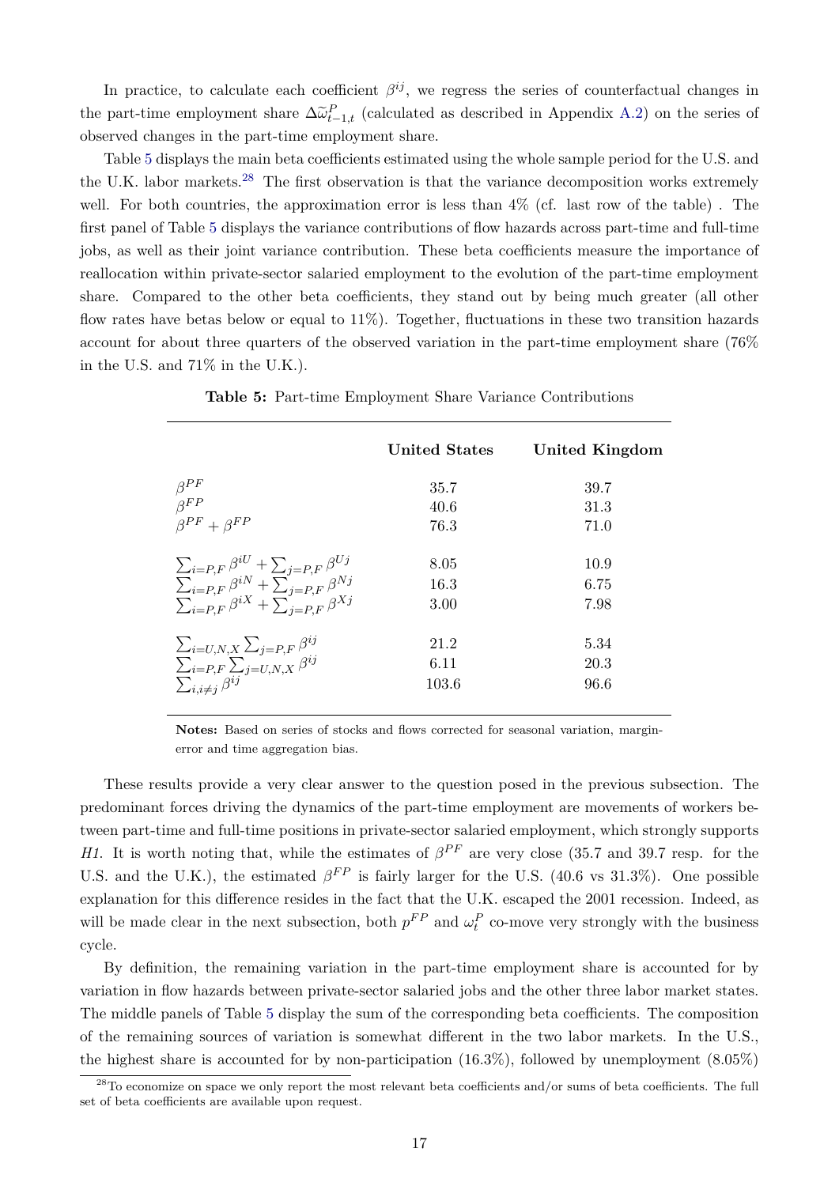In practice, to calculate each coefficient $\beta^{ij}$, we regress the series of counterfactual changes in the part-time employment share $\Delta\widetilde{\omega}^{P}_{t-1,t}$ (calculated as described in Appendix A.2) on the series of observed changes in the part-time employment share.

Table 5 displays the main beta coefficients estimated using the whole sample period for the U.S. and the U.K. labor markets.[28] The first observation is that the variance decomposition works extremely well. For both countries, the approximation error is less than 4% (cf. last row of the table) . The first panel of Table 5 displays the variance contributions of flow hazards across part-time and full-time jobs, as well as their joint variance contribution. These beta coefficients measure the importance of reallocation within private-sector salaried employment to the evolution of the part-time employment share. Compared to the other beta coefficients, they stand out by being much greater (all other flow rates have betas below or equal to 11%). Together, fluctuations in these two transition hazards account for about three quarters of the observed variation in the part-time employment share (76% in the U.S. and 71% in the U.K.).

**Table 5:** Part-time Employment Share Variance Contributions

| | **United States** | **United Kingdom** |
|---|---|---|
| $\beta^{PF}$ | 35.7 | 39.7 |
| $\beta^{FP}$ | 40.6 | 31.3 |
| $\beta^{PF}+\beta^{FP}$ | 76.3 | 71.0 |
| $\sum_{i=P,F}\beta^{iU}+\sum_{j=P,F}\beta^{Uj}$ | 8.05 | 10.9 |
| $\sum_{i=P,F}\beta^{iN}+\sum_{j=P,F}\beta^{Nj}$ | 16.3 | 6.75 |
| $\sum_{i=P,F}\beta^{iX}+\sum_{j=P,F}\beta^{Xj}$ | 3.00 | 7.98 |
| $\sum_{i=U,N,X}\sum_{j=P,F}\beta^{ij}$ | 21.2 | 5.34 |
| $\sum_{i=P,F}\sum_{j=U,N,X}\beta^{ij}$ | 6.11 | 20.3 |
| $\sum_{i,i\neq j}\beta^{ij}$ | 103.6 | 96.6 |

**Notes:** Based on series of stocks and flows corrected for seasonal variation, margin-error and time aggregation bias.

These results provide a very clear answer to the question posed in the previous subsection. The predominant forces driving the dynamics of the part-time employment are movements of workers between part-time and full-time positions in private-sector salaried employment, which strongly supports *H1*. It is worth noting that, while the estimates of $\beta^{PF}$ are very close (35.7 and 39.7 resp. for the U.S. and the U.K.), the estimated $\beta^{FP}$ is fairly larger for the U.S. (40.6 vs 31.3%). One possible explanation for this difference resides in the fact that the U.K. escaped the 2001 recession. Indeed, as will be made clear in the next subsection, both $p^{FP}$ and $\omega^{P}_{t}$ co-move very strongly with the business cycle.

By definition, the remaining variation in the part-time employment share is accounted for by variation in flow hazards between private-sector salaried jobs and the other three labor market states. The middle panels of Table 5 display the sum of the corresponding beta coefficients. The composition of the remaining sources of variation is somewhat different in the two labor markets. In the U.S., the highest share is accounted for by non-participation (16.3%), followed by unemployment (8.05%)

[28] To economize on space we only report the most relevant beta coefficients and/or sums of beta coefficients. The full set of beta coefficients are available upon request.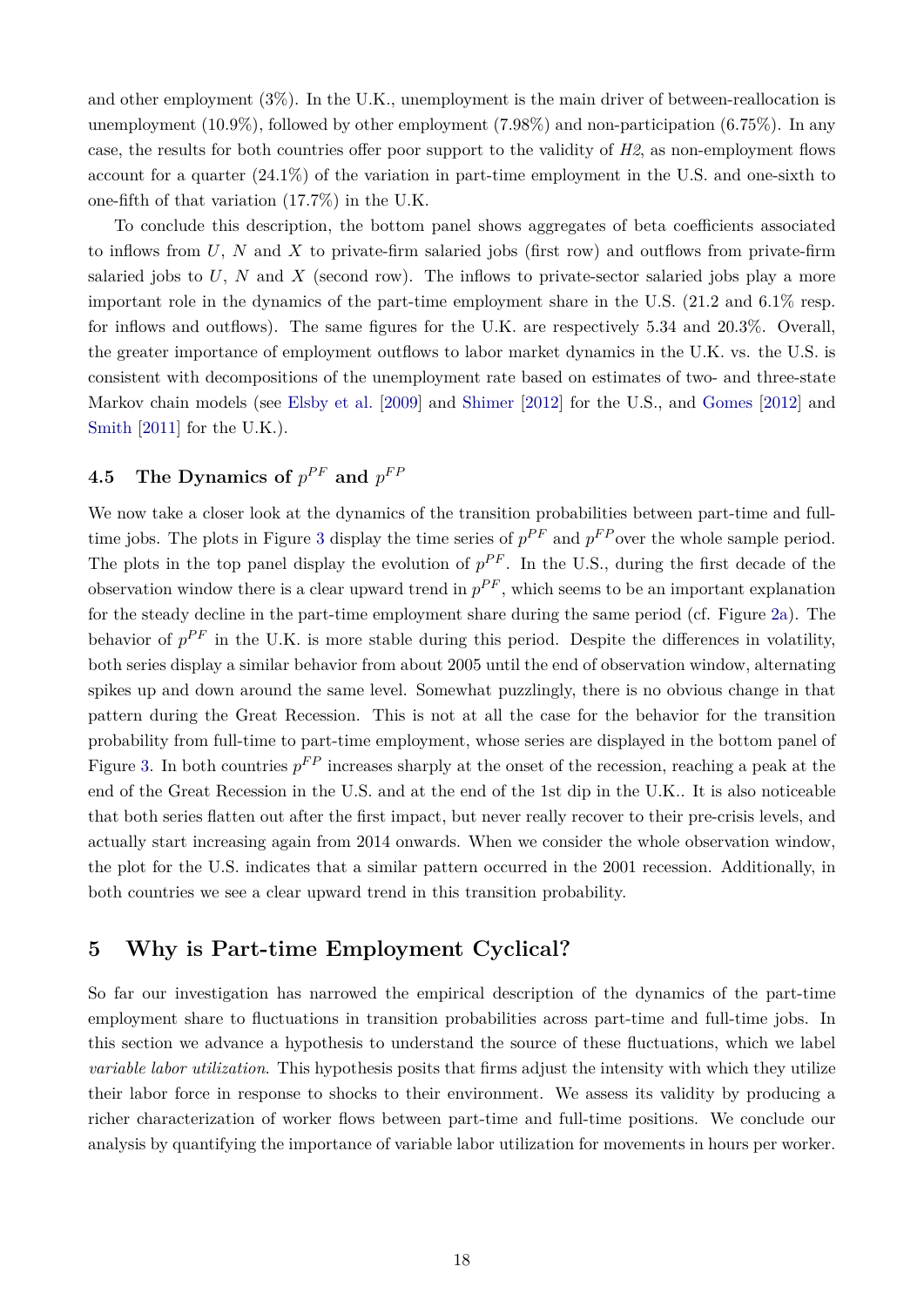and other employment (3%). In the U.K., unemployment is the main driver of between-reallocation is unemployment (10.9%), followed by other employment (7.98%) and non-participation (6.75%). In any case, the results for both countries offer poor support to the validity of *H2*, as non-employment flows account for a quarter (24.1%) of the variation in part-time employment in the U.S. and one-sixth to one-fifth of that variation (17.7%) in the U.K.

To conclude this description, the bottom panel shows aggregates of beta coefficients associated to inflows from $U$, $N$ and $X$ to private-firm salaried jobs (first row) and outflows from private-firm salaried jobs to $U$, $N$ and $X$ (second row). The inflows to private-sector salaried jobs play a more important role in the dynamics of the part-time employment share in the U.S. (21.2 and 6.1% resp. for inflows and outflows). The same figures for the U.K. are respectively 5.34 and 20.3%. Overall, the greater importance of employment outflows to labor market dynamics in the U.K. vs. the U.S. is consistent with decompositions of the unemployment rate based on estimates of two- and three-state Markov chain models (see Elsby et al. [2009] and Shimer [2012] for the U.S., and Gomes [2012] and Smith [2011] for the U.K.).

### 4.5 The Dynamics of $p^{PF}$ and $p^{FP}$

We now take a closer look at the dynamics of the transition probabilities between part-time and full-time jobs. The plots in Figure 3 display the time series of $p^{PF}$ and $p^{FP}$over the whole sample period. The plots in the top panel display the evolution of $p^{PF}$. In the U.S., during the first decade of the observation window there is a clear upward trend in $p^{PF}$, which seems to be an important explanation for the steady decline in the part-time employment share during the same period (cf. Figure 2a). The behavior of $p^{PF}$ in the U.K. is more stable during this period. Despite the differences in volatility, both series display a similar behavior from about 2005 until the end of observation window, alternating spikes up and down around the same level. Somewhat puzzlingly, there is no obvious change in that pattern during the Great Recession. This is not at all the case for the behavior for the transition probability from full-time to part-time employment, whose series are displayed in the bottom panel of Figure 3. In both countries $p^{FP}$ increases sharply at the onset of the recession, reaching a peak at the end of the Great Recession in the U.S. and at the end of the 1st dip in the U.K.. It is also noticeable that both series flatten out after the first impact, but never really recover to their pre-crisis levels, and actually start increasing again from 2014 onwards. When we consider the whole observation window, the plot for the U.S. indicates that a similar pattern occurred in the 2001 recession. Additionally, in both countries we see a clear upward trend in this transition probability.

## 5 Why is Part-time Employment Cyclical?

So far our investigation has narrowed the empirical description of the dynamics of the part-time employment share to fluctuations in transition probabilities across part-time and full-time jobs. In this section we advance a hypothesis to understand the source of these fluctuations, which we label *variable labor utilization*. This hypothesis posits that firms adjust the intensity with which they utilize their labor force in response to shocks to their environment. We assess its validity by producing a richer characterization of worker flows between part-time and full-time positions. We conclude our analysis by quantifying the importance of variable labor utilization for movements in hours per worker.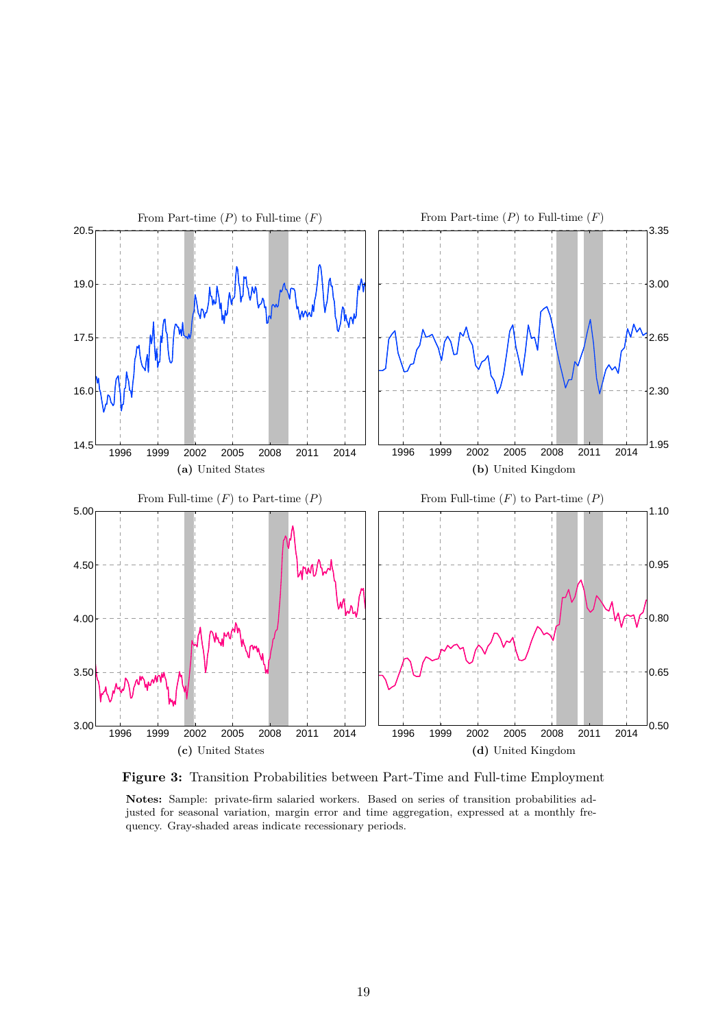**Figure 3:** Transition Probabilities between Part-Time and Full-time Employment

**Notes:** Sample: private-firm salaried workers. Based on series of transition probabilities adjusted for seasonal variation, margin error and time aggregation, expressed at a monthly frequency. Gray-shaded areas indicate recessionary periods.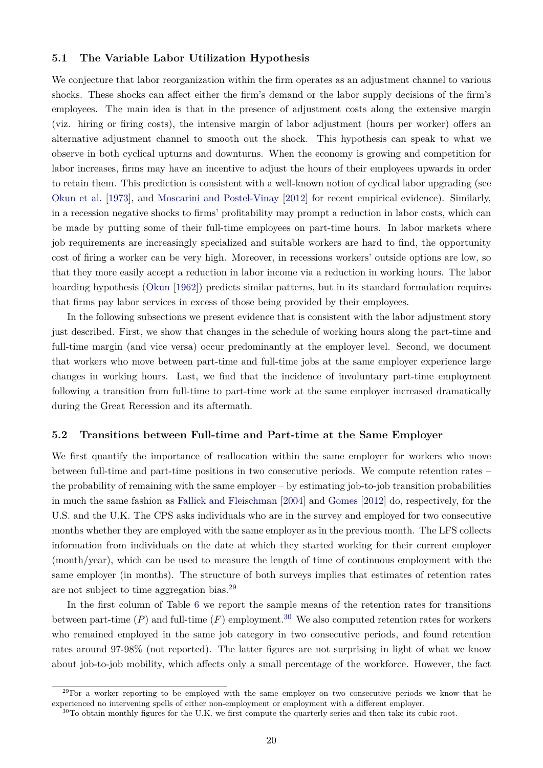### 5.1 The Variable Labor Utilization Hypothesis

We conjecture that labor reorganization within the firm operates as an adjustment channel to various shocks. These shocks can affect either the firm's demand or the labor supply decisions of the firm's employees. The main idea is that in the presence of adjustment costs along the extensive margin (viz. hiring or firing costs), the intensive margin of labor adjustment (hours per worker) offers an alternative adjustment channel to smooth out the shock. This hypothesis can speak to what we observe in both cyclical upturns and downturns. When the economy is growing and competition for labor increases, firms may have an incentive to adjust the hours of their employees upwards in order to retain them. This prediction is consistent with a well-known notion of cyclical labor upgrading (see Okun et al. [1973], and Moscarini and Postel-Vinay [2012] for recent empirical evidence). Similarly, in a recession negative shocks to firms' profitability may prompt a reduction in labor costs, which can be made by putting some of their full-time employees on part-time hours. In labor markets where job requirements are increasingly specialized and suitable workers are hard to find, the opportunity cost of firing a worker can be very high. Moreover, in recessions workers' outside options are low, so that they more easily accept a reduction in labor income via a reduction in working hours. The labor hoarding hypothesis (Okun [1962]) predicts similar patterns, but in its standard formulation requires that firms pay labor services in excess of those being provided by their employees.

In the following subsections we present evidence that is consistent with the labor adjustment story just described. First, we show that changes in the schedule of working hours along the part-time and full-time margin (and vice versa) occur predominantly at the employer level. Second, we document that workers who move between part-time and full-time jobs at the same employer experience large changes in working hours. Last, we find that the incidence of involuntary part-time employment following a transition from full-time to part-time work at the same employer increased dramatically during the Great Recession and its aftermath.

### 5.2 Transitions between Full-time and Part-time at the Same Employer

We first quantify the importance of reallocation within the same employer for workers who move between full-time and part-time positions in two consecutive periods. We compute retention rates – the probability of remaining with the same employer – by estimating job-to-job transition probabilities in much the same fashion as Fallick and Fleischman [2004] and Gomes [2012] do, respectively, for the U.S. and the U.K. The CPS asks individuals who are in the survey and employed for two consecutive months whether they are employed with the same employer as in the previous month. The LFS collects information from individuals on the date at which they started working for their current employer (month/year), which can be used to measure the length of time of continuous employment with the same employer (in months). The structure of both surveys implies that estimates of retention rates are not subject to time aggregation bias.[29]

In the first column of Table 6 we report the sample means of the retention rates for transitions between part-time ($P$) and full-time ($F$) employment.[30] We also computed retention rates for workers who remained employed in the same job category in two consecutive periods, and found retention rates around 97-98% (not reported). The latter figures are not surprising in light of what we know about job-to-job mobility, which affects only a small percentage of the workforce. However, the fact

[29] For a worker reporting to be employed with the same employer on two consecutive periods we know that he experienced no intervening spells of either non-employment or employment with a different employer.

[30] To obtain monthly figures for the U.K. we first compute the quarterly series and then take its cubic root.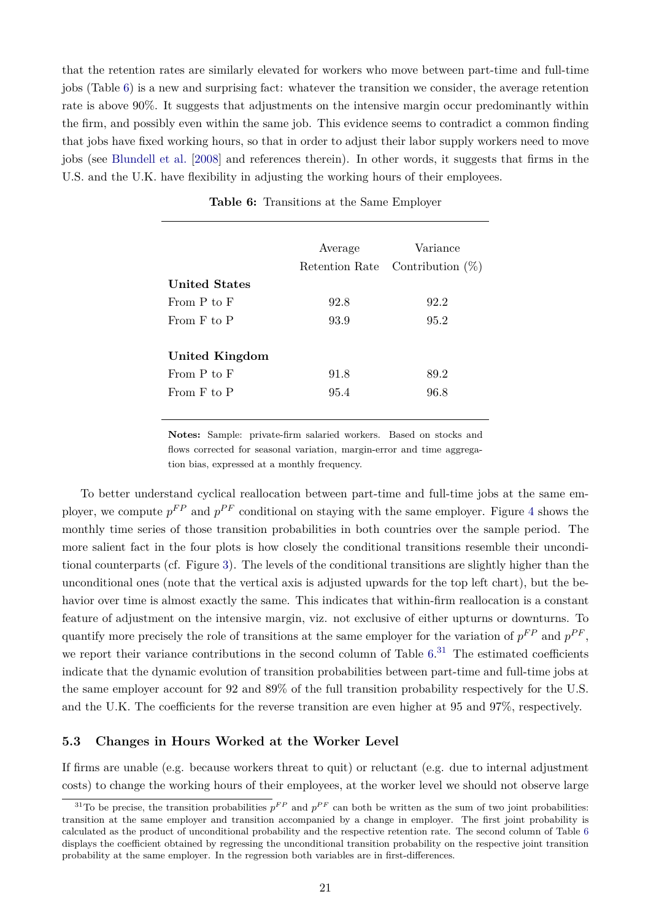that the retention rates are similarly elevated for workers who move between part-time and full-time jobs (Table 6) is a new and surprising fact: whatever the transition we consider, the average retention rate is above 90%. It suggests that adjustments on the intensive margin occur predominantly within the firm, and possibly even within the same job. This evidence seems to contradict a common finding that jobs have fixed working hours, so that in order to adjust their labor supply workers need to move jobs (see Blundell et al. [2008] and references therein). In other words, it suggests that firms in the U.S. and the U.K. have flexibility in adjusting the working hours of their employees.

**Table 6:** Transitions at the Same Employer

| | Average Retention Rate | Variance Contribution (%) |
|---|---|---|
| **United States** | | |
| From P to F | 92.8 | 92.2 |
| From F to P | 93.9 | 95.2 |
| **United Kingdom** | | |
| From P to F | 91.8 | 89.2 |
| From F to P | 95.4 | 96.8 |

**Notes:** Sample: private-firm salaried workers. Based on stocks and flows corrected for seasonal variation, margin-error and time aggregation bias, expressed at a monthly frequency.

To better understand cyclical reallocation between part-time and full-time jobs at the same employer, we compute $p^{FP}$ and $p^{PF}$ conditional on staying with the same employer. Figure 4 shows the monthly time series of those transition probabilities in both countries over the sample period. The more salient fact in the four plots is how closely the conditional transitions resemble their unconditional counterparts (cf. Figure 3). The levels of the conditional transitions are slightly higher than the unconditional ones (note that the vertical axis is adjusted upwards for the top left chart), but the behavior over time is almost exactly the same. This indicates that within-firm reallocation is a constant feature of adjustment on the intensive margin, viz. not exclusive of either upturns or downturns. To quantify more precisely the role of transitions at the same employer for the variation of $p^{FP}$ and $p^{PF}$, we report their variance contributions in the second column of Table 6.[31] The estimated coefficients indicate that the dynamic evolution of transition probabilities between part-time and full-time jobs at the same employer account for 92 and 89% of the full transition probability respectively for the U.S. and the U.K. The coefficients for the reverse transition are even higher at 95 and 97%, respectively.

### 5.3 Changes in Hours Worked at the Worker Level

If firms are unable (e.g. because workers threat to quit) or reluctant (e.g. due to internal adjustment costs) to change the working hours of their employees, at the worker level we should not observe large

[31] To be precise, the transition probabilities $p^{FP}$ and $p^{PF}$ can both be written as the sum of two joint probabilities: transition at the same employer and transition accompanied by a change in employer. The first joint probability is calculated as the product of unconditional probability and the respective retention rate. The second column of Table 6 displays the coefficient obtained by regressing the unconditional transition probability on the respective joint transition probability at the same employer. In the regression both variables are in first-differences.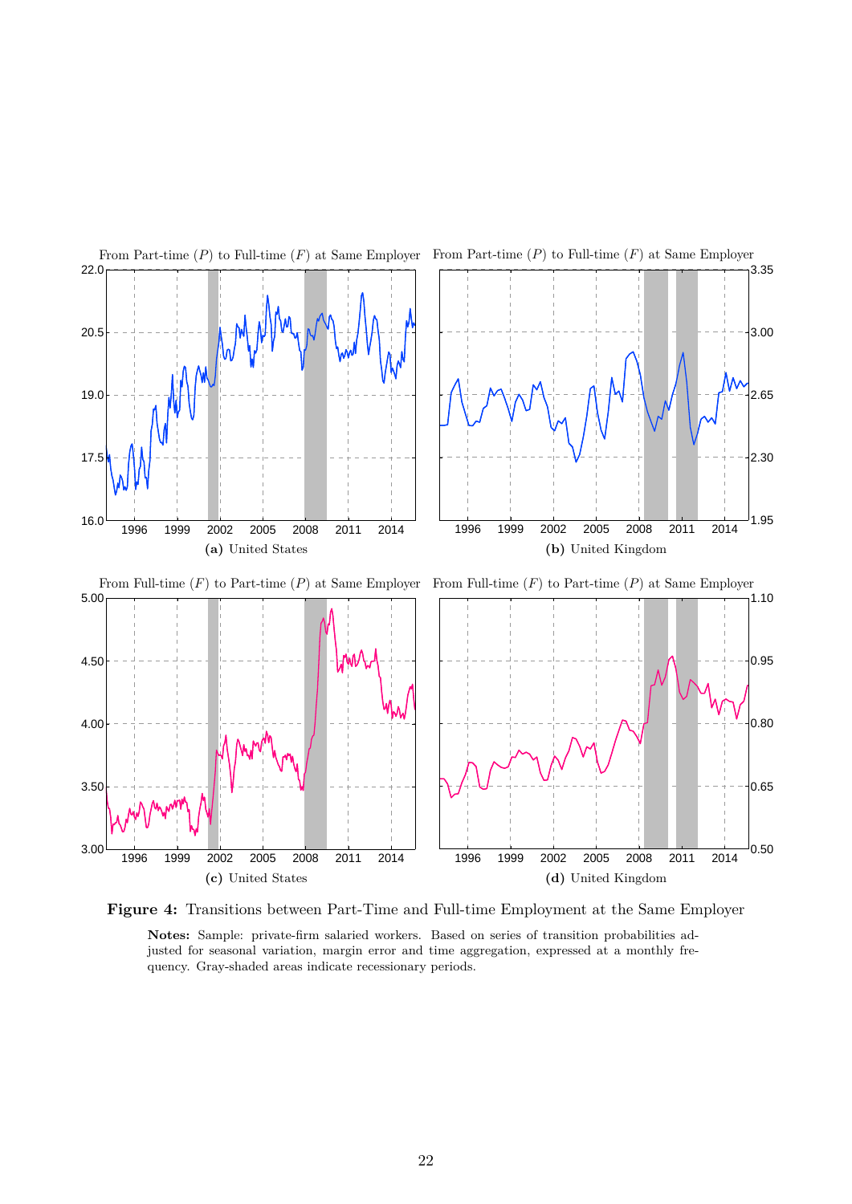From Part-time ($P$) to Full-time ($F$) at Same Employer

(a) United States

From Part-time ($P$) to Full-time ($F$) at Same Employer

(b) United Kingdom

From Full-time ($F$) to Part-time ($P$) at Same Employer

(c) United States

From Full-time ($F$) to Part-time ($P$) at Same Employer

(d) United Kingdom

**Figure 4:** Transitions between Part-Time and Full-time Employment at the Same Employer

**Notes:** Sample: private-firm salaried workers. Based on series of transition probabilities adjusted for seasonal variation, margin error and time aggregation, expressed at a monthly frequency. Gray-shaded areas indicate recessionary periods.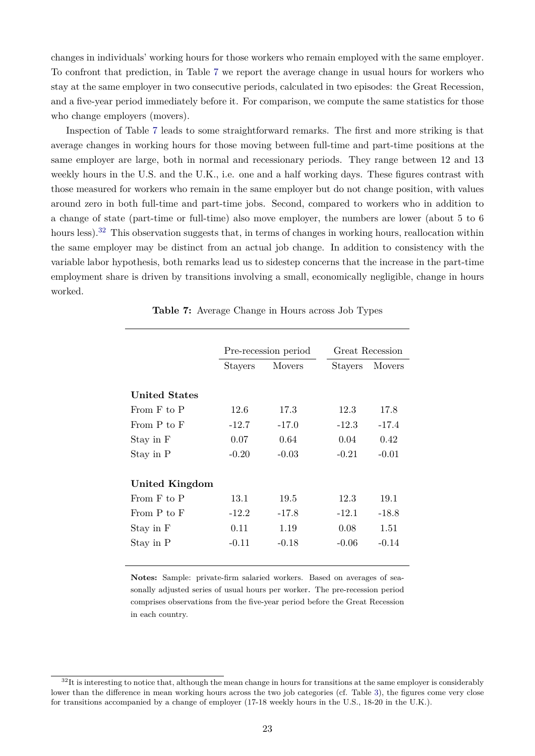changes in individuals' working hours for those workers who remain employed with the same employer. To confront that prediction, in Table 7 we report the average change in usual hours for workers who stay at the same employer in two consecutive periods, calculated in two episodes: the Great Recession, and a five-year period immediately before it. For comparison, we compute the same statistics for those who change employers (movers).

Inspection of Table 7 leads to some straightforward remarks. The first and more striking is that average changes in working hours for those moving between full-time and part-time positions at the same employer are large, both in normal and recessionary periods. They range between 12 and 13 weekly hours in the U.S. and the U.K., i.e. one and a half working days. These figures contrast with those measured for workers who remain in the same employer but do not change position, with values around zero in both full-time and part-time jobs. Second, compared to workers who in addition to a change of state (part-time or full-time) also move employer, the numbers are lower (about 5 to 6 hours less).[32] This observation suggests that, in terms of changes in working hours, reallocation within the same employer may be distinct from an actual job change. In addition to consistency with the variable labor hypothesis, both remarks lead us to sidestep concerns that the increase in the part-time employment share is driven by transitions involving a small, economically negligible, change in hours worked.

**Table 7:** Average Change in Hours across Job Types

| | Pre-recession period | | Great Recession | |
|---|---|---|---|---|
| | Stayers | Movers | Stayers | Movers |
| **United States** | | | | |
| From F to P | 12.6 | 17.3 | 12.3 | 17.8 |
| From P to F | -12.7 | -17.0 | -12.3 | -17.4 |
| Stay in F | 0.07 | 0.64 | 0.04 | 0.42 |
| Stay in P | -0.20 | -0.03 | -0.21 | -0.01 |
| **United Kingdom** | | | | |
| From F to P | 13.1 | 19.5 | 12.3 | 19.1 |
| From P to F | -12.2 | -17.8 | -12.1 | -18.8 |
| Stay in F | 0.11 | 1.19 | 0.08 | 1.51 |
| Stay in P | -0.11 | -0.18 | -0.06 | -0.14 |

**Notes:** Sample: private-firm salaried workers. Based on averages of seasonally adjusted series of usual hours per worker. The pre-recession period comprises observations from the five-year period before the Great Recession in each country.

[32] It is interesting to notice that, although the mean change in hours for transitions at the same employer is considerably lower than the difference in mean working hours across the two job categories (cf. Table 3), the figures come very close for transitions accompanied by a change of employer (17-18 weekly hours in the U.S., 18-20 in the U.K.).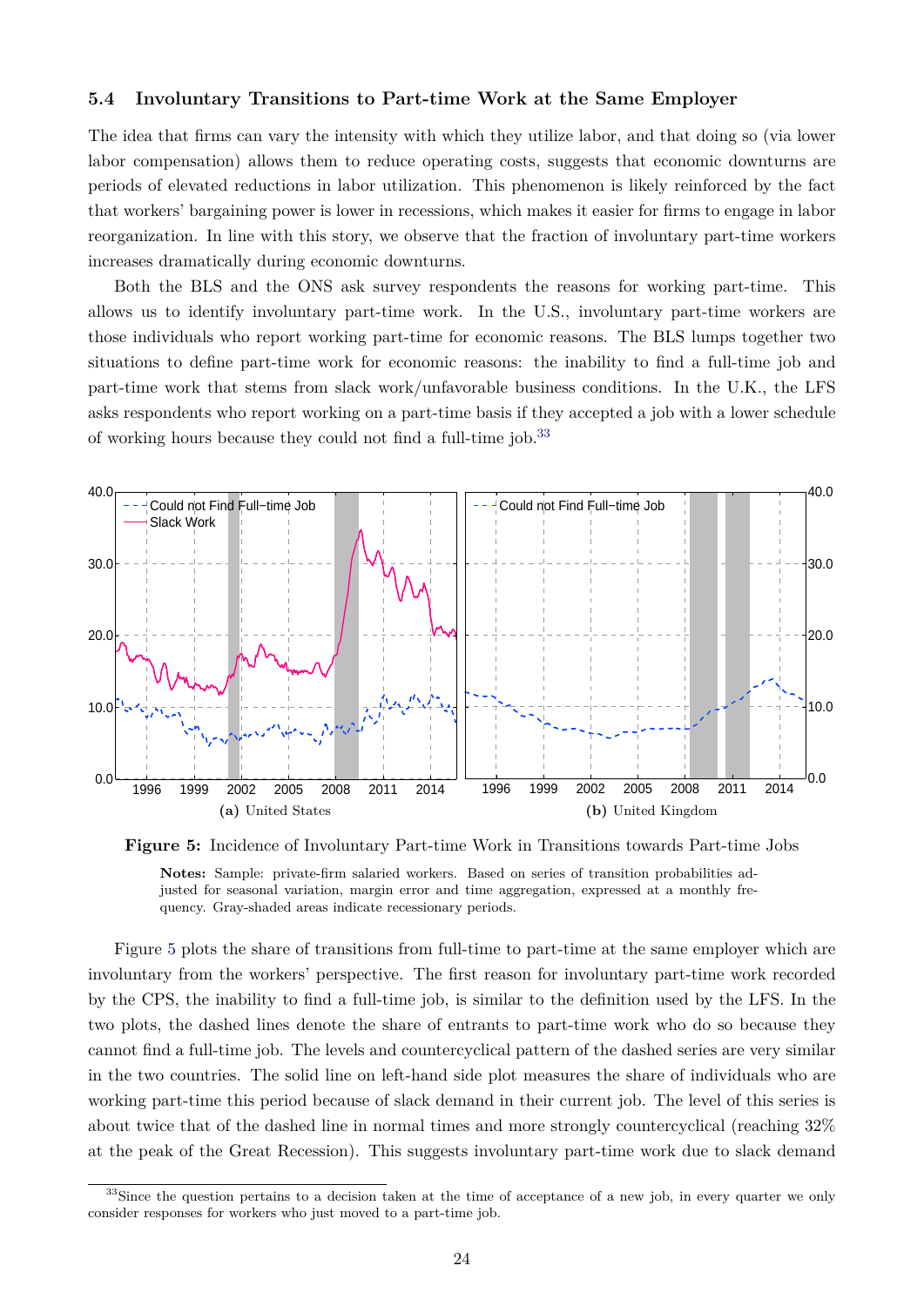### 5.4 Involuntary Transitions to Part-time Work at the Same Employer

The idea that firms can vary the intensity with which they utilize labor, and that doing so (via lower labor compensation) allows them to reduce operating costs, suggests that economic downturns are periods of elevated reductions in labor utilization. This phenomenon is likely reinforced by the fact that workers' bargaining power is lower in recessions, which makes it easier for firms to engage in labor reorganization. In line with this story, we observe that the fraction of involuntary part-time workers increases dramatically during economic downturns.

Both the BLS and the ONS ask survey respondents the reasons for working part-time. This allows us to identify involuntary part-time work. In the U.S., involuntary part-time workers are those individuals who report working part-time for economic reasons. The BLS lumps together two situations to define part-time work for economic reasons: the inability to find a full-time job and part-time work that stems from slack work/unfavorable business conditions. In the U.K., the LFS asks respondents who report working on a part-time basis if they accepted a job with a lower schedule of working hours because they could not find a full-time job.[33]

(a) United States

(b) United Kingdom

**Figure 5:** Incidence of Involuntary Part-time Work in Transitions towards Part-time Jobs

**Notes:** Sample: private-firm salaried workers. Based on series of transition probabilities adjusted for seasonal variation, margin error and time aggregation, expressed at a monthly frequency. Gray-shaded areas indicate recessionary periods.

Figure 5 plots the share of transitions from full-time to part-time at the same employer which are involuntary from the workers' perspective. The first reason for involuntary part-time work recorded by the CPS, the inability to find a full-time job, is similar to the definition used by the LFS. In the two plots, the dashed lines denote the share of entrants to part-time work who do so because they cannot find a full-time job. The levels and countercyclical pattern of the dashed series are very similar in the two countries. The solid line on left-hand side plot measures the share of individuals who are working part-time this period because of slack demand in their current job. The level of this series is about twice that of the dashed line in normal times and more strongly countercyclical (reaching 32% at the peak of the Great Recession). This suggests involuntary part-time work due to slack demand

[33] Since the question pertains to a decision taken at the time of acceptance of a new job, in every quarter we only consider responses for workers who just moved to a part-time job.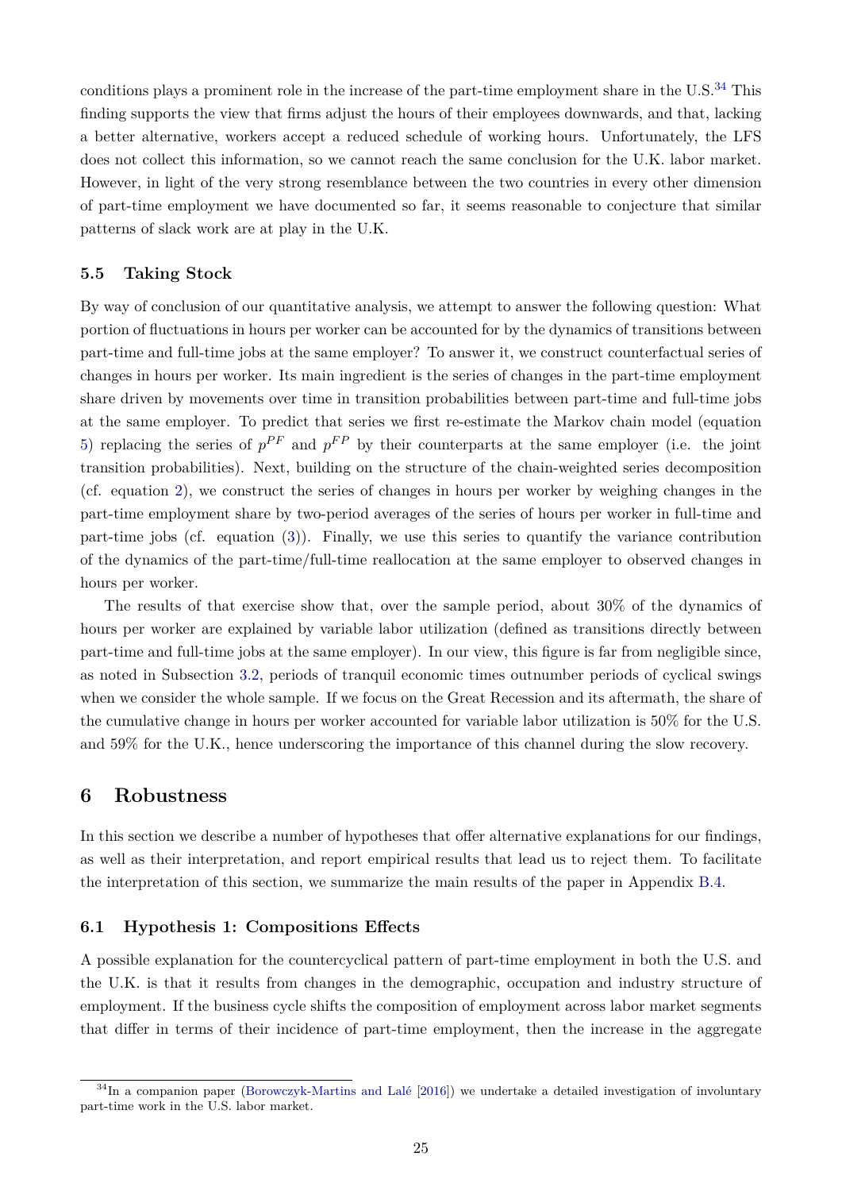conditions plays a prominent role in the increase of the part-time employment share in the U.S.[34] This finding supports the view that firms adjust the hours of their employees downwards, and that, lacking a better alternative, workers accept a reduced schedule of working hours. Unfortunately, the LFS does not collect this information, so we cannot reach the same conclusion for the U.K. labor market. However, in light of the very strong resemblance between the two countries in every other dimension of part-time employment we have documented so far, it seems reasonable to conjecture that similar patterns of slack work are at play in the U.K.

### 5.5 Taking Stock

By way of conclusion of our quantitative analysis, we attempt to answer the following question: What portion of fluctuations in hours per worker can be accounted for by the dynamics of transitions between part-time and full-time jobs at the same employer? To answer it, we construct counterfactual series of changes in hours per worker. Its main ingredient is the series of changes in the part-time employment share driven by movements over time in transition probabilities between part-time and full-time jobs at the same employer. To predict that series we first re-estimate the Markov chain model (equation 5) replacing the series of $p^{PF}$ and $p^{FP}$ by their counterparts at the same employer (i.e. the joint transition probabilities). Next, building on the structure of the chain-weighted series decomposition (cf. equation 2), we construct the series of changes in hours per worker by weighing changes in the part-time employment share by two-period averages of the series of hours per worker in full-time and part-time jobs (cf. equation (3)). Finally, we use this series to quantify the variance contribution of the dynamics of the part-time/full-time reallocation at the same employer to observed changes in hours per worker.

The results of that exercise show that, over the sample period, about 30% of the dynamics of hours per worker are explained by variable labor utilization (defined as transitions directly between part-time and full-time jobs at the same employer). In our view, this figure is far from negligible since, as noted in Subsection 3.2, periods of tranquil economic times outnumber periods of cyclical swings when we consider the whole sample. If we focus on the Great Recession and its aftermath, the share of the cumulative change in hours per worker accounted for variable labor utilization is 50% for the U.S. and 59% for the U.K., hence underscoring the importance of this channel during the slow recovery.

## 6 Robustness

In this section we describe a number of hypotheses that offer alternative explanations for our findings, as well as their interpretation, and report empirical results that lead us to reject them. To facilitate the interpretation of this section, we summarize the main results of the paper in Appendix B.4.

### 6.1 Hypothesis 1: Compositions Effects

A possible explanation for the countercyclical pattern of part-time employment in both the U.S. and the U.K. is that it results from changes in the demographic, occupation and industry structure of employment. If the business cycle shifts the composition of employment across labor market segments that differ in terms of their incidence of part-time employment, then the increase in the aggregate

[34] In a companion paper (Borowczyk-Martins and Lalé [2016]) we undertake a detailed investigation of involuntary part-time work in the U.S. labor market.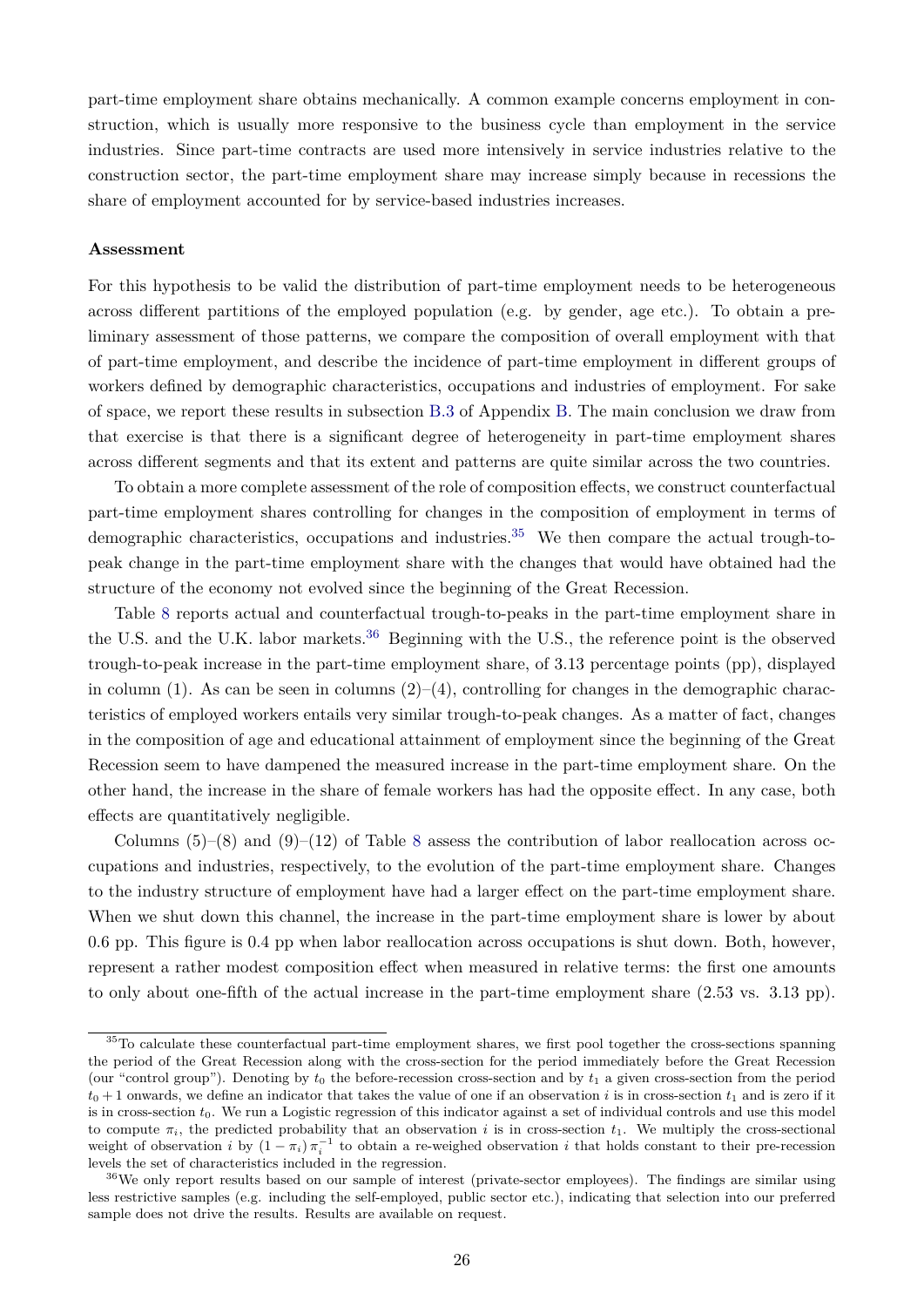part-time employment share obtains mechanically. A common example concerns employment in construction, which is usually more responsive to the business cycle than employment in the service industries. Since part-time contracts are used more intensively in service industries relative to the construction sector, the part-time employment share may increase simply because in recessions the share of employment accounted for by service-based industries increases.

**Assessment**

For this hypothesis to be valid the distribution of part-time employment needs to be heterogeneous across different partitions of the employed population (e.g. by gender, age etc.). To obtain a preliminary assessment of those patterns, we compare the composition of overall employment with that of part-time employment, and describe the incidence of part-time employment in different groups of workers defined by demographic characteristics, occupations and industries of employment. For sake of space, we report these results in subsection B.3 of Appendix B. The main conclusion we draw from that exercise is that there is a significant degree of heterogeneity in part-time employment shares across different segments and that its extent and patterns are quite similar across the two countries.

To obtain a more complete assessment of the role of composition effects, we construct counterfactual part-time employment shares controlling for changes in the composition of employment in terms of demographic characteristics, occupations and industries.[35] We then compare the actual trough-to-peak change in the part-time employment share with the changes that would have obtained had the structure of the economy not evolved since the beginning of the Great Recession.

Table 8 reports actual and counterfactual trough-to-peaks in the part-time employment share in the U.S. and the U.K. labor markets.[36] Beginning with the U.S., the reference point is the observed trough-to-peak increase in the part-time employment share, of 3.13 percentage points (pp), displayed in column (1). As can be seen in columns (2)–(4), controlling for changes in the demographic characteristics of employed workers entails very similar trough-to-peak changes. As a matter of fact, changes in the composition of age and educational attainment of employment since the beginning of the Great Recession seem to have dampened the measured increase in the part-time employment share. On the other hand, the increase in the share of female workers has had the opposite effect. In any case, both effects are quantitatively negligible.

Columns (5)–(8) and (9)–(12) of Table 8 assess the contribution of labor reallocation across occupations and industries, respectively, to the evolution of the part-time employment share. Changes to the industry structure of employment have had a larger effect on the part-time employment share. When we shut down this channel, the increase in the part-time employment share is lower by about 0.6 pp. This figure is 0.4 pp when labor reallocation across occupations is shut down. Both, however, represent a rather modest composition effect when measured in relative terms: the first one amounts to only about one-fifth of the actual increase in the part-time employment share (2.53 vs. 3.13 pp).

---

[35] To calculate these counterfactual part-time employment shares, we first pool together the cross-sections spanning the period of the Great Recession along with the cross-section for the period immediately before the Great Recession (our "control group"). Denoting by $t_0$ the before-recession cross-section and by $t_1$ a given cross-section from the period $t_0 + 1$ onwards, we define an indicator that takes the value of one if an observation $i$ is in cross-section $t_1$ and is zero if it is in cross-section $t_0$. We run a Logistic regression of this indicator against a set of individual controls and use this model to compute $\pi_i$, the predicted probability that an observation $i$ is in cross-section $t_1$. We multiply the cross-sectional weight of observation $i$ by $(1 - \pi_i)\,\pi_i^{-1}$ to obtain a re-weighed observation $i$ that holds constant to their pre-recession levels the set of characteristics included in the regression.

[36] We only report results based on our sample of interest (private-sector employees). The findings are similar using less restrictive samples (e.g. including the self-employed, public sector etc.), indicating that selection into our preferred sample does not drive the results. Results are available on request.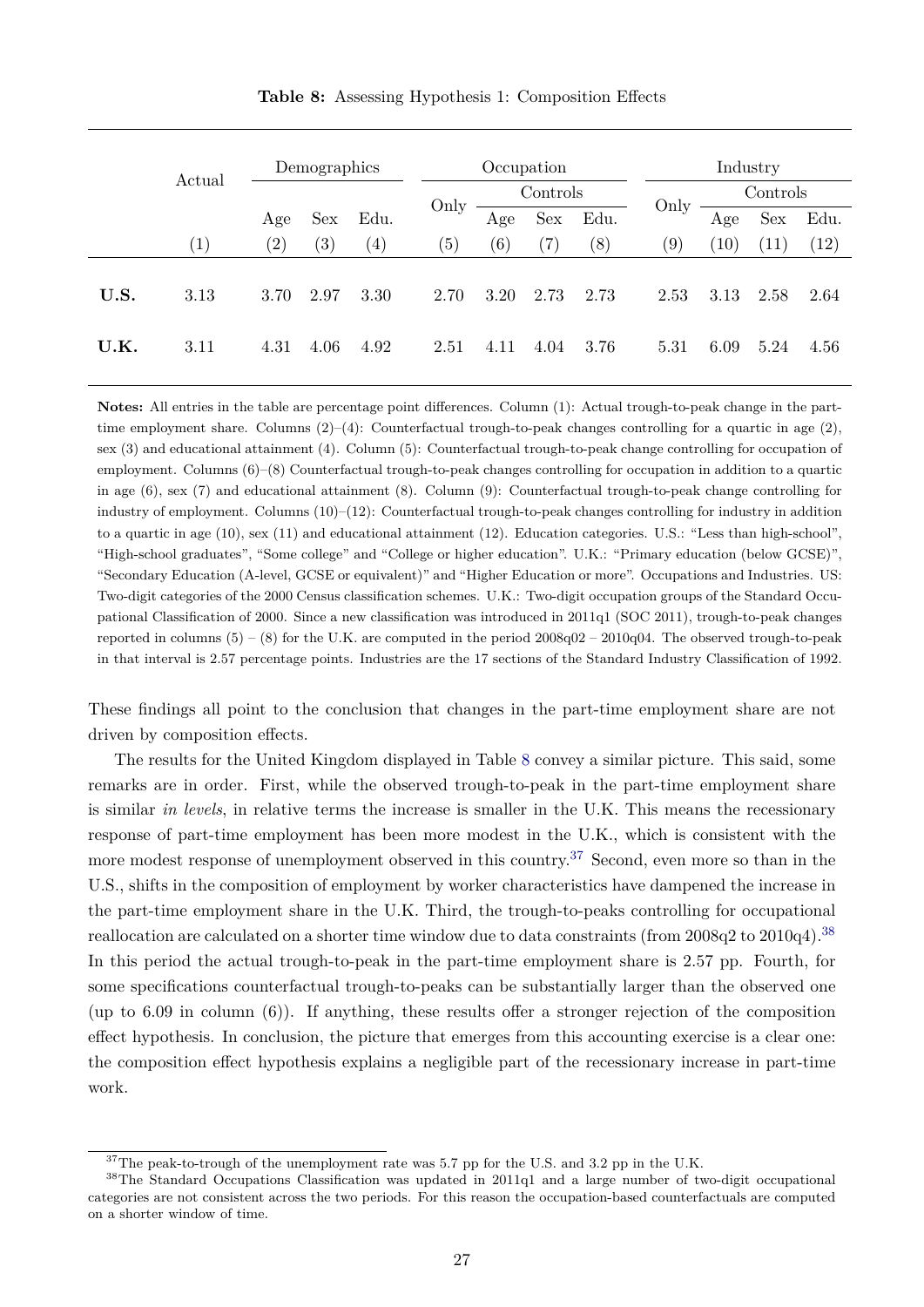**Table 8:** Assessing Hypothesis 1: Composition Effects

| | Actual | Demographics | | | Occupation | | | | Industry | | | |
|---|---|---|---|---|---|---|---|---|---|---|---|---|
| | | | | | Only | Controls | | | Only | Controls | | |
| | | Age | Sex | Edu. | | Age | Sex | Edu. | | Age | Sex | Edu. |
| | (1) | (2) | (3) | (4) | (5) | (6) | (7) | (8) | (9) | (10) | (11) | (12) |
| **U.S.** | 3.13 | 3.70 | 2.97 | 3.30 | 2.70 | 3.20 | 2.73 | 2.73 | 2.53 | 3.13 | 2.58 | 2.64 |
| **U.K.** | 3.11 | 4.31 | 4.06 | 4.92 | 2.51 | 4.11 | 4.04 | 3.76 | 5.31 | 6.09 | 5.24 | 4.56 |

**Notes:** All entries in the table are percentage point differences. Column (1): Actual trough-to-peak change in the part-time employment share. Columns (2)–(4): Counterfactual trough-to-peak changes controlling for a quartic in age (2), sex (3) and educational attainment (4). Column (5): Counterfactual trough-to-peak change controlling for occupation of employment. Columns (6)–(8) Counterfactual trough-to-peak changes controlling for occupation in addition to a quartic in age (6), sex (7) and educational attainment (8). Column (9): Counterfactual trough-to-peak change controlling for industry of employment. Columns (10)–(12): Counterfactual trough-to-peak changes controlling for industry in addition to a quartic in age (10), sex (11) and educational attainment (12). Education categories. U.S.: "Less than high-school", "High-school graduates", "Some college" and "College or higher education". U.K.: "Primary education (below GCSE)", "Secondary Education (A-level, GCSE or equivalent)" and "Higher Education or more". Occupations and Industries. US: Two-digit categories of the 2000 Census classification schemes. U.K.: Two-digit occupation groups of the Standard Occupational Classification of 2000. Since a new classification was introduced in 2011q1 (SOC 2011), trough-to-peak changes reported in columns (5) – (8) for the U.K. are computed in the period 2008q02 – 2010q04. The observed trough-to-peak in that interval is 2.57 percentage points. Industries are the 17 sections of the Standard Industry Classification of 1992.

These findings all point to the conclusion that changes in the part-time employment share are not driven by composition effects.

The results for the United Kingdom displayed in Table 8 convey a similar picture. This said, some remarks are in order. First, while the observed trough-to-peak in the part-time employment share is similar *in levels*, in relative terms the increase is smaller in the U.K. This means the recessionary response of part-time employment has been more modest in the U.K., which is consistent with the more modest response of unemployment observed in this country.[37] Second, even more so than in the U.S., shifts in the composition of employment by worker characteristics have dampened the increase in the part-time employment share in the U.K. Third, the trough-to-peaks controlling for occupational reallocation are calculated on a shorter time window due to data constraints (from 2008q2 to 2010q4).[38] In this period the actual trough-to-peak in the part-time employment share is 2.57 pp. Fourth, for some specifications counterfactual trough-to-peaks can be substantially larger than the observed one (up to 6.09 in column (6)). If anything, these results offer a stronger rejection of the composition effect hypothesis. In conclusion, the picture that emerges from this accounting exercise is a clear one: the composition effect hypothesis explains a negligible part of the recessionary increase in part-time work.

[37] The peak-to-trough of the unemployment rate was 5.7 pp for the U.S. and 3.2 pp in the U.K.

[38] The Standard Occupations Classification was updated in 2011q1 and a large number of two-digit occupational categories are not consistent across the two periods. For this reason the occupation-based counterfactuals are computed on a shorter window of time.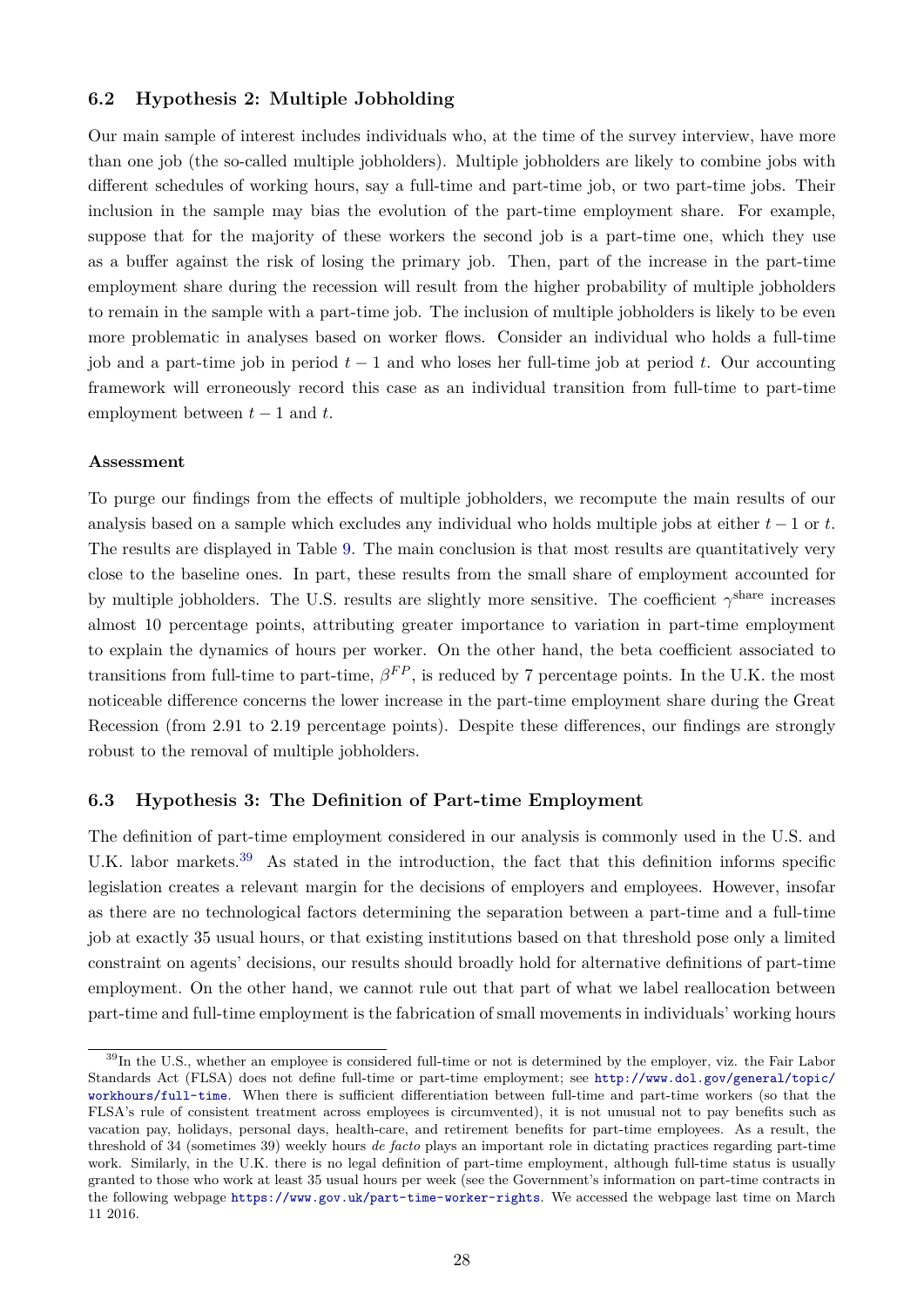### 6.2 Hypothesis 2: Multiple Jobholding

Our main sample of interest includes individuals who, at the time of the survey interview, have more than one job (the so-called multiple jobholders). Multiple jobholders are likely to combine jobs with different schedules of working hours, say a full-time and part-time job, or two part-time jobs. Their inclusion in the sample may bias the evolution of the part-time employment share. For example, suppose that for the majority of these workers the second job is a part-time one, which they use as a buffer against the risk of losing the primary job. Then, part of the increase in the part-time employment share during the recession will result from the higher probability of multiple jobholders to remain in the sample with a part-time job. The inclusion of multiple jobholders is likely to be even more problematic in analyses based on worker flows. Consider an individual who holds a full-time job and a part-time job in period $t-1$ and who loses her full-time job at period $t$. Our accounting framework will erroneously record this case as an individual transition from full-time to part-time employment between $t-1$ and $t$.

**Assessment**

To purge our findings from the effects of multiple jobholders, we recompute the main results of our analysis based on a sample which excludes any individual who holds multiple jobs at either $t-1$ or $t$. The results are displayed in Table 9. The main conclusion is that most results are quantitatively very close to the baseline ones. In part, these results from the small share of employment accounted for by multiple jobholders. The U.S. results are slightly more sensitive. The coefficient $\gamma^{\text{share}}$ increases almost 10 percentage points, attributing greater importance to variation in part-time employment to explain the dynamics of hours per worker. On the other hand, the beta coefficient associated to transitions from full-time to part-time, $\beta^{FP}$, is reduced by 7 percentage points. In the U.K. the most noticeable difference concerns the lower increase in the part-time employment share during the Great Recession (from 2.91 to 2.19 percentage points). Despite these differences, our findings are strongly robust to the removal of multiple jobholders.

### 6.3 Hypothesis 3: The Definition of Part-time Employment

The definition of part-time employment considered in our analysis is commonly used in the U.S. and U.K. labor markets.[39] As stated in the introduction, the fact that this definition informs specific legislation creates a relevant margin for the decisions of employers and employees. However, insofar as there are no technological factors determining the separation between a part-time and a full-time job at exactly 35 usual hours, or that existing institutions based on that threshold pose only a limited constraint on agents' decisions, our results should broadly hold for alternative definitions of part-time employment. On the other hand, we cannot rule out that part of what we label reallocation between part-time and full-time employment is the fabrication of small movements in individuals' working hours

[39] In the U.S., whether an employee is considered full-time or not is determined by the employer, viz. the Fair Labor Standards Act (FLSA) does not define full-time or part-time employment; see http://www.dol.gov/general/topic/workhours/full-time. When there is sufficient differentiation between full-time and part-time workers (so that the FLSA's rule of consistent treatment across employees is circumvented), it is not unusual not to pay benefits such as vacation pay, holidays, personal days, health-care, and retirement benefits for part-time employees. As a result, the threshold of 34 (sometimes 39) weekly hours *de facto* plays an important role in dictating practices regarding part-time work. Similarly, in the U.K. there is no legal definition of part-time employment, although full-time status is usually granted to those who work at least 35 usual hours per week (see the Government's information on part-time contracts in the following webpage https://www.gov.uk/part-time-worker-rights. We accessed the webpage last time on March 11 2016.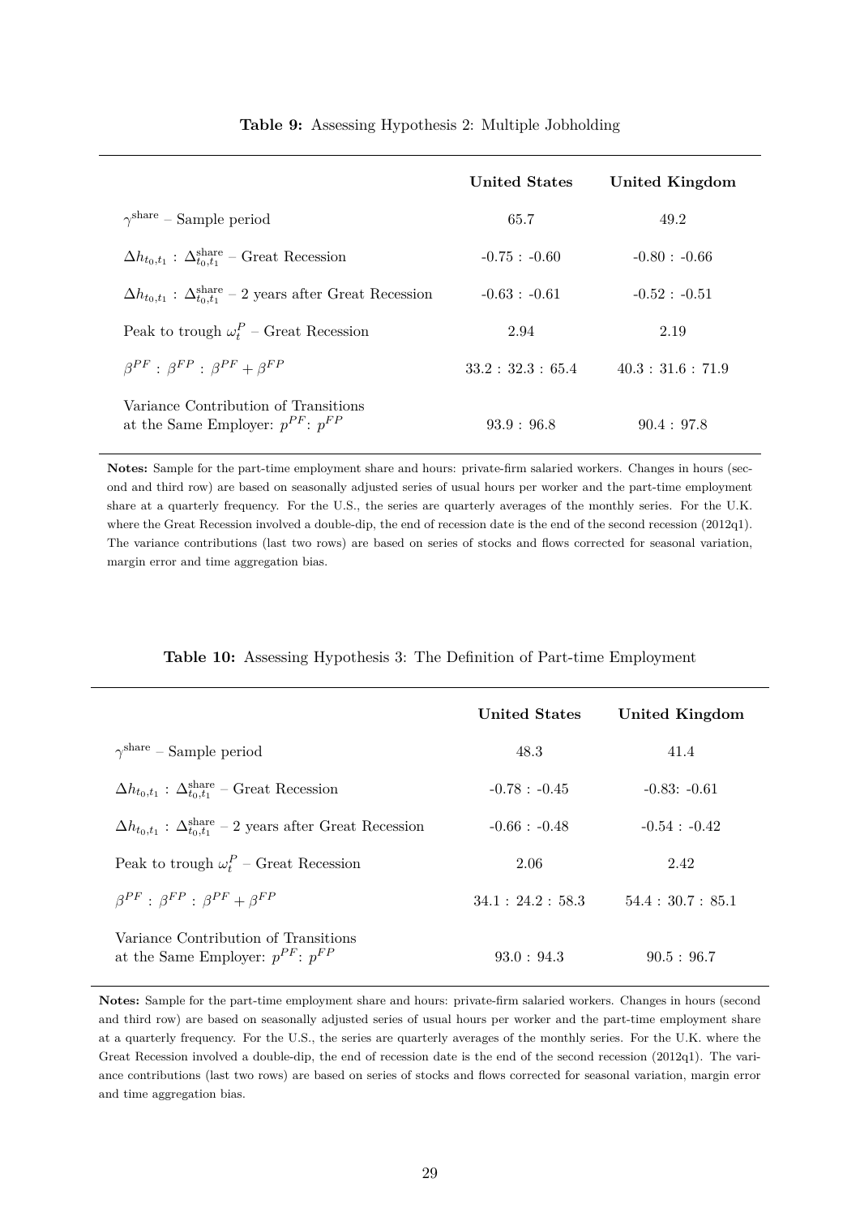**Table 9:** Assessing Hypothesis 2: Multiple Jobholding

| | **United States** | **United Kingdom** |
|---|---|---|
| $\gamma^{\text{share}}$ – Sample period | 65.7 | 49.2 |
| $\Delta h_{t_0,t_1}$ : $\Delta^{\text{share}}_{t_0,t_1}$ – Great Recession | -0.75 : -0.60 | -0.80 : -0.66 |
| $\Delta h_{t_0,t_1}$ : $\Delta^{\text{share}}_{t_0,t_1}$ – 2 years after Great Recession | -0.63 : -0.61 | -0.52 : -0.51 |
| Peak to trough $\omega^P_t$ – Great Recession | 2.94 | 2.19 |
| $\beta^{PF}$ : $\beta^{FP}$ : $\beta^{PF} + \beta^{FP}$ | 33.2 : 32.3 : 65.4 | 40.3 : 31.6 : 71.9 |
| Variance Contribution of Transitions at the Same Employer: $p^{PF}$: $p^{FP}$ | 93.9 : 96.8 | 90.4 : 97.8 |

**Notes:** Sample for the part-time employment share and hours: private-firm salaried workers. Changes in hours (second and third row) are based on seasonally adjusted series of usual hours per worker and the part-time employment share at a quarterly frequency. For the U.S., the series are quarterly averages of the monthly series. For the U.K. where the Great Recession involved a double-dip, the end of recession date is the end of the second recession (2012q1). The variance contributions (last two rows) are based on series of stocks and flows corrected for seasonal variation, margin error and time aggregation bias.

**Table 10:** Assessing Hypothesis 3: The Definition of Part-time Employment

| | **United States** | **United Kingdom** |
|---|---|---|
| $\gamma^{\text{share}}$ – Sample period | 48.3 | 41.4 |
| $\Delta h_{t_0,t_1}$ : $\Delta^{\text{share}}_{t_0,t_1}$ – Great Recession | -0.78 : -0.45 | -0.83: -0.61 |
| $\Delta h_{t_0,t_1}$ : $\Delta^{\text{share}}_{t_0,t_1}$ – 2 years after Great Recession | -0.66 : -0.48 | -0.54 : -0.42 |
| Peak to trough $\omega^P_t$ – Great Recession | 2.06 | 2.42 |
| $\beta^{PF}$ : $\beta^{FP}$ : $\beta^{PF} + \beta^{FP}$ | 34.1 : 24.2 : 58.3 | 54.4 : 30.7 : 85.1 |
| Variance Contribution of Transitions at the Same Employer: $p^{PF}$: $p^{FP}$ | 93.0 : 94.3 | 90.5 : 96.7 |

**Notes:** Sample for the part-time employment share and hours: private-firm salaried workers. Changes in hours (second and third row) are based on seasonally adjusted series of usual hours per worker and the part-time employment share at a quarterly frequency. For the U.S., the series are quarterly averages of the monthly series. For the U.K. where the Great Recession involved a double-dip, the end of recession date is the end of the second recession (2012q1). The variance contributions (last two rows) are based on series of stocks and flows corrected for seasonal variation, margin error and time aggregation bias.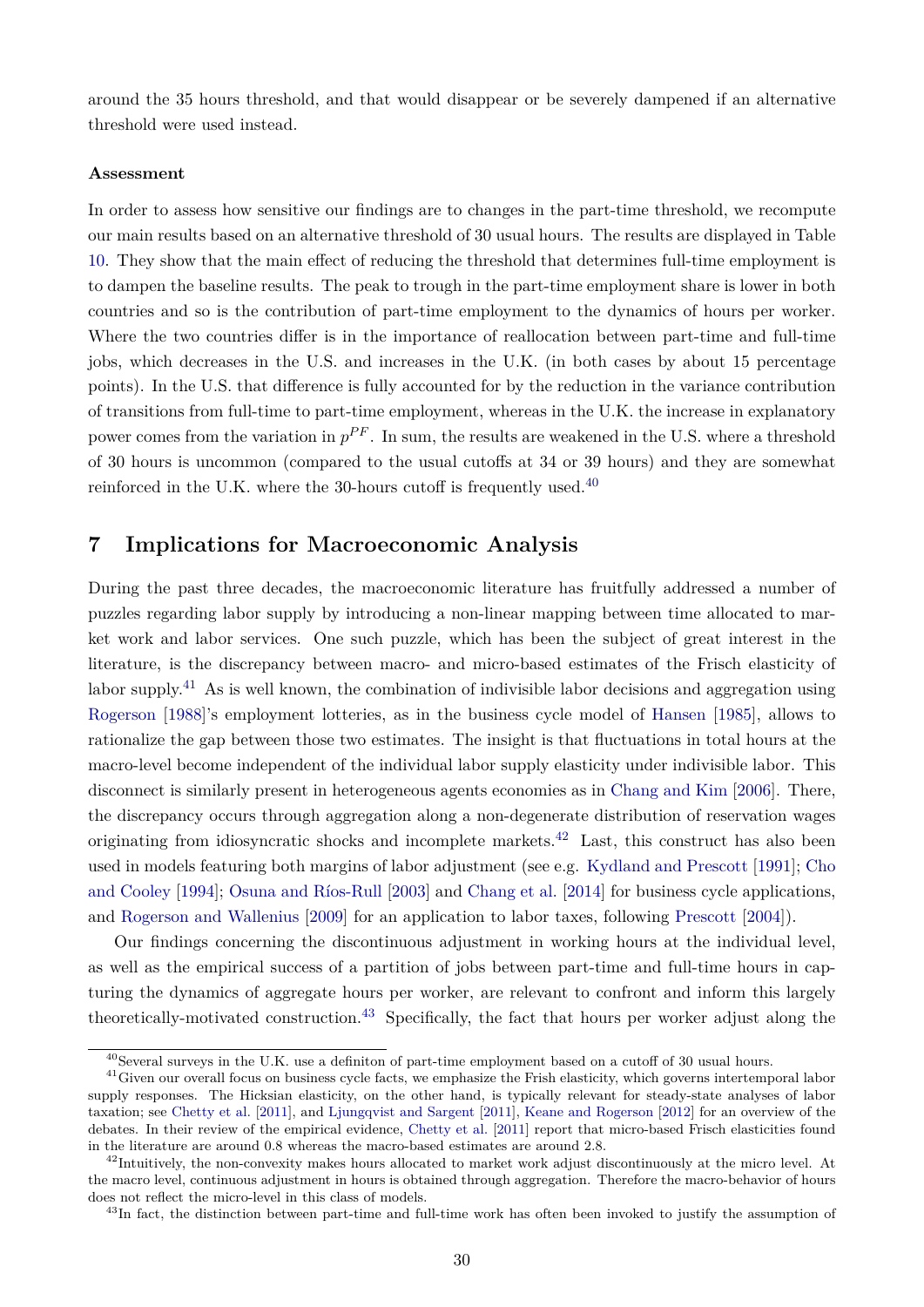around the 35 hours threshold, and that would disappear or be severely dampened if an alternative threshold were used instead.

**Assessment**

In order to assess how sensitive our findings are to changes in the part-time threshold, we recompute our main results based on an alternative threshold of 30 usual hours. The results are displayed in Table 10. They show that the main effect of reducing the threshold that determines full-time employment is to dampen the baseline results. The peak to trough in the part-time employment share is lower in both countries and so is the contribution of part-time employment to the dynamics of hours per worker. Where the two countries differ is in the importance of reallocation between part-time and full-time jobs, which decreases in the U.S. and increases in the U.K. (in both cases by about 15 percentage points). In the U.S. that difference is fully accounted for by the reduction in the variance contribution of transitions from full-time to part-time employment, whereas in the U.K. the increase in explanatory power comes from the variation in $p^{PF}$. In sum, the results are weakened in the U.S. where a threshold of 30 hours is uncommon (compared to the usual cutoffs at 34 or 39 hours) and they are somewhat reinforced in the U.K. where the 30-hours cutoff is frequently used.[40]

## 7 Implications for Macroeconomic Analysis

During the past three decades, the macroeconomic literature has fruitfully addressed a number of puzzles regarding labor supply by introducing a non-linear mapping between time allocated to market work and labor services. One such puzzle, which has been the subject of great interest in the literature, is the discrepancy between macro- and micro-based estimates of the Frisch elasticity of labor supply.[41] As is well known, the combination of indivisible labor decisions and aggregation using Rogerson [1988]'s employment lotteries, as in the business cycle model of Hansen [1985], allows to rationalize the gap between those two estimates. The insight is that fluctuations in total hours at the macro-level become independent of the individual labor supply elasticity under indivisible labor. This disconnect is similarly present in heterogeneous agents economies as in Chang and Kim [2006]. There, the discrepancy occurs through aggregation along a non-degenerate distribution of reservation wages originating from idiosyncratic shocks and incomplete markets.[42] Last, this construct has also been used in models featuring both margins of labor adjustment (see e.g. Kydland and Prescott [1991]; Cho and Cooley [1994]; Osuna and Ríos-Rull [2003] and Chang et al. [2014] for business cycle applications, and Rogerson and Wallenius [2009] for an application to labor taxes, following Prescott [2004]).

Our findings concerning the discontinuous adjustment in working hours at the individual level, as well as the empirical success of a partition of jobs between part-time and full-time hours in capturing the dynamics of aggregate hours per worker, are relevant to confront and inform this largely theoretically-motivated construction.[43] Specifically, the fact that hours per worker adjust along the

---

[40] Several surveys in the U.K. use a definiton of part-time employment based on a cutoff of 30 usual hours.

[41] Given our overall focus on business cycle facts, we emphasize the Frish elasticity, which governs intertemporal labor supply responses. The Hicksian elasticity, on the other hand, is typically relevant for steady-state analyses of labor taxation; see Chetty et al. [2011], and Ljungqvist and Sargent [2011], Keane and Rogerson [2012] for an overview of the debates. In their review of the empirical evidence, Chetty et al. [2011] report that micro-based Frisch elasticities found in the literature are around 0.8 whereas the macro-based estimates are around 2.8.

[42] Intuitively, the non-convexity makes hours allocated to market work adjust discontinuously at the micro level. At the macro level, continuous adjustment in hours is obtained through aggregation. Therefore the macro-behavior of hours does not reflect the micro-level in this class of models.

[43] In fact, the distinction between part-time and full-time work has often been invoked to justify the assumption of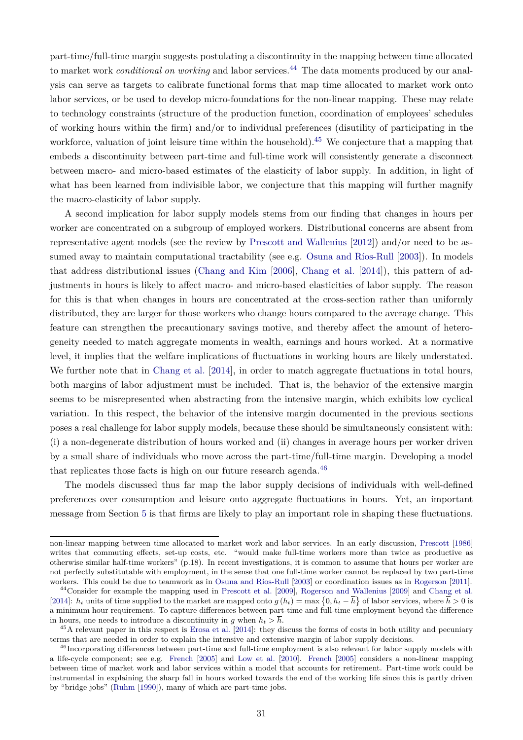part-time/full-time margin suggests postulating a discontinuity in the mapping between time allocated to market work *conditional on working* and labor services.[44] The data moments produced by our analysis can serve as targets to calibrate functional forms that map time allocated to market work onto labor services, or be used to develop micro-foundations for the non-linear mapping. These may relate to technology constraints (structure of the production function, coordination of employees' schedules of working hours within the firm) and/or to individual preferences (disutility of participating in the workforce, valuation of joint leisure time within the household).[45] We conjecture that a mapping that embeds a discontinuity between part-time and full-time work will consistently generate a disconnect between macro- and micro-based estimates of the elasticity of labor supply. In addition, in light of what has been learned from indivisible labor, we conjecture that this mapping will further magnify the macro-elasticity of labor supply.

A second implication for labor supply models stems from our finding that changes in hours per worker are concentrated on a subgroup of employed workers. Distributional concerns are absent from representative agent models (see the review by Prescott and Wallenius [2012]) and/or need to be assumed away to maintain computational tractability (see e.g. Osuna and Ríos-Rull [2003]). In models that address distributional issues (Chang and Kim [2006], Chang et al. [2014]), this pattern of adjustments in hours is likely to affect macro- and micro-based elasticities of labor supply. The reason for this is that when changes in hours are concentrated at the cross-section rather than uniformly distributed, they are larger for those workers who change hours compared to the average change. This feature can strengthen the precautionary savings motive, and thereby affect the amount of heterogeneity needed to match aggregate moments in wealth, earnings and hours worked. At a normative level, it implies that the welfare implications of fluctuations in working hours are likely understated. We further note that in Chang et al. [2014], in order to match aggregate fluctuations in total hours, both margins of labor adjustment must be included. That is, the behavior of the extensive margin seems to be misrepresented when abstracting from the intensive margin, which exhibits low cyclical variation. In this respect, the behavior of the intensive margin documented in the previous sections poses a real challenge for labor supply models, because these should be simultaneously consistent with: (i) a non-degenerate distribution of hours worked and (ii) changes in average hours per worker driven by a small share of individuals who move across the part-time/full-time margin. Developing a model that replicates those facts is high on our future research agenda.[46]

The models discussed thus far map the labor supply decisions of individuals with well-defined preferences over consumption and leisure onto aggregate fluctuations in hours. Yet, an important message from Section 5 is that firms are likely to play an important role in shaping these fluctuations.

---

non-linear mapping between time allocated to market work and labor services. In an early discussion, Prescott [1986] writes that commuting effects, set-up costs, etc. "would make full-time workers more than twice as productive as otherwise similar half-time workers" (p.18). In recent investigations, it is common to assume that hours per worker are not perfectly substitutable with employment, in the sense that one full-time worker cannot be replaced by two part-time workers. This could be due to teamwork as in Osuna and Ríos-Rull [2003] or coordination issues as in Rogerson [2011].

[44] Consider for example the mapping used in Prescott et al. [2009], Rogerson and Wallenius [2009] and Chang et al. [2014]: $h_t$ units of time supplied to the market are mapped onto $g(h_t) = \max\{0, h_t - \overline{h}\}$ of labor services, where $\overline{h} > 0$ is a minimum hour requirement. To capture differences between part-time and full-time employment beyond the difference in hours, one needs to introduce a discontinuity in $g$ when $h_t > \overline{h}$.

[45] A relevant paper in this respect is Erosa et al. [2014]: they discuss the forms of costs in both utility and pecuniary terms that are needed in order to explain the intensive and extensive margin of labor supply decisions.

[46] Incorporating differences between part-time and full-time employment is also relevant for labor supply models with a life-cycle component; see e.g. French [2005] and Low et al. [2010]. French [2005] considers a non-linear mapping between time of market work and labor services within a model that accounts for retirement. Part-time work could be instrumental in explaining the sharp fall in hours worked towards the end of the working life since this is partly driven by "bridge jobs" (Ruhm [1990]), many of which are part-time jobs.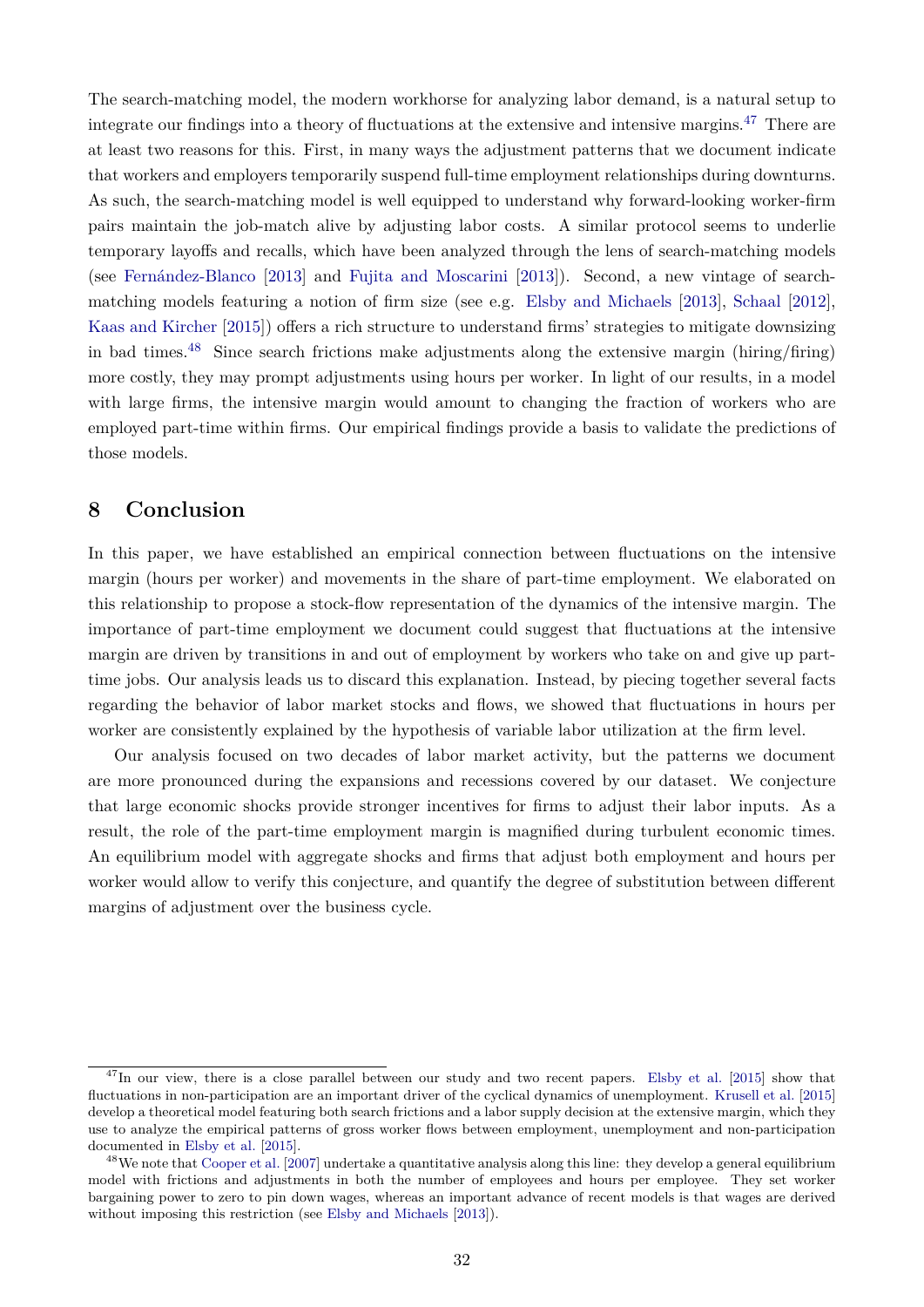The search-matching model, the modern workhorse for analyzing labor demand, is a natural setup to integrate our findings into a theory of fluctuations at the extensive and intensive margins.[47] There are at least two reasons for this. First, in many ways the adjustment patterns that we document indicate that workers and employers temporarily suspend full-time employment relationships during downturns. As such, the search-matching model is well equipped to understand why forward-looking worker-firm pairs maintain the job-match alive by adjusting labor costs. A similar protocol seems to underlie temporary layoffs and recalls, which have been analyzed through the lens of search-matching models (see Fernández-Blanco [2013] and Fujita and Moscarini [2013]). Second, a new vintage of search-matching models featuring a notion of firm size (see e.g. Elsby and Michaels [2013], Schaal [2012], Kaas and Kircher [2015]) offers a rich structure to understand firms' strategies to mitigate downsizing in bad times.[48] Since search frictions make adjustments along the extensive margin (hiring/firing) more costly, they may prompt adjustments using hours per worker. In light of our results, in a model with large firms, the intensive margin would amount to changing the fraction of workers who are employed part-time within firms. Our empirical findings provide a basis to validate the predictions of those models.

## 8 Conclusion

In this paper, we have established an empirical connection between fluctuations on the intensive margin (hours per worker) and movements in the share of part-time employment. We elaborated on this relationship to propose a stock-flow representation of the dynamics of the intensive margin. The importance of part-time employment we document could suggest that fluctuations at the intensive margin are driven by transitions in and out of employment by workers who take on and give up part-time jobs. Our analysis leads us to discard this explanation. Instead, by piecing together several facts regarding the behavior of labor market stocks and flows, we showed that fluctuations in hours per worker are consistently explained by the hypothesis of variable labor utilization at the firm level.

Our analysis focused on two decades of labor market activity, but the patterns we document are more pronounced during the expansions and recessions covered by our dataset. We conjecture that large economic shocks provide stronger incentives for firms to adjust their labor inputs. As a result, the role of the part-time employment margin is magnified during turbulent economic times. An equilibrium model with aggregate shocks and firms that adjust both employment and hours per worker would allow to verify this conjecture, and quantify the degree of substitution between different margins of adjustment over the business cycle.

[47] In our view, there is a close parallel between our study and two recent papers. Elsby et al. [2015] show that fluctuations in non-participation are an important driver of the cyclical dynamics of unemployment. Krusell et al. [2015] develop a theoretical model featuring both search frictions and a labor supply decision at the extensive margin, which they use to analyze the empirical patterns of gross worker flows between employment, unemployment and non-participation documented in Elsby et al. [2015].

[48] We note that Cooper et al. [2007] undertake a quantitative analysis along this line: they develop a general equilibrium model with frictions and adjustments in both the number of employees and hours per employee. They set worker bargaining power to zero to pin down wages, whereas an important advance of recent models is that wages are derived without imposing this restriction (see Elsby and Michaels [2013]).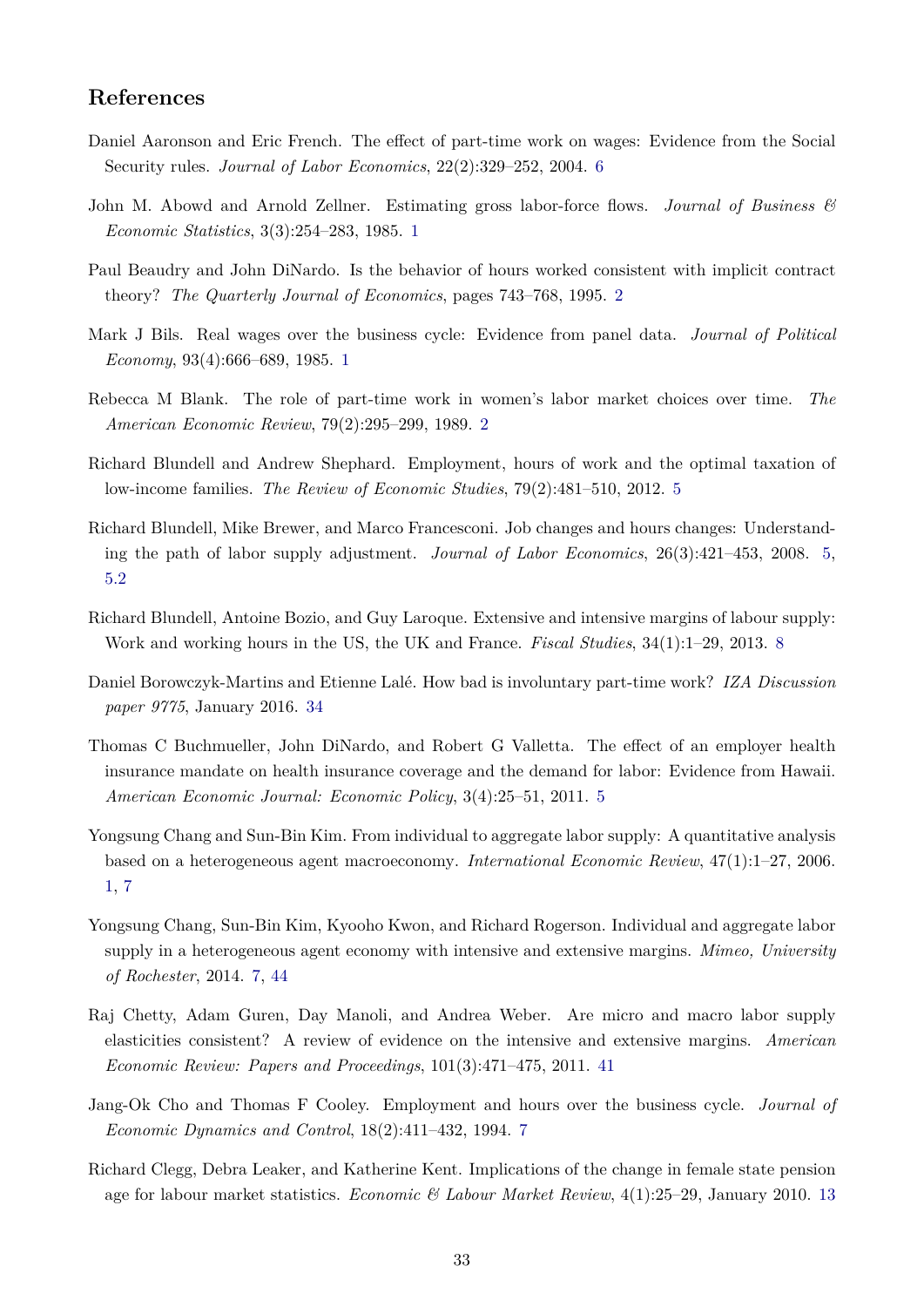## References

Daniel Aaronson and Eric French. The effect of part-time work on wages: Evidence from the Social Security rules. *Journal of Labor Economics*, 22(2):329–252, 2004. 6

John M. Abowd and Arnold Zellner. Estimating gross labor-force flows. *Journal of Business & Economic Statistics*, 3(3):254–283, 1985. 1

Paul Beaudry and John DiNardo. Is the behavior of hours worked consistent with implicit contract theory? *The Quarterly Journal of Economics*, pages 743–768, 1995. 2

Mark J Bils. Real wages over the business cycle: Evidence from panel data. *Journal of Political Economy*, 93(4):666–689, 1985. 1

Rebecca M Blank. The role of part-time work in women's labor market choices over time. *The American Economic Review*, 79(2):295–299, 1989. 2

Richard Blundell and Andrew Shephard. Employment, hours of work and the optimal taxation of low-income families. *The Review of Economic Studies*, 79(2):481–510, 2012. 5

Richard Blundell, Mike Brewer, and Marco Francesconi. Job changes and hours changes: Understanding the path of labor supply adjustment. *Journal of Labor Economics*, 26(3):421–453, 2008. 5, 5.2

Richard Blundell, Antoine Bozio, and Guy Laroque. Extensive and intensive margins of labour supply: Work and working hours in the US, the UK and France. *Fiscal Studies*, 34(1):1–29, 2013. 8

Daniel Borowczyk-Martins and Etienne Lalé. How bad is involuntary part-time work? *IZA Discussion paper 9775*, January 2016. 34

Thomas C Buchmueller, John DiNardo, and Robert G Valletta. The effect of an employer health insurance mandate on health insurance coverage and the demand for labor: Evidence from Hawaii. *American Economic Journal: Economic Policy*, 3(4):25–51, 2011. 5

Yongsung Chang and Sun-Bin Kim. From individual to aggregate labor supply: A quantitative analysis based on a heterogeneous agent macroeconomy. *International Economic Review*, 47(1):1–27, 2006. 1, 7

Yongsung Chang, Sun-Bin Kim, Kyooho Kwon, and Richard Rogerson. Individual and aggregate labor supply in a heterogeneous agent economy with intensive and extensive margins. *Mimeo, University of Rochester*, 2014. 7, 44

Raj Chetty, Adam Guren, Day Manoli, and Andrea Weber. Are micro and macro labor supply elasticities consistent? A review of evidence on the intensive and extensive margins. *American Economic Review: Papers and Proceedings*, 101(3):471–475, 2011. 41

Jang-Ok Cho and Thomas F Cooley. Employment and hours over the business cycle. *Journal of Economic Dynamics and Control*, 18(2):411–432, 1994. 7

Richard Clegg, Debra Leaker, and Katherine Kent. Implications of the change in female state pension age for labour market statistics. *Economic & Labour Market Review*, 4(1):25–29, January 2010. 13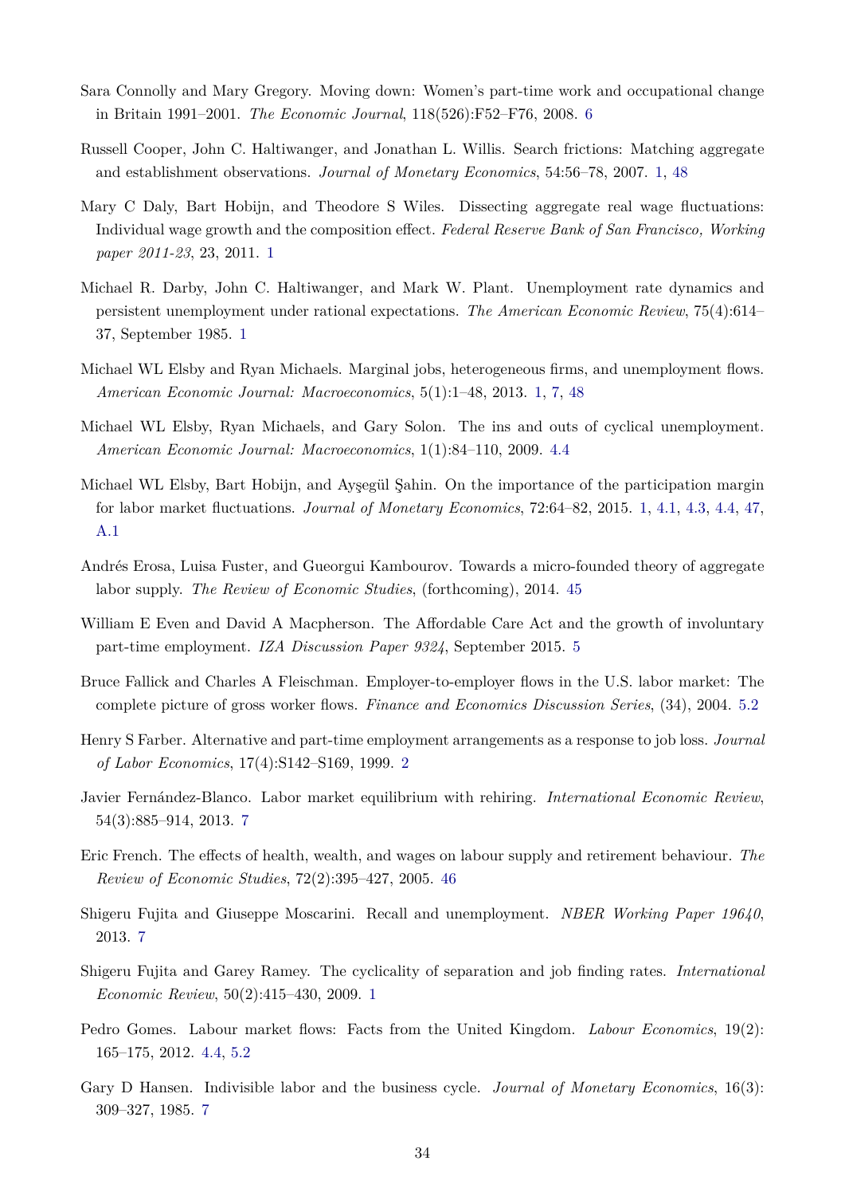Sara Connolly and Mary Gregory. Moving down: Women's part-time work and occupational change in Britain 1991–2001. *The Economic Journal*, 118(526):F52–F76, 2008. 6

Russell Cooper, John C. Haltiwanger, and Jonathan L. Willis. Search frictions: Matching aggregate and establishment observations. *Journal of Monetary Economics*, 54:56–78, 2007. 1, 48

Mary C Daly, Bart Hobijn, and Theodore S Wiles. Dissecting aggregate real wage fluctuations: Individual wage growth and the composition effect. *Federal Reserve Bank of San Francisco, Working paper 2011-23*, 23, 2011. 1

Michael R. Darby, John C. Haltiwanger, and Mark W. Plant. Unemployment rate dynamics and persistent unemployment under rational expectations. *The American Economic Review*, 75(4):614–37, September 1985. 1

Michael WL Elsby and Ryan Michaels. Marginal jobs, heterogeneous firms, and unemployment flows. *American Economic Journal: Macroeconomics*, 5(1):1–48, 2013. 1, 7, 48

Michael WL Elsby, Ryan Michaels, and Gary Solon. The ins and outs of cyclical unemployment. *American Economic Journal: Macroeconomics*, 1(1):84–110, 2009. 4.4

Michael WL Elsby, Bart Hobijn, and Ayşegül Şahin. On the importance of the participation margin for labor market fluctuations. *Journal of Monetary Economics*, 72:64–82, 2015. 1, 4.1, 4.3, 4.4, 47, A.1

Andrés Erosa, Luisa Fuster, and Gueorgui Kambourov. Towards a micro-founded theory of aggregate labor supply. *The Review of Economic Studies*, (forthcoming), 2014. 45

William E Even and David A Macpherson. The Affordable Care Act and the growth of involuntary part-time employment. *IZA Discussion Paper 9324*, September 2015. 5

Bruce Fallick and Charles A Fleischman. Employer-to-employer flows in the U.S. labor market: The complete picture of gross worker flows. *Finance and Economics Discussion Series*, (34), 2004. 5.2

Henry S Farber. Alternative and part-time employment arrangements as a response to job loss. *Journal of Labor Economics*, 17(4):S142–S169, 1999. 2

Javier Fernández-Blanco. Labor market equilibrium with rehiring. *International Economic Review*, 54(3):885–914, 2013. 7

Eric French. The effects of health, wealth, and wages on labour supply and retirement behaviour. *The Review of Economic Studies*, 72(2):395–427, 2005. 46

Shigeru Fujita and Giuseppe Moscarini. Recall and unemployment. *NBER Working Paper 19640*, 2013. 7

Shigeru Fujita and Garey Ramey. The cyclicality of separation and job finding rates. *International Economic Review*, 50(2):415–430, 2009. 1

Pedro Gomes. Labour market flows: Facts from the United Kingdom. *Labour Economics*, 19(2): 165–175, 2012. 4.4, 5.2

Gary D Hansen. Indivisible labor and the business cycle. *Journal of Monetary Economics*, 16(3): 309–327, 1985. 7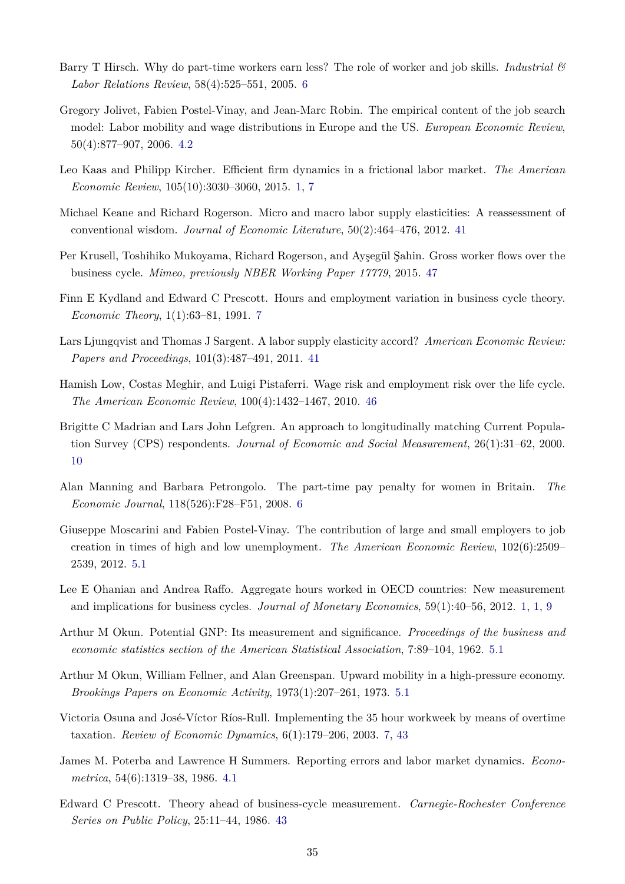Barry T Hirsch. Why do part-time workers earn less? The role of worker and job skills. *Industrial & Labor Relations Review*, 58(4):525–551, 2005. 6

Gregory Jolivet, Fabien Postel-Vinay, and Jean-Marc Robin. The empirical content of the job search model: Labor mobility and wage distributions in Europe and the US. *European Economic Review*, 50(4):877–907, 2006. 4.2

Leo Kaas and Philipp Kircher. Efficient firm dynamics in a frictional labor market. *The American Economic Review*, 105(10):3030–3060, 2015. 1, 7

Michael Keane and Richard Rogerson. Micro and macro labor supply elasticities: A reassessment of conventional wisdom. *Journal of Economic Literature*, 50(2):464–476, 2012. 41

Per Krusell, Toshihiko Mukoyama, Richard Rogerson, and Ayşegül Şahin. Gross worker flows over the business cycle. *Mimeo, previously NBER Working Paper 17779*, 2015. 47

Finn E Kydland and Edward C Prescott. Hours and employment variation in business cycle theory. *Economic Theory*, 1(1):63–81, 1991. 7

Lars Ljungqvist and Thomas J Sargent. A labor supply elasticity accord? *American Economic Review: Papers and Proceedings*, 101(3):487–491, 2011. 41

Hamish Low, Costas Meghir, and Luigi Pistaferri. Wage risk and employment risk over the life cycle. *The American Economic Review*, 100(4):1432–1467, 2010. 46

Brigitte C Madrian and Lars John Lefgren. An approach to longitudinally matching Current Population Survey (CPS) respondents. *Journal of Economic and Social Measurement*, 26(1):31–62, 2000. 10

Alan Manning and Barbara Petrongolo. The part-time pay penalty for women in Britain. *The Economic Journal*, 118(526):F28–F51, 2008. 6

Giuseppe Moscarini and Fabien Postel-Vinay. The contribution of large and small employers to job creation in times of high and low unemployment. *The American Economic Review*, 102(6):2509–2539, 2012. 5.1

Lee E Ohanian and Andrea Raffo. Aggregate hours worked in OECD countries: New measurement and implications for business cycles. *Journal of Monetary Economics*, 59(1):40–56, 2012. 1, 1, 9

Arthur M Okun. Potential GNP: Its measurement and significance. *Proceedings of the business and economic statistics section of the American Statistical Association*, 7:89–104, 1962. 5.1

Arthur M Okun, William Fellner, and Alan Greenspan. Upward mobility in a high-pressure economy. *Brookings Papers on Economic Activity*, 1973(1):207–261, 1973. 5.1

Victoria Osuna and José-Víctor Ríos-Rull. Implementing the 35 hour workweek by means of overtime taxation. *Review of Economic Dynamics*, 6(1):179–206, 2003. 7, 43

James M. Poterba and Lawrence H Summers. Reporting errors and labor market dynamics. *Econometrica*, 54(6):1319–38, 1986. 4.1

Edward C Prescott. Theory ahead of business-cycle measurement. *Carnegie-Rochester Conference Series on Public Policy*, 25:11–44, 1986. 43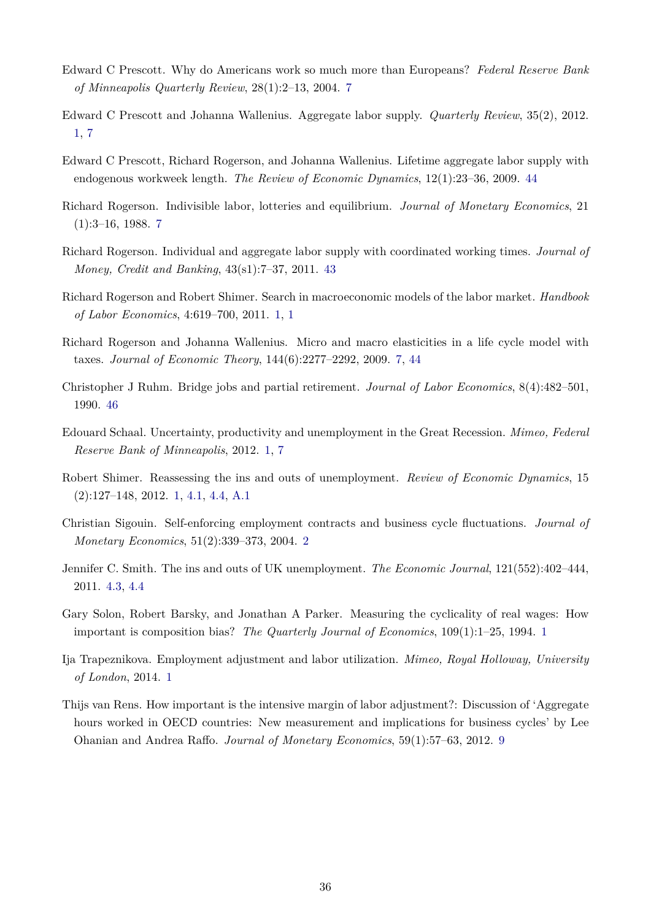Edward C Prescott. Why do Americans work so much more than Europeans? *Federal Reserve Bank of Minneapolis Quarterly Review*, 28(1):2–13, 2004. 7

Edward C Prescott and Johanna Wallenius. Aggregate labor supply. *Quarterly Review*, 35(2), 2012. 1, 7

Edward C Prescott, Richard Rogerson, and Johanna Wallenius. Lifetime aggregate labor supply with endogenous workweek length. *The Review of Economic Dynamics*, 12(1):23–36, 2009. 44

Richard Rogerson. Indivisible labor, lotteries and equilibrium. *Journal of Monetary Economics*, 21 (1):3–16, 1988. 7

Richard Rogerson. Individual and aggregate labor supply with coordinated working times. *Journal of Money, Credit and Banking*, 43(s1):7–37, 2011. 43

Richard Rogerson and Robert Shimer. Search in macroeconomic models of the labor market. *Handbook of Labor Economics*, 4:619–700, 2011. 1, 1

Richard Rogerson and Johanna Wallenius. Micro and macro elasticities in a life cycle model with taxes. *Journal of Economic Theory*, 144(6):2277–2292, 2009. 7, 44

Christopher J Ruhm. Bridge jobs and partial retirement. *Journal of Labor Economics*, 8(4):482–501, 1990. 46

Edouard Schaal. Uncertainty, productivity and unemployment in the Great Recession. *Mimeo, Federal Reserve Bank of Minneapolis*, 2012. 1, 7

Robert Shimer. Reassessing the ins and outs of unemployment. *Review of Economic Dynamics*, 15 (2):127–148, 2012. 1, 4.1, 4.4, A.1

Christian Sigouin. Self-enforcing employment contracts and business cycle fluctuations. *Journal of Monetary Economics*, 51(2):339–373, 2004. 2

Jennifer C. Smith. The ins and outs of UK unemployment. *The Economic Journal*, 121(552):402–444, 2011. 4.3, 4.4

Gary Solon, Robert Barsky, and Jonathan A Parker. Measuring the cyclicality of real wages: How important is composition bias? *The Quarterly Journal of Economics*, 109(1):1–25, 1994. 1

Ija Trapeznikova. Employment adjustment and labor utilization. *Mimeo, Royal Holloway, University of London*, 2014. 1

Thijs van Rens. How important is the intensive margin of labor adjustment?: Discussion of 'Aggregate hours worked in OECD countries: New measurement and implications for business cycles' by Lee Ohanian and Andrea Raffo. *Journal of Monetary Economics*, 59(1):57–63, 2012. 9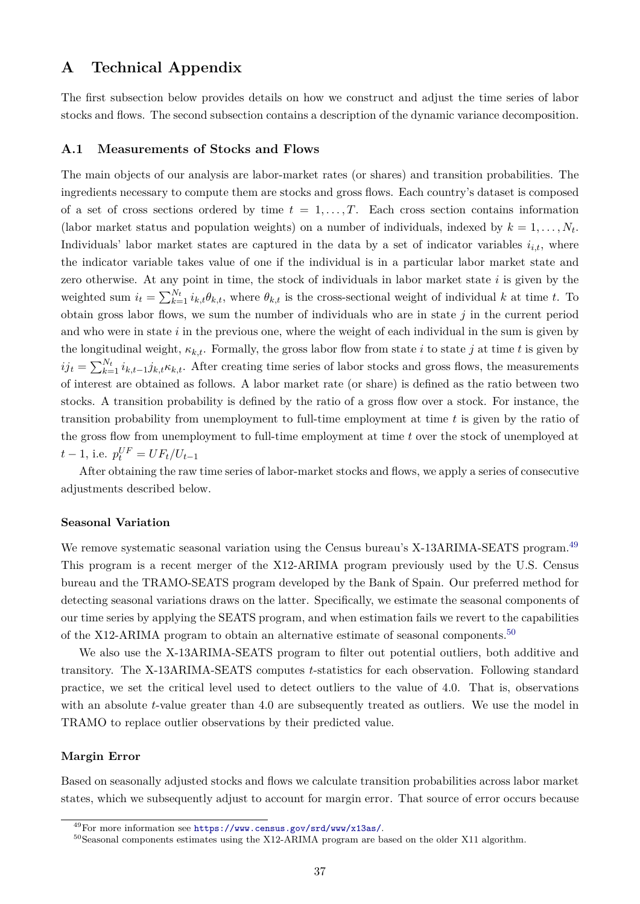# A Technical Appendix

The first subsection below provides details on how we construct and adjust the time series of labor stocks and flows. The second subsection contains a description of the dynamic variance decomposition.

## A.1 Measurements of Stocks and Flows

The main objects of our analysis are labor-market rates (or shares) and transition probabilities. The ingredients necessary to compute them are stocks and gross flows. Each country's dataset is composed of a set of cross sections ordered by time $t = 1, \ldots, T$. Each cross section contains information (labor market status and population weights) on a number of individuals, indexed by $k = 1, \ldots, N_t$. Individuals' labor market states are captured in the data by a set of indicator variables $i_{i,t}$, where the indicator variable takes value of one if the individual is in a particular labor market state and zero otherwise. At any point in time, the stock of individuals in labor market state $i$ is given by the weighted sum $i_t = \sum_{k=1}^{N_t} i_{k,t}\theta_{k,t}$, where $\theta_{k,t}$ is the cross-sectional weight of individual $k$ at time $t$. To obtain gross labor flows, we sum the number of individuals who are in state $j$ in the current period and who were in state $i$ in the previous one, where the weight of each individual in the sum is given by the longitudinal weight, $\kappa_{k,t}$. Formally, the gross labor flow from state $i$ to state $j$ at time $t$ is given by $ij_t = \sum_{k=1}^{N_t} i_{k,t-1}j_{k,t}\kappa_{k,t}$. After creating time series of labor stocks and gross flows, the measurements of interest are obtained as follows. A labor market rate (or share) is defined as the ratio between two stocks. A transition probability is defined by the ratio of a gross flow over a stock. For instance, the transition probability from unemployment to full-time employment at time $t$ is given by the ratio of the gross flow from unemployment to full-time employment at time $t$ over the stock of unemployed at $t-1$, i.e. $p_t^{UF} = UF_t/U_{t-1}$

After obtaining the raw time series of labor-market stocks and flows, we apply a series of consecutive adjustments described below.

#### Seasonal Variation

We remove systematic seasonal variation using the Census bureau's X-13ARIMA-SEATS program.[49] This program is a recent merger of the X12-ARIMA program previously used by the U.S. Census bureau and the TRAMO-SEATS program developed by the Bank of Spain. Our preferred method for detecting seasonal variations draws on the latter. Specifically, we estimate the seasonal components of our time series by applying the SEATS program, and when estimation fails we revert to the capabilities of the X12-ARIMA program to obtain an alternative estimate of seasonal components.[50]

We also use the X-13ARIMA-SEATS program to filter out potential outliers, both additive and transitory. The X-13ARIMA-SEATS computes $t$-statistics for each observation. Following standard practice, we set the critical level used to detect outliers to the value of 4.0. That is, observations with an absolute $t$-value greater than 4.0 are subsequently treated as outliers. We use the model in TRAMO to replace outlier observations by their predicted value.

#### Margin Error

Based on seasonally adjusted stocks and flows we calculate transition probabilities across labor market states, which we subsequently adjust to account for margin error. That source of error occurs because

[49] For more information see https://www.census.gov/srd/www/x13as/.

[50] Seasonal components estimates using the X12-ARIMA program are based on the older X11 algorithm.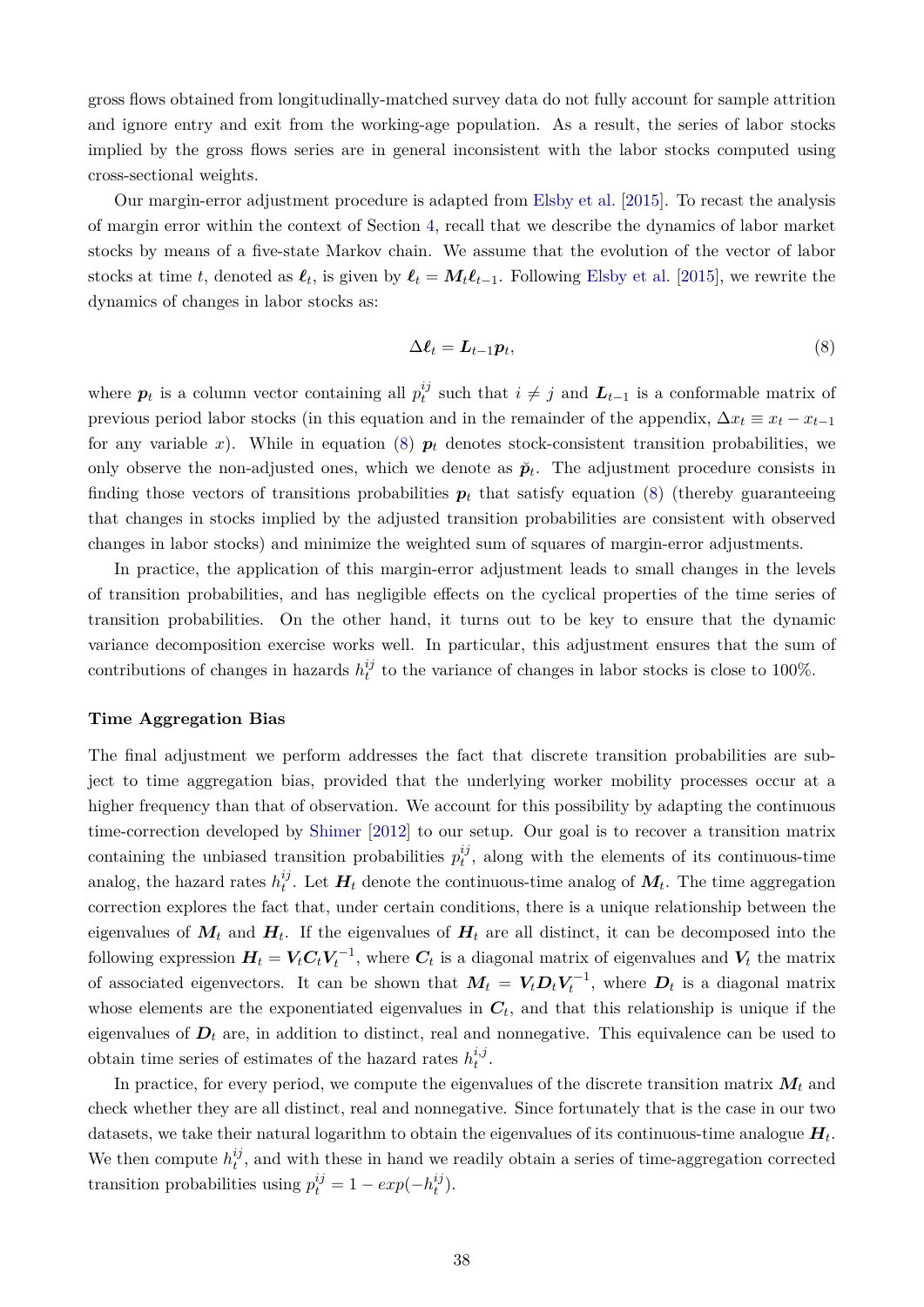gross flows obtained from longitudinally-matched survey data do not fully account for sample attrition and ignore entry and exit from the working-age population. As a result, the series of labor stocks implied by the gross flows series are in general inconsistent with the labor stocks computed using cross-sectional weights.

Our margin-error adjustment procedure is adapted from Elsby et al. [2015]. To recast the analysis of margin error within the context of Section 4, recall that we describe the dynamics of labor market stocks by means of a five-state Markov chain. We assume that the evolution of the vector of labor stocks at time $t$, denoted as $\boldsymbol{\ell}_t$, is given by $\boldsymbol{\ell}_t = \boldsymbol{M}_t \boldsymbol{\ell}_{t-1}$. Following Elsby et al. [2015], we rewrite the dynamics of changes in labor stocks as:

$$\Delta \boldsymbol{\ell}_t = \boldsymbol{L}_{t-1} \boldsymbol{p}_t, \tag{8}$$

where $\boldsymbol{p}_t$ is a column vector containing all $p_t^{ij}$ such that $i \neq j$ and $\boldsymbol{L}_{t-1}$ is a conformable matrix of previous period labor stocks (in this equation and in the remainder of the appendix, $\Delta x_t \equiv x_t - x_{t-1}$ for any variable $x$). While in equation (8) $\boldsymbol{p}_t$ denotes stock-consistent transition probabilities, we only observe the non-adjusted ones, which we denote as $\breve{\boldsymbol{p}}_t$. The adjustment procedure consists in finding those vectors of transitions probabilities $\boldsymbol{p}_t$ that satisfy equation (8) (thereby guaranteeing that changes in stocks implied by the adjusted transition probabilities are consistent with observed changes in labor stocks) and minimize the weighted sum of squares of margin-error adjustments.

In practice, the application of this margin-error adjustment leads to small changes in the levels of transition probabilities, and has negligible effects on the cyclical properties of the time series of transition probabilities. On the other hand, it turns out to be key to ensure that the dynamic variance decomposition exercise works well. In particular, this adjustment ensures that the sum of contributions of changes in hazards $h_t^{ij}$ to the variance of changes in labor stocks is close to 100%.

### Time Aggregation Bias

The final adjustment we perform addresses the fact that discrete transition probabilities are subject to time aggregation bias, provided that the underlying worker mobility processes occur at a higher frequency than that of observation. We account for this possibility by adapting the continuous time-correction developed by Shimer [2012] to our setup. Our goal is to recover a transition matrix containing the unbiased transition probabilities $p_t^{ij}$, along with the elements of its continuous-time analog, the hazard rates $h_t^{ij}$. Let $\boldsymbol{H}_t$ denote the continuous-time analog of $\boldsymbol{M}_t$. The time aggregation correction explores the fact that, under certain conditions, there is a unique relationship between the eigenvalues of $\boldsymbol{M}_t$ and $\boldsymbol{H}_t$. If the eigenvalues of $\boldsymbol{H}_t$ are all distinct, it can be decomposed into the following expression $\boldsymbol{H}_t = \boldsymbol{V}_t \boldsymbol{C}_t \boldsymbol{V}_t^{-1}$, where $\boldsymbol{C}_t$ is a diagonal matrix of eigenvalues and $\boldsymbol{V}_t$ the matrix of associated eigenvectors. It can be shown that $\boldsymbol{M}_t = \boldsymbol{V}_t \boldsymbol{D}_t \boldsymbol{V}_t^{-1}$, where $\boldsymbol{D}_t$ is a diagonal matrix whose elements are the exponentiated eigenvalues in $\boldsymbol{C}_t$, and that this relationship is unique if the eigenvalues of $\boldsymbol{D}_t$ are, in addition to distinct, real and nonnegative. This equivalence can be used to obtain time series of estimates of the hazard rates $h_t^{i,j}$.

In practice, for every period, we compute the eigenvalues of the discrete transition matrix $\boldsymbol{M}_t$ and check whether they are all distinct, real and nonnegative. Since fortunately that is the case in our two datasets, we take their natural logarithm to obtain the eigenvalues of its continuous-time analogue $\boldsymbol{H}_t$. We then compute $h_t^{ij}$, and with these in hand we readily obtain a series of time-aggregation corrected transition probabilities using $p_t^{ij} = 1 - exp(-h_t^{ij})$.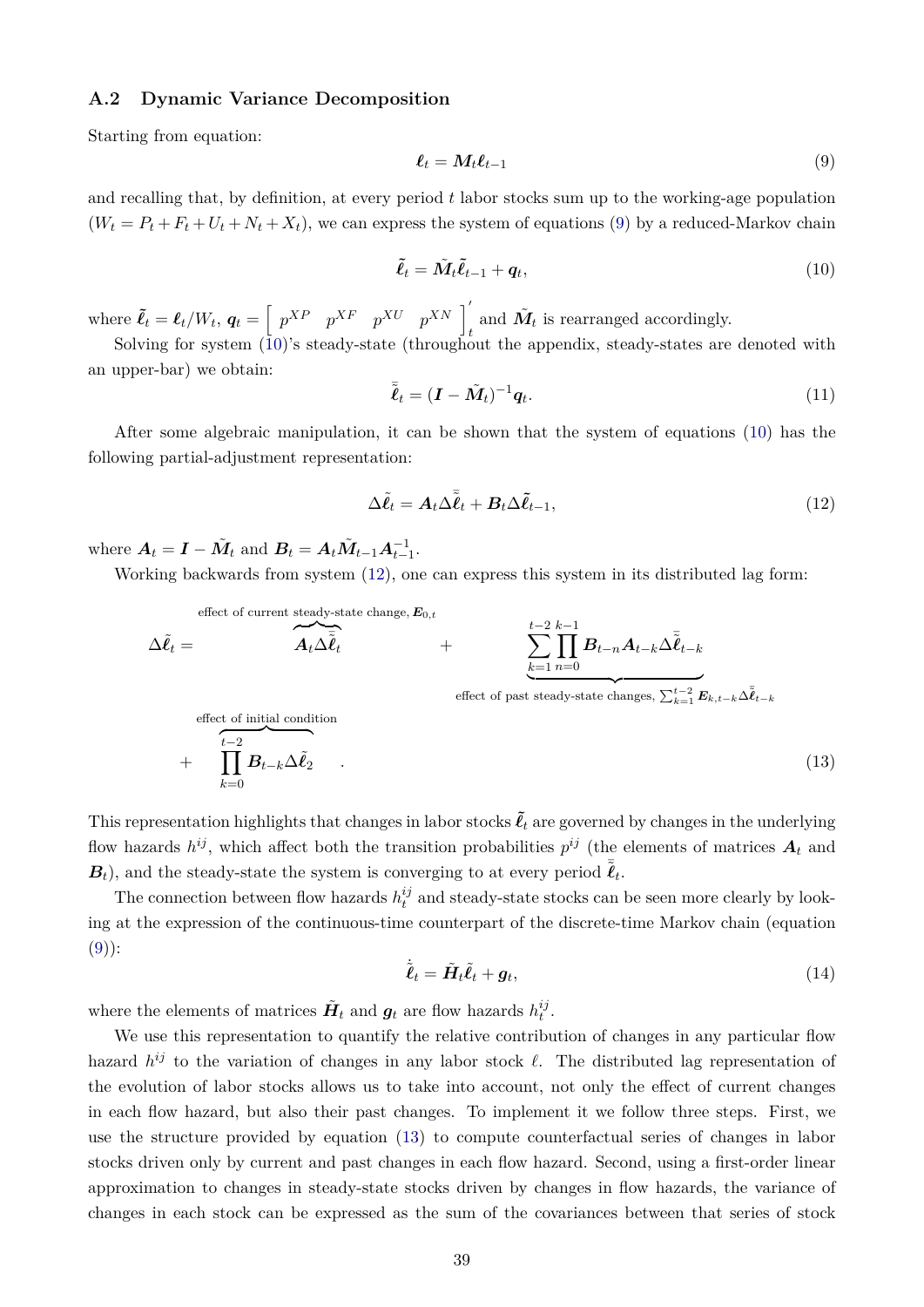### A.2 Dynamic Variance Decomposition

Starting from equation:

$$\boldsymbol{\ell}_t = \boldsymbol{M}_t \boldsymbol{\ell}_{t-1} \tag{9}$$

and recalling that, by definition, at every period $t$ labor stocks sum up to the working-age population ($W_t = P_t + F_t + U_t + N_t + X_t$), we can express the system of equations (9) by a reduced-Markov chain

$$\tilde{\boldsymbol{\ell}}_t = \tilde{\boldsymbol{M}}_t \tilde{\boldsymbol{\ell}}_{t-1} + \boldsymbol{q}_t, \tag{10}$$

where $\tilde{\boldsymbol{\ell}}_t = \boldsymbol{\ell}_t / W_t$, $\boldsymbol{q}_t = \begin{bmatrix} p^{XP} & p^{XF} & p^{XU} & p^{XN} \end{bmatrix}_t'$ and $\tilde{\boldsymbol{M}}_t$ is rearranged accordingly.

Solving for system (10)'s steady-state (throughout the appendix, steady-states are denoted with an upper-bar) we obtain:

$$\bar{\tilde{\boldsymbol{\ell}}}_t = (\boldsymbol{I} - \tilde{\boldsymbol{M}}_t)^{-1} \boldsymbol{q}_t. \tag{11}$$

After some algebraic manipulation, it can be shown that the system of equations (10) has the following partial-adjustment representation:

$$\Delta \tilde{\boldsymbol{\ell}}_t = \boldsymbol{A}_t \Delta \bar{\tilde{\boldsymbol{\ell}}}_t + \boldsymbol{B}_t \Delta \tilde{\boldsymbol{\ell}}_{t-1}, \tag{12}$$

where $\boldsymbol{A}_t = \boldsymbol{I} - \tilde{\boldsymbol{M}}_t$ and $\boldsymbol{B}_t = \boldsymbol{A}_t \tilde{\boldsymbol{M}}_{t-1} \boldsymbol{A}_{t-1}^{-1}$.

Working backwards from system (12), one can express this system in its distributed lag form:

$$\Delta \tilde{\boldsymbol{\ell}}_t = \overbrace{\boldsymbol{A}_t \Delta \bar{\tilde{\boldsymbol{\ell}}}_t}^{\text{effect of current steady-state change, } \boldsymbol{E}_{0,t}} + \underbrace{\sum_{k=1}^{t-2} \prod_{n=0}^{k-1} \boldsymbol{B}_{t-n} \boldsymbol{A}_{t-k} \Delta \bar{\tilde{\boldsymbol{\ell}}}_{t-k}}_{\text{effect of past steady-state changes, } \sum_{k=1}^{t-2} \boldsymbol{E}_{k,t-k} \Delta \bar{\tilde{\boldsymbol{\ell}}}_{t-k}} + \overbrace{\prod_{k=0}^{t-2} \boldsymbol{B}_{t-k} \Delta \tilde{\boldsymbol{\ell}}_2}^{\text{effect of initial condition}} . \tag{13}$$

This representation highlights that changes in labor stocks $\tilde{\boldsymbol{\ell}}_t$ are governed by changes in the underlying flow hazards $h^{ij}$, which affect both the transition probabilities $p^{ij}$ (the elements of matrices $\boldsymbol{A}_t$ and $\boldsymbol{B}_t$), and the steady-state the system is converging to at every period $\bar{\tilde{\boldsymbol{\ell}}}_t$.

The connection between flow hazards $h_t^{ij}$ and steady-state stocks can be seen more clearly by looking at the expression of the continuous-time counterpart of the discrete-time Markov chain (equation (9)):

$$\dot{\tilde{\boldsymbol{\ell}}}_t = \tilde{\boldsymbol{H}}_t \tilde{\boldsymbol{\ell}}_t + \boldsymbol{g}_t, \tag{14}$$

where the elements of matrices $\tilde{\boldsymbol{H}}_t$ and $\boldsymbol{g}_t$ are flow hazards $h_t^{ij}$.

We use this representation to quantify the relative contribution of changes in any particular flow hazard $h^{ij}$ to the variation of changes in any labor stock $\ell$. The distributed lag representation of the evolution of labor stocks allows us to take into account, not only the effect of current changes in each flow hazard, but also their past changes. To implement it we follow three steps. First, we use the structure provided by equation (13) to compute counterfactual series of changes in labor stocks driven only by current and past changes in each flow hazard. Second, using a first-order linear approximation to changes in steady-state stocks driven by changes in flow hazards, the variance of changes in each stock can be expressed as the sum of the covariances between that series of stock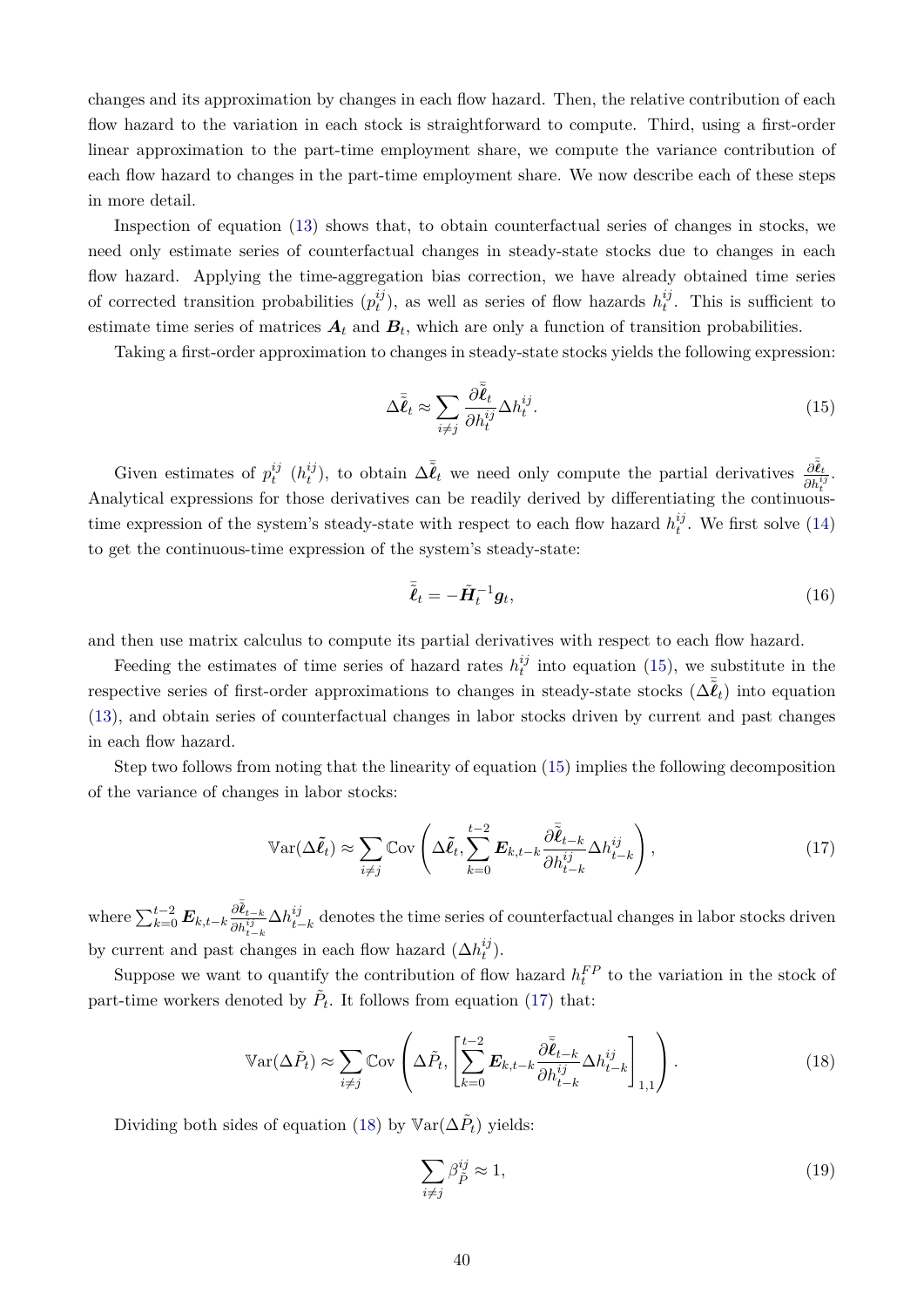changes and its approximation by changes in each flow hazard. Then, the relative contribution of each flow hazard to the variation in each stock is straightforward to compute. Third, using a first-order linear approximation to the part-time employment share, we compute the variance contribution of each flow hazard to changes in the part-time employment share. We now describe each of these steps in more detail.

Inspection of equation (13) shows that, to obtain counterfactual series of changes in stocks, we need only estimate series of counterfactual changes in steady-state stocks due to changes in each flow hazard. Applying the time-aggregation bias correction, we have already obtained time series of corrected transition probabilities ($p_t^{ij}$), as well as series of flow hazards $h_t^{ij}$. This is sufficient to estimate time series of matrices $\boldsymbol{A}_t$ and $\boldsymbol{B}_t$, which are only a function of transition probabilities.

Taking a first-order approximation to changes in steady-state stocks yields the following expression:

$$\Delta \bar{\bar{\boldsymbol{\ell}}}_t \approx \sum_{i \neq j} \frac{\partial \bar{\bar{\boldsymbol{\ell}}}_t}{\partial h_t^{ij}} \Delta h_t^{ij}. \tag{15}$$

Given estimates of $p_t^{ij}$ ($h_t^{ij}$), to obtain $\Delta \bar{\bar{\boldsymbol{\ell}}}_t$ we need only compute the partial derivatives $\frac{\partial \bar{\bar{\boldsymbol{\ell}}}_t}{\partial h_t^{ij}}$. Analytical expressions for those derivatives can be readily derived by differentiating the continuous-time expression of the system's steady-state with respect to each flow hazard $h_t^{ij}$. We first solve (14) to get the continuous-time expression of the system's steady-state:

$$\bar{\bar{\boldsymbol{\ell}}}_t = -\tilde{\boldsymbol{H}}_t^{-1} \boldsymbol{g}_t, \tag{16}$$

and then use matrix calculus to compute its partial derivatives with respect to each flow hazard.

Feeding the estimates of time series of hazard rates $h_t^{ij}$ into equation (15), we substitute in the respective series of first-order approximations to changes in steady-state stocks ($\Delta \bar{\bar{\boldsymbol{\ell}}}_t$) into equation (13), and obtain series of counterfactual changes in labor stocks driven by current and past changes in each flow hazard.

Step two follows from noting that the linearity of equation (15) implies the following decomposition of the variance of changes in labor stocks:

$$\mathbb{V}\text{ar}(\Delta \tilde{\boldsymbol{\ell}}_t) \approx \sum_{i \neq j} \mathbb{C}\text{ov}\left(\Delta \tilde{\boldsymbol{\ell}}_t, \sum_{k=0}^{t-2} \boldsymbol{E}_{k,t-k} \frac{\partial \bar{\bar{\boldsymbol{\ell}}}_{t-k}}{\partial h_{t-k}^{ij}} \Delta h_{t-k}^{ij}\right), \tag{17}$$

where $\sum_{k=0}^{t-2} \boldsymbol{E}_{k,t-k} \frac{\partial \bar{\bar{\boldsymbol{\ell}}}_{t-k}}{\partial h_{t-k}^{ij}} \Delta h_{t-k}^{ij}$ denotes the time series of counterfactual changes in labor stocks driven by current and past changes in each flow hazard ($\Delta h_t^{ij}$).

Suppose we want to quantify the contribution of flow hazard $h_t^{FP}$ to the variation in the stock of part-time workers denoted by $\tilde{P}_t$. It follows from equation (17) that:

$$\mathbb{V}\text{ar}(\Delta \tilde{P}_t) \approx \sum_{i \neq j} \mathbb{C}\text{ov}\left(\Delta \tilde{P}_t, \left[\sum_{k=0}^{t-2} \boldsymbol{E}_{k,t-k} \frac{\partial \bar{\bar{\boldsymbol{\ell}}}_{t-k}}{\partial h_{t-k}^{ij}} \Delta h_{t-k}^{ij}\right]_{1,1}\right). \tag{18}$$

Dividing both sides of equation (18) by $\mathbb{V}\text{ar}(\Delta \tilde{P}_t)$ yields:

$$\sum_{i \neq j} \beta_P^{ij} \approx 1, \tag{19}$$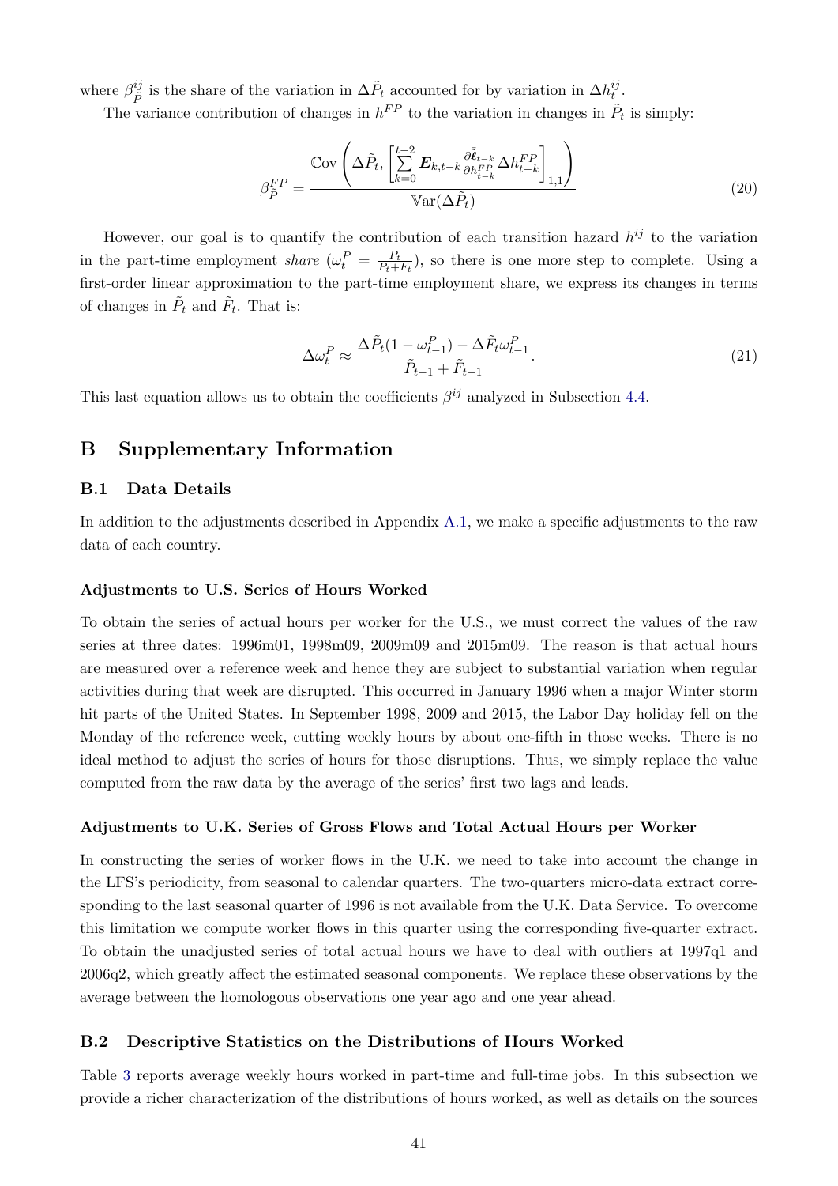where $\beta_{\tilde{P}}^{ij}$ is the share of the variation in $\Delta\tilde{P}_t$ accounted for by variation in $\Delta h_t^{ij}$.

The variance contribution of changes in $h^{FP}$ to the variation in changes in $\tilde{P}_t$ is simply:

$$\beta_{\tilde{P}}^{FP} = \frac{\mathbb{C}\text{ov}\left(\Delta\tilde{P}_t, \left[\sum_{k=0}^{t-2} \boldsymbol{E}_{k,t-k} \frac{\partial \bar{\tilde{\boldsymbol{\ell}}}_{t-k}}{\partial h_{t-k}^{FP}} \Delta h_{t-k}^{FP}\right]_{1,1}\right)}{\mathbb{V}\text{ar}(\Delta\tilde{P}_t)} \tag{20}$$

However, our goal is to quantify the contribution of each transition hazard $h^{ij}$ to the variation in the part-time employment *share* ($\omega_t^P = \frac{P_t}{P_t+F_t}$), so there is one more step to complete. Using a first-order linear approximation to the part-time employment share, we express its changes in terms of changes in $\tilde{P}_t$ and $\tilde{F}_t$. That is:

$$\Delta\omega_t^P \approx \frac{\Delta\tilde{P}_t(1-\omega_{t-1}^P) - \Delta\tilde{F}_t\omega_{t-1}^P}{\tilde{P}_{t-1}+\tilde{F}_{t-1}}. \tag{21}$$

This last equation allows us to obtain the coefficients $\beta^{ij}$ analyzed in Subsection 4.4.

## B Supplementary Information

### B.1 Data Details

In addition to the adjustments described in Appendix A.1, we make a specific adjustments to the raw data of each country.

#### Adjustments to U.S. Series of Hours Worked

To obtain the series of actual hours per worker for the U.S., we must correct the values of the raw series at three dates: 1996m01, 1998m09, 2009m09 and 2015m09. The reason is that actual hours are measured over a reference week and hence they are subject to substantial variation when regular activities during that week are disrupted. This occurred in January 1996 when a major Winter storm hit parts of the United States. In September 1998, 2009 and 2015, the Labor Day holiday fell on the Monday of the reference week, cutting weekly hours by about one-fifth in those weeks. There is no ideal method to adjust the series of hours for those disruptions. Thus, we simply replace the value computed from the raw data by the average of the series' first two lags and leads.

#### Adjustments to U.K. Series of Gross Flows and Total Actual Hours per Worker

In constructing the series of worker flows in the U.K. we need to take into account the change in the LFS's periodicity, from seasonal to calendar quarters. The two-quarters micro-data extract corresponding to the last seasonal quarter of 1996 is not available from the U.K. Data Service. To overcome this limitation we compute worker flows in this quarter using the corresponding five-quarter extract. To obtain the unadjusted series of total actual hours we have to deal with outliers at 1997q1 and 2006q2, which greatly affect the estimated seasonal components. We replace these observations by the average between the homologous observations one year ago and one year ahead.

### B.2 Descriptive Statistics on the Distributions of Hours Worked

Table 3 reports average weekly hours worked in part-time and full-time jobs. In this subsection we provide a richer characterization of the distributions of hours worked, as well as details on the sources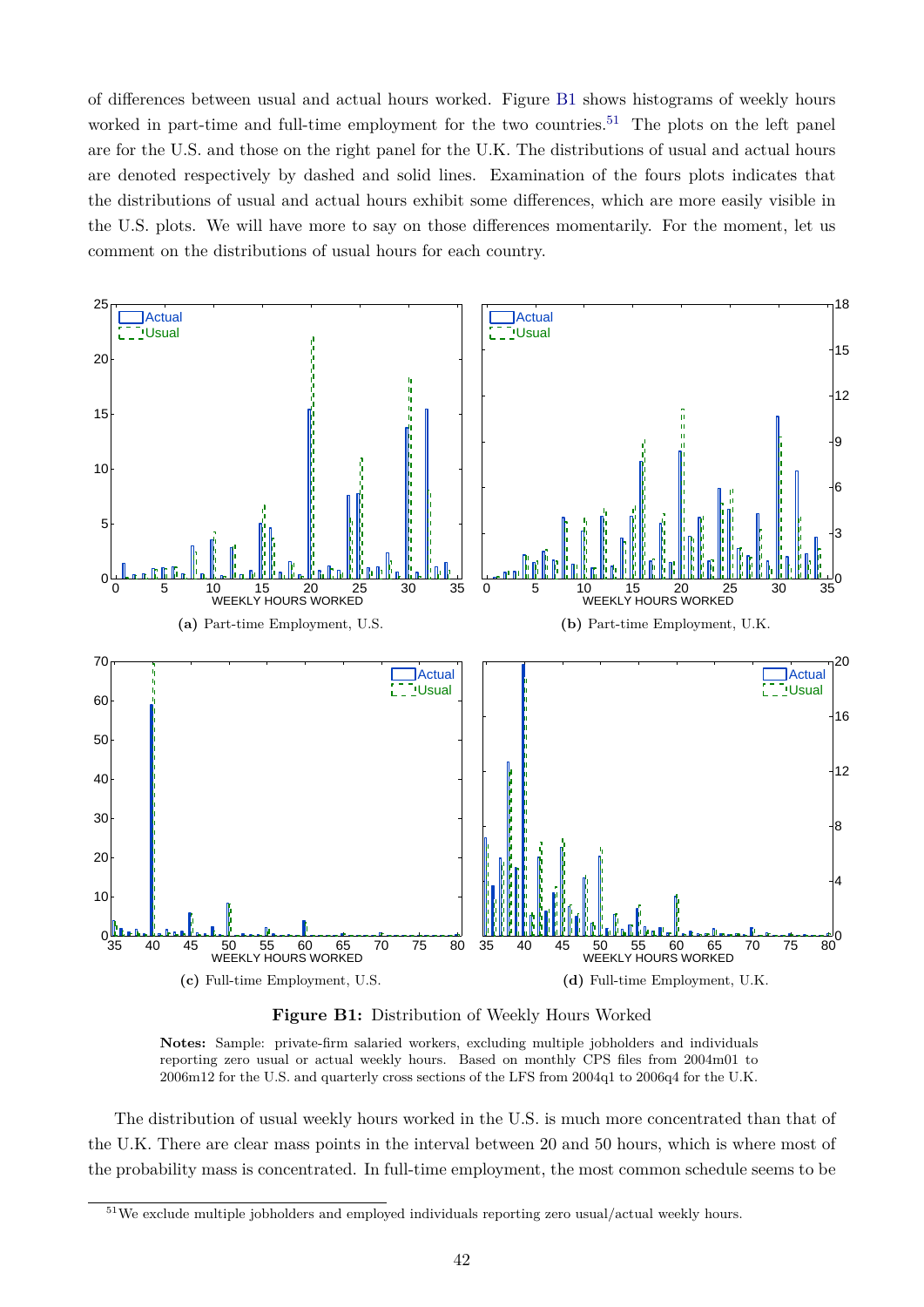of differences between usual and actual hours worked. Figure B1 shows histograms of weekly hours worked in part-time and full-time employment for the two countries.[51] The plots on the left panel are for the U.S. and those on the right panel for the U.K. The distributions of usual and actual hours are denoted respectively by dashed and solid lines. Examination of the fours plots indicates that the distributions of usual and actual hours exhibit some differences, which are more easily visible in the U.S. plots. We will have more to say on those differences momentarily. For the moment, let us comment on the distributions of usual hours for each country.

**(a)** Part-time Employment, U.S.

**(b)** Part-time Employment, U.K.

**(c)** Full-time Employment, U.S.

**(d)** Full-time Employment, U.K.

**Figure B1:** Distribution of Weekly Hours Worked

**Notes:** Sample: private-firm salaried workers, excluding multiple jobholders and individuals reporting zero usual or actual weekly hours. Based on monthly CPS files from 2004m01 to 2006m12 for the U.S. and quarterly cross sections of the LFS from 2004q1 to 2006q4 for the U.K.

The distribution of usual weekly hours worked in the U.S. is much more concentrated than that of the U.K. There are clear mass points in the interval between 20 and 50 hours, which is where most of the probability mass is concentrated. In full-time employment, the most common schedule seems to be

[51] We exclude multiple jobholders and employed individuals reporting zero usual/actual weekly hours.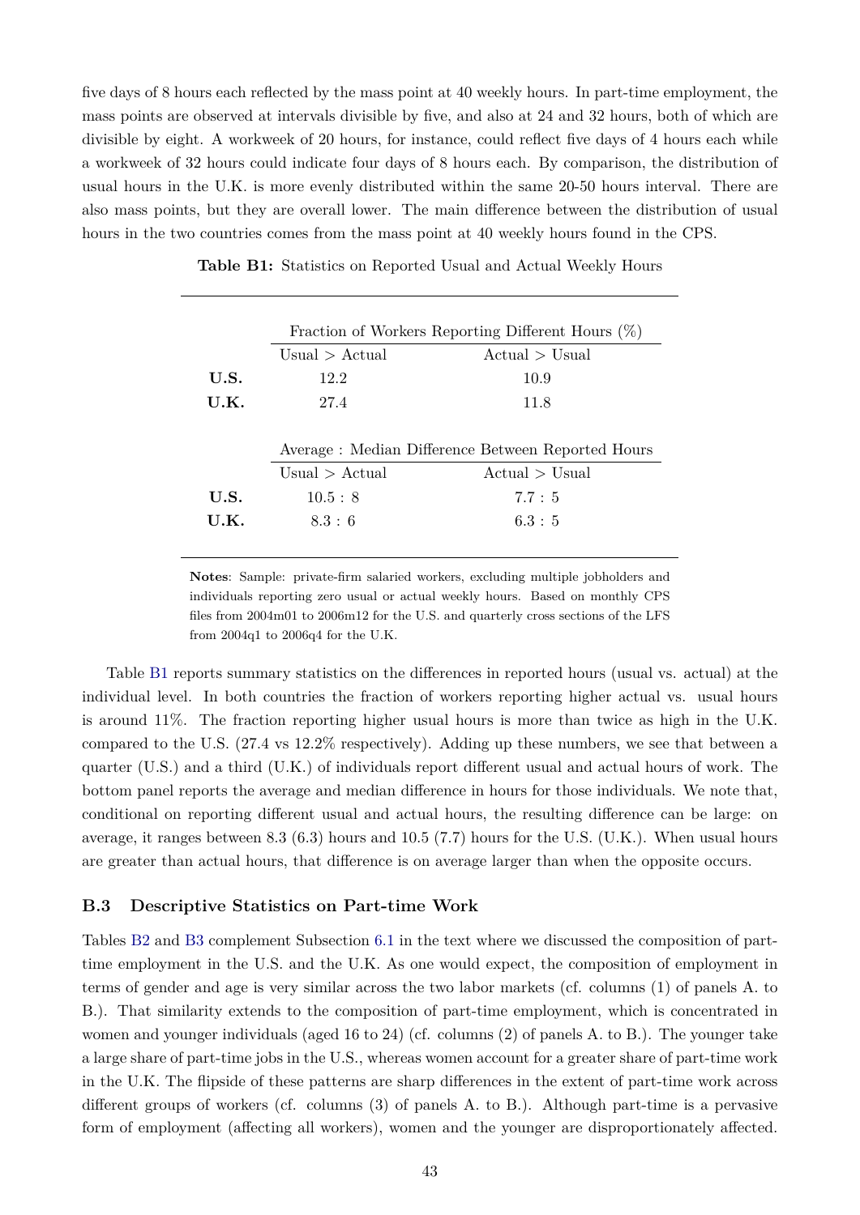five days of 8 hours each reflected by the mass point at 40 weekly hours. In part-time employment, the mass points are observed at intervals divisible by five, and also at 24 and 32 hours, both of which are divisible by eight. A workweek of 20 hours, for instance, could reflect five days of 4 hours each while a workweek of 32 hours could indicate four days of 8 hours each. By comparison, the distribution of usual hours in the U.K. is more evenly distributed within the same 20-50 hours interval. There are also mass points, but they are overall lower. The main difference between the distribution of usual hours in the two countries comes from the mass point at 40 weekly hours found in the CPS.

**Table B1:** Statistics on Reported Usual and Actual Weekly Hours

| | Fraction of Workers Reporting Different Hours (%) | |
|---|---|---|
| | Usual > Actual | Actual > Usual |
| **U.S.** | 12.2 | 10.9 |
| **U.K.** | 27.4 | 11.8 |
| | **Average : Median Difference Between Reported Hours** | |
| | Usual > Actual | Actual > Usual |
| **U.S.** | 10.5 : 8 | 7.7 : 5 |
| **U.K.** | 8.3 : 6 | 6.3 : 5 |

**Notes**: Sample: private-firm salaried workers, excluding multiple jobholders and individuals reporting zero usual or actual weekly hours. Based on monthly CPS files from 2004m01 to 2006m12 for the U.S. and quarterly cross sections of the LFS from 2004q1 to 2006q4 for the U.K.

Table B1 reports summary statistics on the differences in reported hours (usual vs. actual) at the individual level. In both countries the fraction of workers reporting higher actual vs. usual hours is around 11%. The fraction reporting higher usual hours is more than twice as high in the U.K. compared to the U.S. (27.4 vs 12.2% respectively). Adding up these numbers, we see that between a quarter (U.S.) and a third (U.K.) of individuals report different usual and actual hours of work. The bottom panel reports the average and median difference in hours for those individuals. We note that, conditional on reporting different usual and actual hours, the resulting difference can be large: on average, it ranges between 8.3 (6.3) hours and 10.5 (7.7) hours for the U.S. (U.K.). When usual hours are greater than actual hours, that difference is on average larger than when the opposite occurs.

### B.3 Descriptive Statistics on Part-time Work

Tables B2 and B3 complement Subsection 6.1 in the text where we discussed the composition of part-time employment in the U.S. and the U.K. As one would expect, the composition of employment in terms of gender and age is very similar across the two labor markets (cf. columns (1) of panels A. to B.). That similarity extends to the composition of part-time employment, which is concentrated in women and younger individuals (aged 16 to 24) (cf. columns (2) of panels A. to B.). The younger take a large share of part-time jobs in the U.S., whereas women account for a greater share of part-time work in the U.K. The flipside of these patterns are sharp differences in the extent of part-time work across different groups of workers (cf. columns (3) of panels A. to B.). Although part-time is a pervasive form of employment (affecting all workers), women and the younger are disproportionately affected.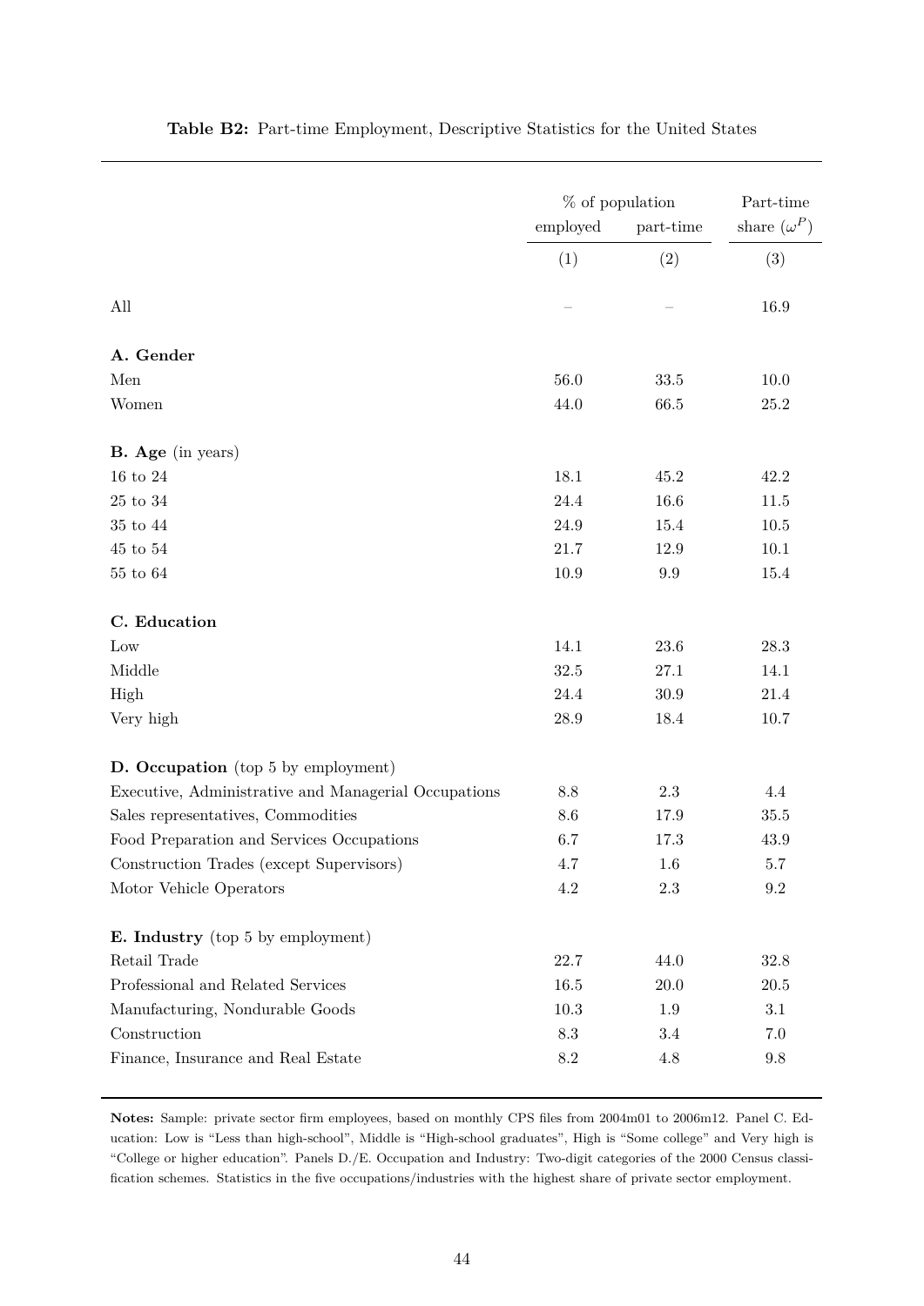**Table B2:** Part-time Employment, Descriptive Statistics for the United States

| | % of population | | Part-time |
|---|---|---|---|
| | employed | part-time | share ($\omega^P$) |
| | (1) | (2) | (3) |
| All | – | – | 16.9 |
| **A. Gender** | | | |
| Men | 56.0 | 33.5 | 10.0 |
| Women | 44.0 | 66.5 | 25.2 |
| **B. Age** (in years) | | | |
| 16 to 24 | 18.1 | 45.2 | 42.2 |
| 25 to 34 | 24.4 | 16.6 | 11.5 |
| 35 to 44 | 24.9 | 15.4 | 10.5 |
| 45 to 54 | 21.7 | 12.9 | 10.1 |
| 55 to 64 | 10.9 | 9.9 | 15.4 |
| **C. Education** | | | |
| Low | 14.1 | 23.6 | 28.3 |
| Middle | 32.5 | 27.1 | 14.1 |
| High | 24.4 | 30.9 | 21.4 |
| Very high | 28.9 | 18.4 | 10.7 |
| **D. Occupation** (top 5 by employment) | | | |
| Executive, Administrative and Managerial Occupations | 8.8 | 2.3 | 4.4 |
| Sales representatives, Commodities | 8.6 | 17.9 | 35.5 |
| Food Preparation and Services Occupations | 6.7 | 17.3 | 43.9 |
| Construction Trades (except Supervisors) | 4.7 | 1.6 | 5.7 |
| Motor Vehicle Operators | 4.2 | 2.3 | 9.2 |
| **E. Industry** (top 5 by employment) | | | |
| Retail Trade | 22.7 | 44.0 | 32.8 |
| Professional and Related Services | 16.5 | 20.0 | 20.5 |
| Manufacturing, Nondurable Goods | 10.3 | 1.9 | 3.1 |
| Construction | 8.3 | 3.4 | 7.0 |
| Finance, Insurance and Real Estate | 8.2 | 4.8 | 9.8 |

**Notes:** Sample: private sector firm employees, based on monthly CPS files from 2004m01 to 2006m12. Panel C. Education: Low is "Less than high-school", Middle is "High-school graduates", High is "Some college" and Very high is "College or higher education". Panels D./E. Occupation and Industry: Two-digit categories of the 2000 Census classification schemes. Statistics in the five occupations/industries with the highest share of private sector employment.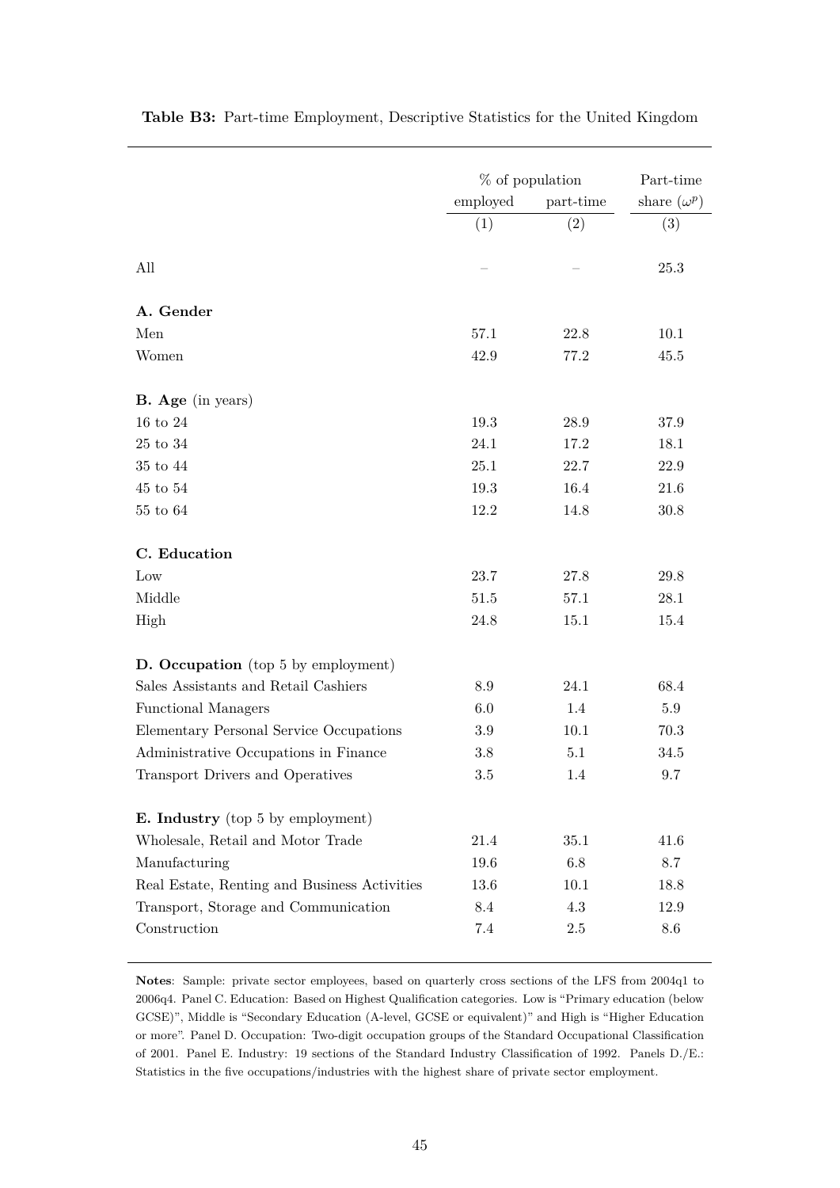**Table B3:** Part-time Employment, Descriptive Statistics for the United Kingdom

| | % of population | | Part-time |
|---|---|---|---|
| | employed | part-time | share ($\omega^p$) |
| | (1) | (2) | (3) |
| All | – | – | 25.3 |
| **A. Gender** | | | |
| Men | 57.1 | 22.8 | 10.1 |
| Women | 42.9 | 77.2 | 45.5 |
| **B. Age** (in years) | | | |
| 16 to 24 | 19.3 | 28.9 | 37.9 |
| 25 to 34 | 24.1 | 17.2 | 18.1 |
| 35 to 44 | 25.1 | 22.7 | 22.9 |
| 45 to 54 | 19.3 | 16.4 | 21.6 |
| 55 to 64 | 12.2 | 14.8 | 30.8 |
| **C. Education** | | | |
| Low | 23.7 | 27.8 | 29.8 |
| Middle | 51.5 | 57.1 | 28.1 |
| High | 24.8 | 15.1 | 15.4 |
| **D. Occupation** (top 5 by employment) | | | |
| Sales Assistants and Retail Cashiers | 8.9 | 24.1 | 68.4 |
| Functional Managers | 6.0 | 1.4 | 5.9 |
| Elementary Personal Service Occupations | 3.9 | 10.1 | 70.3 |
| Administrative Occupations in Finance | 3.8 | 5.1 | 34.5 |
| Transport Drivers and Operatives | 3.5 | 1.4 | 9.7 |
| **E. Industry** (top 5 by employment) | | | |
| Wholesale, Retail and Motor Trade | 21.4 | 35.1 | 41.6 |
| Manufacturing | 19.6 | 6.8 | 8.7 |
| Real Estate, Renting and Business Activities | 13.6 | 10.1 | 18.8 |
| Transport, Storage and Communication | 8.4 | 4.3 | 12.9 |
| Construction | 7.4 | 2.5 | 8.6 |

**Notes**: Sample: private sector employees, based on quarterly cross sections of the LFS from 2004q1 to 2006q4. Panel C. Education: Based on Highest Qualification categories. Low is "Primary education (below GCSE)", Middle is "Secondary Education (A-level, GCSE or equivalent)" and High is "Higher Education or more". Panel D. Occupation: Two-digit occupation groups of the Standard Occupational Classification of 2001. Panel E. Industry: 19 sections of the Standard Industry Classification of 1992. Panels D./E.: Statistics in the five occupations/industries with the highest share of private sector employment.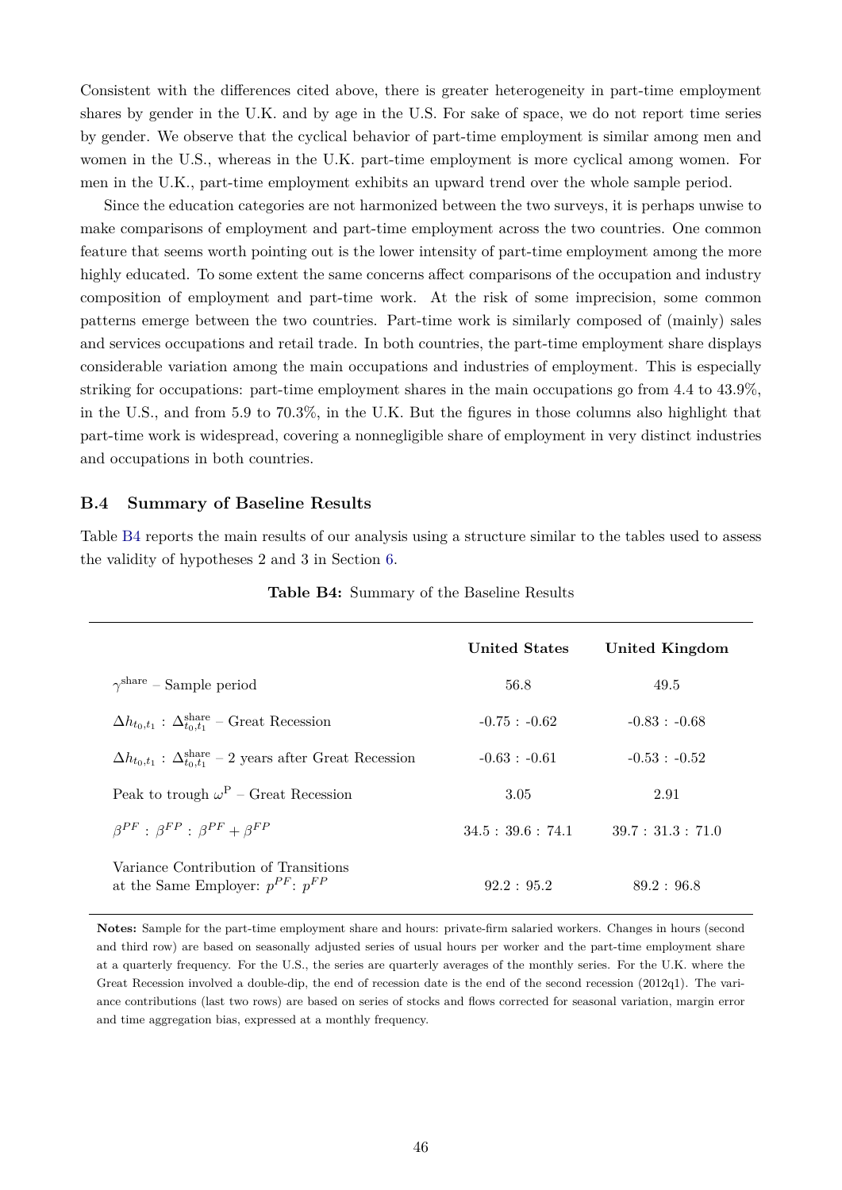Consistent with the differences cited above, there is greater heterogeneity in part-time employment shares by gender in the U.K. and by age in the U.S. For sake of space, we do not report time series by gender. We observe that the cyclical behavior of part-time employment is similar among men and women in the U.S., whereas in the U.K. part-time employment is more cyclical among women. For men in the U.K., part-time employment exhibits an upward trend over the whole sample period.

Since the education categories are not harmonized between the two surveys, it is perhaps unwise to make comparisons of employment and part-time employment across the two countries. One common feature that seems worth pointing out is the lower intensity of part-time employment among the more highly educated. To some extent the same concerns affect comparisons of the occupation and industry composition of employment and part-time work. At the risk of some imprecision, some common patterns emerge between the two countries. Part-time work is similarly composed of (mainly) sales and services occupations and retail trade. In both countries, the part-time employment share displays considerable variation among the main occupations and industries of employment. This is especially striking for occupations: part-time employment shares in the main occupations go from 4.4 to 43.9%, in the U.S., and from 5.9 to 70.3%, in the U.K. But the figures in those columns also highlight that part-time work is widespread, covering a nonnegligible share of employment in very distinct industries and occupations in both countries.

### B.4 Summary of Baseline Results

Table B4 reports the main results of our analysis using a structure similar to the tables used to assess the validity of hypotheses 2 and 3 in Section 6.

**Table B4:** Summary of the Baseline Results

| | **United States** | **United Kingdom** |
|---|---|---|
| $\gamma^{\text{share}}$ – Sample period | 56.8 | 49.5 |
| $\Delta h_{t_0,t_1}$ : $\Delta^{\text{share}}_{t_0,t_1}$ – Great Recession | -0.75 : -0.62 | -0.83 : -0.68 |
| $\Delta h_{t_0,t_1}$ : $\Delta^{\text{share}}_{t_0,t_1}$ – 2 years after Great Recession | -0.63 : -0.61 | -0.53 : -0.52 |
| Peak to trough $\omega^{\text{P}}$ – Great Recession | 3.05 | 2.91 |
| $\beta^{PF}$ : $\beta^{FP}$ : $\beta^{PF} + \beta^{FP}$ | 34.5 : 39.6 : 74.1 | 39.7 : 31.3 : 71.0 |
| Variance Contribution of Transitions at the Same Employer: $p^{PF}$: $p^{FP}$ | 92.2 : 95.2 | 89.2 : 96.8 |

**Notes:** Sample for the part-time employment share and hours: private-firm salaried workers. Changes in hours (second and third row) are based on seasonally adjusted series of usual hours per worker and the part-time employment share at a quarterly frequency. For the U.S., the series are quarterly averages of the monthly series. For the U.K. where the Great Recession involved a double-dip, the end of recession date is the end of the second recession (2012q1). The variance contributions (last two rows) are based on series of stocks and flows corrected for seasonal variation, margin error and time aggregation bias, expressed at a monthly frequency.